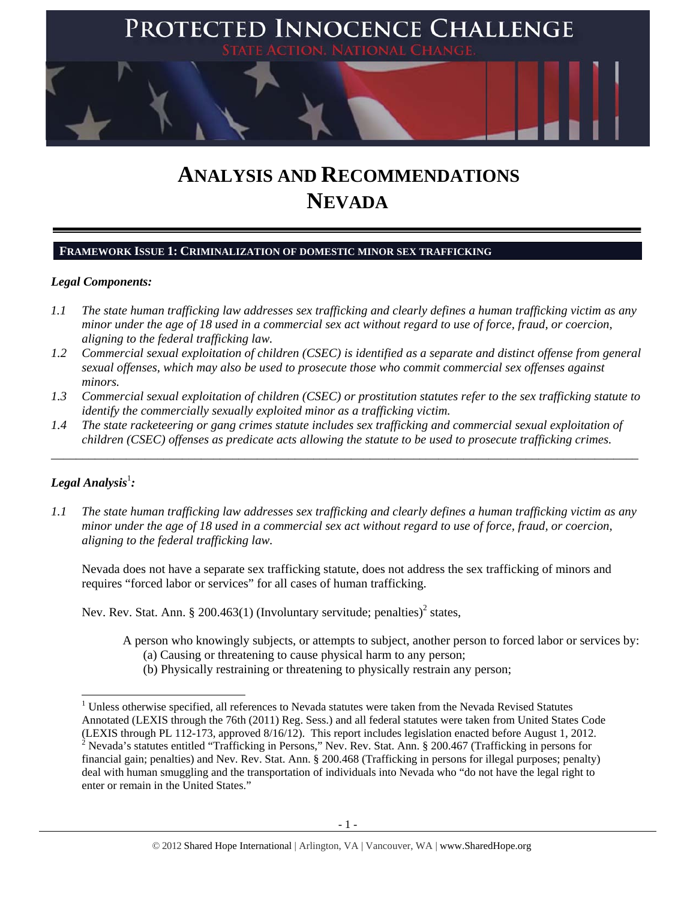# PROTECTED INNOCENCE CHALLENGE

STATE ACTION. NATIONAL CHANGE.

# ANALYSIS AND RECOMMENDATIONS NEVADA

## FRAMEWORK ISSUE 1: CRIMINALIZATION OF DOMESTIC MINOR SEX TRAFFICKING

***Legal Components:***

*1.1 The state human trafficking law addresses sex trafficking and clearly defines a human trafficking victim as any minor under the age of 18 used in a commercial sex act without regard to use of force, fraud, or coercion, aligning to the federal trafficking law.*

*1.2 Commercial sexual exploitation of children (CSEC) is identified as a separate and distinct offense from general sexual offenses, which may also be used to prosecute those who commit commercial sex offenses against minors.*

*1.3 Commercial sexual exploitation of children (CSEC) or prostitution statutes refer to the sex trafficking statute to identify the commercially sexually exploited minor as a trafficking victim.*

*1.4 The state racketeering or gang crimes statute includes sex trafficking and commercial sexual exploitation of children (CSEC) offenses as predicate acts allowing the statute to be used to prosecute trafficking crimes.*

---

***Legal Analysis***[1]***:***

*1.1 The state human trafficking law addresses sex trafficking and clearly defines a human trafficking victim as any minor under the age of 18 used in a commercial sex act without regard to use of force, fraud, or coercion, aligning to the federal trafficking law.*

Nevada does not have a separate sex trafficking statute, does not address the sex trafficking of minors and requires "forced labor or services" for all cases of human trafficking.

Nev. Rev. Stat. Ann. § 200.463(1) (Involuntary servitude; penalties)[2] states,

> A person who knowingly subjects, or attempts to subject, another person to forced labor or services by:
> (a) Causing or threatening to cause physical harm to any person;
> (b) Physically restraining or threatening to physically restrain any person;

---

[1] Unless otherwise specified, all references to Nevada statutes were taken from the Nevada Revised Statutes Annotated (LEXIS through the 76th (2011) Reg. Sess.) and all federal statutes were taken from United States Code (LEXIS through PL 112-173, approved 8/16/12). This report includes legislation enacted before August 1, 2012.

[2] Nevada's statutes entitled "Trafficking in Persons," Nev. Rev. Stat. Ann. § 200.467 (Trafficking in persons for financial gain; penalties) and Nev. Rev. Stat. Ann. § 200.468 (Trafficking in persons for illegal purposes; penalty) deal with human smuggling and the transportation of individuals into Nevada who "do not have the legal right to enter or remain in the United States."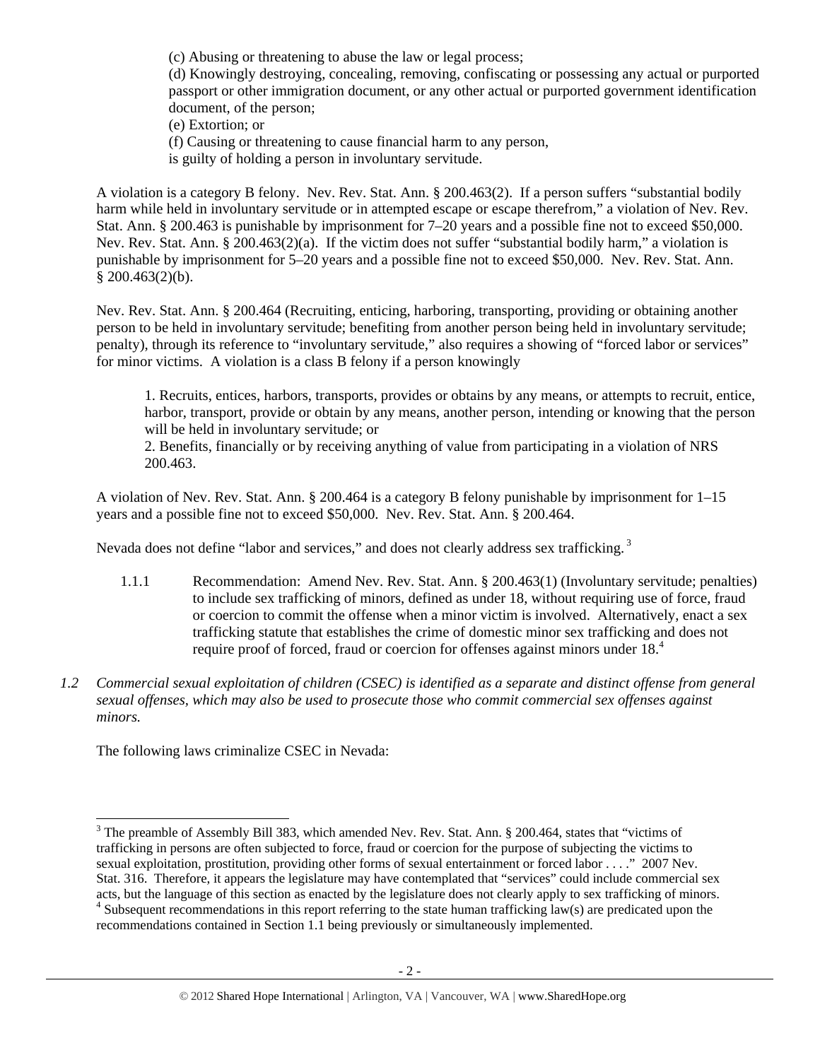(c) Abusing or threatening to abuse the law or legal process;
(d) Knowingly destroying, concealing, removing, confiscating or possessing any actual or purported passport or other immigration document, or any other actual or purported government identification document, of the person;
(e) Extortion; or
(f) Causing or threatening to cause financial harm to any person,
is guilty of holding a person in involuntary servitude.

A violation is a category B felony. Nev. Rev. Stat. Ann. § 200.463(2). If a person suffers "substantial bodily harm while held in involuntary servitude or in attempted escape or escape therefrom," a violation of Nev. Rev. Stat. Ann. § 200.463 is punishable by imprisonment for 7–20 years and a possible fine not to exceed $50,000. Nev. Rev. Stat. Ann. § 200.463(2)(a). If the victim does not suffer "substantial bodily harm," a violation is punishable by imprisonment for 5–20 years and a possible fine not to exceed $50,000. Nev. Rev. Stat. Ann. § 200.463(2)(b).

Nev. Rev. Stat. Ann. § 200.464 (Recruiting, enticing, harboring, transporting, providing or obtaining another person to be held in involuntary servitude; benefiting from another person being held in involuntary servitude; penalty), through its reference to "involuntary servitude," also requires a showing of "forced labor or services" for minor victims. A violation is a class B felony if a person knowingly

1. Recruits, entices, harbors, transports, provides or obtains by any means, or attempts to recruit, entice, harbor, transport, provide or obtain by any means, another person, intending or knowing that the person will be held in involuntary servitude; or
2. Benefits, financially or by receiving anything of value from participating in a violation of NRS 200.463.

A violation of Nev. Rev. Stat. Ann. § 200.464 is a category B felony punishable by imprisonment for 1–15 years and a possible fine not to exceed $50,000. Nev. Rev. Stat. Ann. § 200.464.

Nevada does not define "labor and services," and does not clearly address sex trafficking.[3]

1.1.1 Recommendation: Amend Nev. Rev. Stat. Ann. § 200.463(1) (Involuntary servitude; penalties) to include sex trafficking of minors, defined as under 18, without requiring use of force, fraud or coercion to commit the offense when a minor victim is involved. Alternatively, enact a sex trafficking statute that establishes the crime of domestic minor sex trafficking and does not require proof of forced, fraud or coercion for offenses against minors under 18.[4]

*1.2 Commercial sexual exploitation of children (CSEC) is identified as a separate and distinct offense from general sexual offenses, which may also be used to prosecute those who commit commercial sex offenses against minors.*

The following laws criminalize CSEC in Nevada:

---

[3] The preamble of Assembly Bill 383, which amended Nev. Rev. Stat. Ann. § 200.464, states that "victims of trafficking in persons are often subjected to force, fraud or coercion for the purpose of subjecting the victims to sexual exploitation, prostitution, providing other forms of sexual entertainment or forced labor . . . ." 2007 Nev. Stat. 316. Therefore, it appears the legislature may have contemplated that "services" could include commercial sex acts, but the language of this section as enacted by the legislature does not clearly apply to sex trafficking of minors.

[4] Subsequent recommendations in this report referring to the state human trafficking law(s) are predicated upon the recommendations contained in Section 1.1 being previously or simultaneously implemented.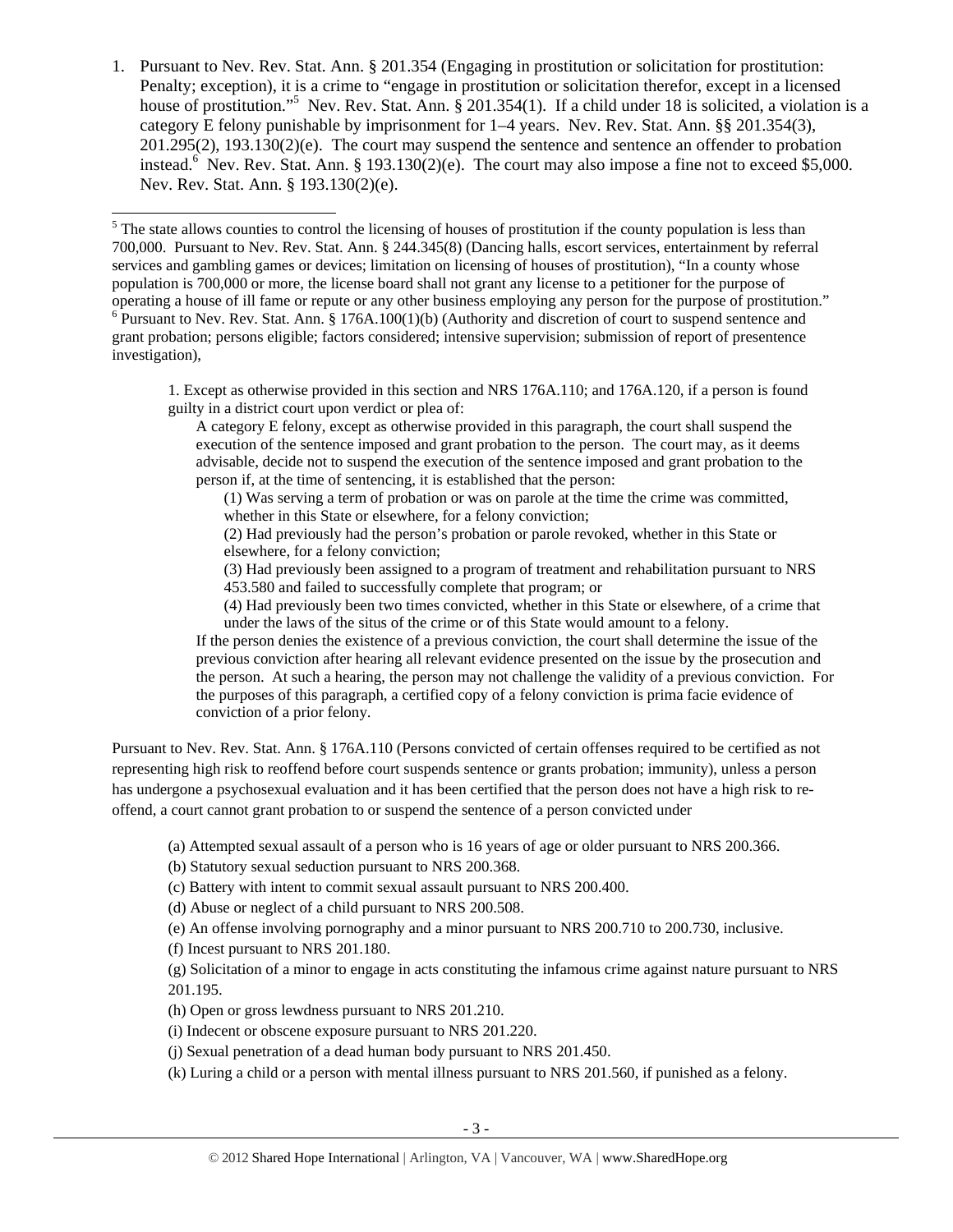1. Pursuant to Nev. Rev. Stat. Ann. § 201.354 (Engaging in prostitution or solicitation for prostitution: Penalty; exception), it is a crime to "engage in prostitution or solicitation therefor, except in a licensed house of prostitution."[5] Nev. Rev. Stat. Ann. § 201.354(1). If a child under 18 is solicited, a violation is a category E felony punishable by imprisonment for 1–4 years. Nev. Rev. Stat. Ann. §§ 201.354(3), 201.295(2), 193.130(2)(e). The court may suspend the sentence and sentence an offender to probation instead.[6] Nev. Rev. Stat. Ann. § 193.130(2)(e). The court may also impose a fine not to exceed $5,000. Nev. Rev. Stat. Ann. § 193.130(2)(e).

---

[5] The state allows counties to control the licensing of houses of prostitution if the county population is less than 700,000. Pursuant to Nev. Rev. Stat. Ann. § 244.345(8) (Dancing halls, escort services, entertainment by referral services and gambling games or devices; limitation on licensing of houses of prostitution), "In a county whose population is 700,000 or more, the license board shall not grant any license to a petitioner for the purpose of operating a house of ill fame or repute or any other business employing any person for the purpose of prostitution."

[6] Pursuant to Nev. Rev. Stat. Ann. § 176A.100(1)(b) (Authority and discretion of court to suspend sentence and grant probation; persons eligible; factors considered; intensive supervision; submission of report of presentence investigation),

> 1. Except as otherwise provided in this section and NRS 176A.110; and 176A.120, if a person is found guilty in a district court upon verdict or plea of:
>
> A category E felony, except as otherwise provided in this paragraph, the court shall suspend the execution of the sentence imposed and grant probation to the person. The court may, as it deems advisable, decide not to suspend the execution of the sentence imposed and grant probation to the person if, at the time of sentencing, it is established that the person:
>
> (1) Was serving a term of probation or was on parole at the time the crime was committed, whether in this State or elsewhere, for a felony conviction;
>
> (2) Had previously had the person's probation or parole revoked, whether in this State or elsewhere, for a felony conviction;
>
> (3) Had previously been assigned to a program of treatment and rehabilitation pursuant to NRS 453.580 and failed to successfully complete that program; or
>
> (4) Had previously been two times convicted, whether in this State or elsewhere, of a crime that under the laws of the situs of the crime or of this State would amount to a felony.
>
> If the person denies the existence of a previous conviction, the court shall determine the issue of the previous conviction after hearing all relevant evidence presented on the issue by the prosecution and the person. At such a hearing, the person may not challenge the validity of a previous conviction. For the purposes of this paragraph, a certified copy of a felony conviction is prima facie evidence of conviction of a prior felony.

Pursuant to Nev. Rev. Stat. Ann. § 176A.110 (Persons convicted of certain offenses required to be certified as not representing high risk to reoffend before court suspends sentence or grants probation; immunity), unless a person has undergone a psychosexual evaluation and it has been certified that the person does not have a high risk to re-offend, a court cannot grant probation to or suspend the sentence of a person convicted under

> (a) Attempted sexual assault of a person who is 16 years of age or older pursuant to NRS 200.366.
>
> (b) Statutory sexual seduction pursuant to NRS 200.368.
>
> (c) Battery with intent to commit sexual assault pursuant to NRS 200.400.
>
> (d) Abuse or neglect of a child pursuant to NRS 200.508.
>
> (e) An offense involving pornography and a minor pursuant to NRS 200.710 to 200.730, inclusive.
>
> (f) Incest pursuant to NRS 201.180.
>
> (g) Solicitation of a minor to engage in acts constituting the infamous crime against nature pursuant to NRS 201.195.
>
> (h) Open or gross lewdness pursuant to NRS 201.210.
>
> (i) Indecent or obscene exposure pursuant to NRS 201.220.
>
> (j) Sexual penetration of a dead human body pursuant to NRS 201.450.
>
> (k) Luring a child or a person with mental illness pursuant to NRS 201.560, if punished as a felony.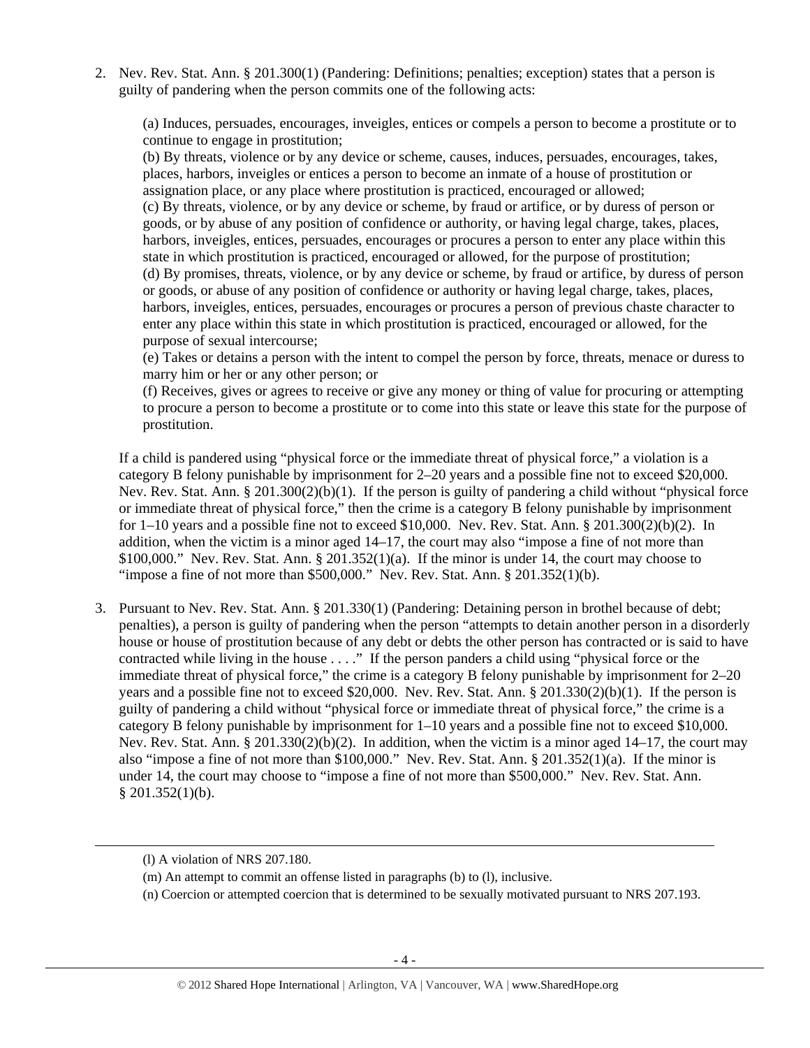2. Nev. Rev. Stat. Ann. § 201.300(1) (Pandering: Definitions; penalties; exception) states that a person is guilty of pandering when the person commits one of the following acts:

   (a) Induces, persuades, encourages, inveigles, entices or compels a person to become a prostitute or to continue to engage in prostitution;
   (b) By threats, violence or by any device or scheme, causes, induces, persuades, encourages, takes, places, harbors, inveigles or entices a person to become an inmate of a house of prostitution or assignation place, or any place where prostitution is practiced, encouraged or allowed;
   (c) By threats, violence, or by any device or scheme, by fraud or artifice, or by duress of person or goods, or by abuse of any position of confidence or authority, or having legal charge, takes, places, harbors, inveigles, entices, persuades, encourages or procures a person to enter any place within this state in which prostitution is practiced, encouraged or allowed, for the purpose of prostitution;
   (d) By promises, threats, violence, or by any device or scheme, by fraud or artifice, by duress of person or goods, or abuse of any position of confidence or authority or having legal charge, takes, places, harbors, inveigles, entices, persuades, encourages or procures a person of previous chaste character to enter any place within this state in which prostitution is practiced, encouraged or allowed, for the purpose of sexual intercourse;
   (e) Takes or detains a person with the intent to compel the person by force, threats, menace or duress to marry him or her or any other person; or
   (f) Receives, gives or agrees to receive or give any money or thing of value for procuring or attempting to procure a person to become a prostitute or to come into this state or leave this state for the purpose of prostitution.

   If a child is pandered using "physical force or the immediate threat of physical force," a violation is a category B felony punishable by imprisonment for 2–20 years and a possible fine not to exceed $20,000. Nev. Rev. Stat. Ann. § 201.300(2)(b)(1). If the person is guilty of pandering a child without "physical force or immediate threat of physical force," then the crime is a category B felony punishable by imprisonment for 1–10 years and a possible fine not to exceed $10,000. Nev. Rev. Stat. Ann. § 201.300(2)(b)(2). In addition, when the victim is a minor aged 14–17, the court may also "impose a fine of not more than $100,000." Nev. Rev. Stat. Ann. § 201.352(1)(a). If the minor is under 14, the court may choose to "impose a fine of not more than $500,000." Nev. Rev. Stat. Ann. § 201.352(1)(b).

3. Pursuant to Nev. Rev. Stat. Ann. § 201.330(1) (Pandering: Detaining person in brothel because of debt; penalties), a person is guilty of pandering when the person "attempts to detain another person in a disorderly house or house of prostitution because of any debt or debts the other person has contracted or is said to have contracted while living in the house . . . ." If the person panders a child using "physical force or the immediate threat of physical force," the crime is a category B felony punishable by imprisonment for 2–20 years and a possible fine not to exceed $20,000. Nev. Rev. Stat. Ann. § 201.330(2)(b)(1). If the person is guilty of pandering a child without "physical force or immediate threat of physical force," the crime is a category B felony punishable by imprisonment for 1–10 years and a possible fine not to exceed $10,000. Nev. Rev. Stat. Ann. § 201.330(2)(b)(2). In addition, when the victim is a minor aged 14–17, the court may also "impose a fine of not more than $100,000." Nev. Rev. Stat. Ann. § 201.352(1)(a). If the minor is under 14, the court may choose to "impose a fine of not more than $500,000." Nev. Rev. Stat. Ann. § 201.352(1)(b).

---

(l) A violation of NRS 207.180.
(m) An attempt to commit an offense listed in paragraphs (b) to (l), inclusive.
(n) Coercion or attempted coercion that is determined to be sexually motivated pursuant to NRS 207.193.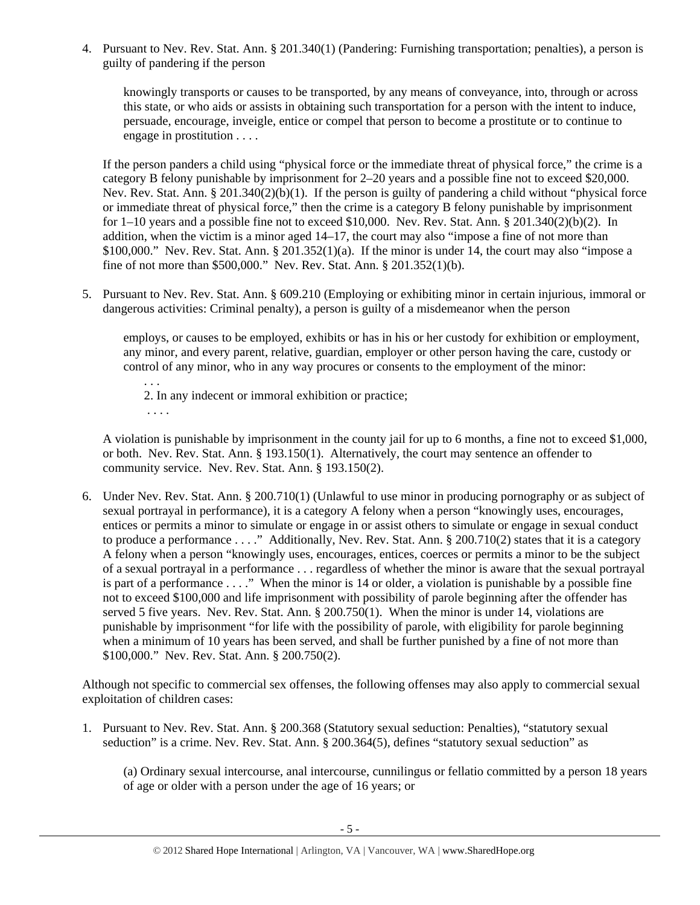4. Pursuant to Nev. Rev. Stat. Ann. § 201.340(1) (Pandering: Furnishing transportation; penalties), a person is guilty of pandering if the person

   > knowingly transports or causes to be transported, by any means of conveyance, into, through or across this state, or who aids or assists in obtaining such transportation for a person with the intent to induce, persuade, encourage, inveigle, entice or compel that person to become a prostitute or to continue to engage in prostitution . . . .

   If the person panders a child using "physical force or the immediate threat of physical force," the crime is a category B felony punishable by imprisonment for 2–20 years and a possible fine not to exceed $20,000. Nev. Rev. Stat. Ann. § 201.340(2)(b)(1). If the person is guilty of pandering a child without "physical force or immediate threat of physical force," then the crime is a category B felony punishable by imprisonment for 1–10 years and a possible fine not to exceed $10,000. Nev. Rev. Stat. Ann. § 201.340(2)(b)(2). In addition, when the victim is a minor aged 14–17, the court may also "impose a fine of not more than $100,000." Nev. Rev. Stat. Ann. § 201.352(1)(a). If the minor is under 14, the court may also "impose a fine of not more than $500,000." Nev. Rev. Stat. Ann. § 201.352(1)(b).

5. Pursuant to Nev. Rev. Stat. Ann. § 609.210 (Employing or exhibiting minor in certain injurious, immoral or dangerous activities: Criminal penalty), a person is guilty of a misdemeanor when the person

   > employs, or causes to be employed, exhibits or has in his or her custody for exhibition or employment, any minor, and every parent, relative, guardian, employer or other person having the care, custody or control of any minor, who in any way procures or consents to the employment of the minor:
   >
   > . . .
   >
   > 2. In any indecent or immoral exhibition or practice;
   >
   > . . . .

   A violation is punishable by imprisonment in the county jail for up to 6 months, a fine not to exceed $1,000, or both. Nev. Rev. Stat. Ann. § 193.150(1). Alternatively, the court may sentence an offender to community service. Nev. Rev. Stat. Ann. § 193.150(2).

6. Under Nev. Rev. Stat. Ann. § 200.710(1) (Unlawful to use minor in producing pornography or as subject of sexual portrayal in performance), it is a category A felony when a person "knowingly uses, encourages, entices or permits a minor to simulate or engage in or assist others to simulate or engage in sexual conduct to produce a performance . . . ." Additionally, Nev. Rev. Stat. Ann. § 200.710(2) states that it is a category A felony when a person "knowingly uses, encourages, entices, coerces or permits a minor to be the subject of a sexual portrayal in a performance . . . regardless of whether the minor is aware that the sexual portrayal is part of a performance . . . ." When the minor is 14 or older, a violation is punishable by a possible fine not to exceed $100,000 and life imprisonment with possibility of parole beginning after the offender has served 5 five years. Nev. Rev. Stat. Ann. § 200.750(1). When the minor is under 14, violations are punishable by imprisonment "for life with the possibility of parole, with eligibility for parole beginning when a minimum of 10 years has been served, and shall be further punished by a fine of not more than $100,000." Nev. Rev. Stat. Ann. § 200.750(2).

Although not specific to commercial sex offenses, the following offenses may also apply to commercial sexual exploitation of children cases:

1. Pursuant to Nev. Rev. Stat. Ann. § 200.368 (Statutory sexual seduction: Penalties), "statutory sexual seduction" is a crime. Nev. Rev. Stat. Ann. § 200.364(5), defines "statutory sexual seduction" as

   > (a) Ordinary sexual intercourse, anal intercourse, cunnilingus or fellatio committed by a person 18 years of age or older with a person under the age of 16 years; or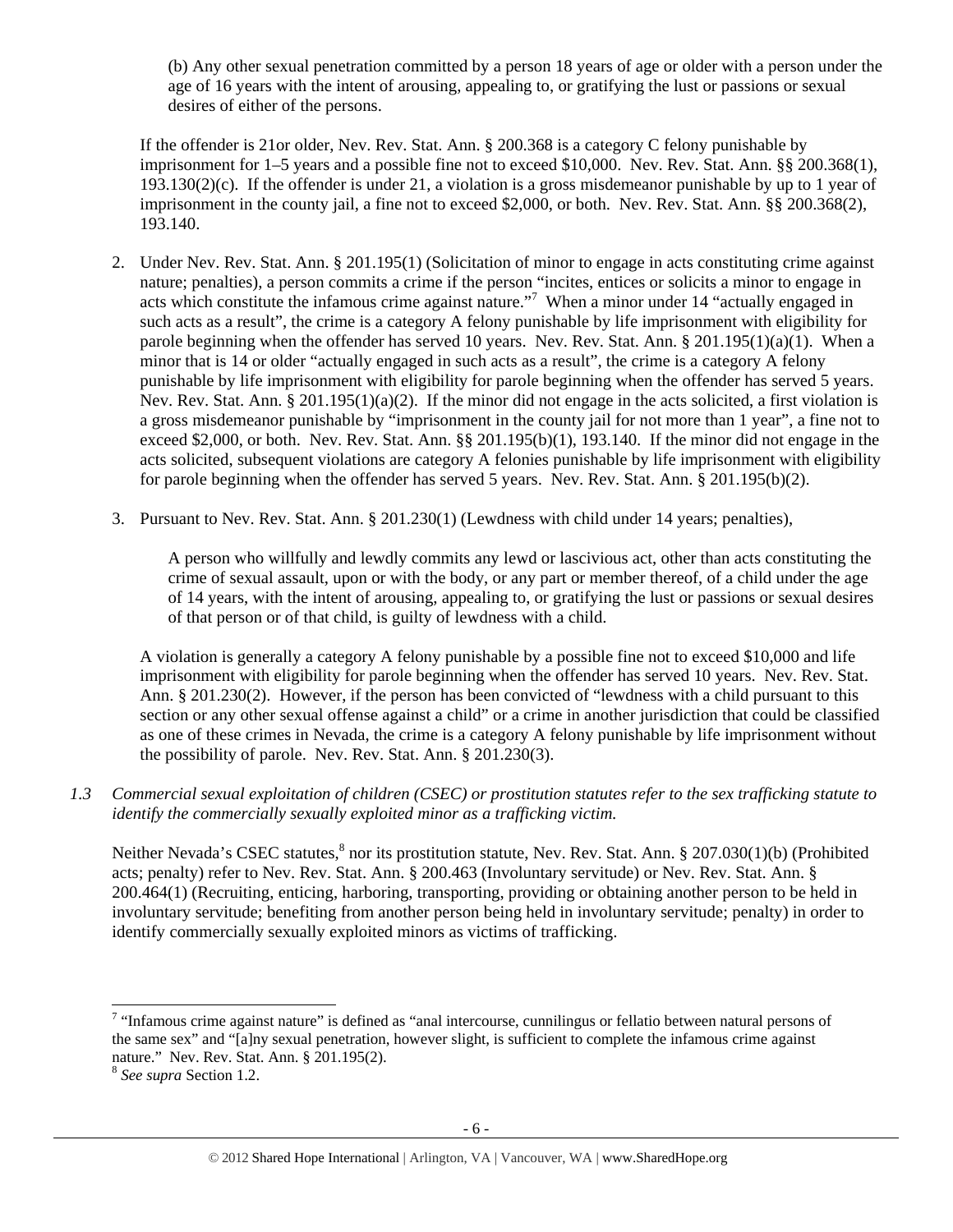(b) Any other sexual penetration committed by a person 18 years of age or older with a person under the age of 16 years with the intent of arousing, appealing to, or gratifying the lust or passions or sexual desires of either of the persons.

If the offender is 21or older, Nev. Rev. Stat. Ann. § 200.368 is a category C felony punishable by imprisonment for 1–5 years and a possible fine not to exceed $10,000. Nev. Rev. Stat. Ann. §§ 200.368(1), 193.130(2)(c). If the offender is under 21, a violation is a gross misdemeanor punishable by up to 1 year of imprisonment in the county jail, a fine not to exceed $2,000, or both. Nev. Rev. Stat. Ann. §§ 200.368(2), 193.140.

2. Under Nev. Rev. Stat. Ann. § 201.195(1) (Solicitation of minor to engage in acts constituting crime against nature; penalties), a person commits a crime if the person "incites, entices or solicits a minor to engage in acts which constitute the infamous crime against nature."[7] When a minor under 14 "actually engaged in such acts as a result", the crime is a category A felony punishable by life imprisonment with eligibility for parole beginning when the offender has served 10 years. Nev. Rev. Stat. Ann. § 201.195(1)(a)(1). When a minor that is 14 or older "actually engaged in such acts as a result", the crime is a category A felony punishable by life imprisonment with eligibility for parole beginning when the offender has served 5 years. Nev. Rev. Stat. Ann. § 201.195(1)(a)(2). If the minor did not engage in the acts solicited, a first violation is a gross misdemeanor punishable by "imprisonment in the county jail for not more than 1 year", a fine not to exceed $2,000, or both. Nev. Rev. Stat. Ann. §§ 201.195(b)(1), 193.140. If the minor did not engage in the acts solicited, subsequent violations are category A felonies punishable by life imprisonment with eligibility for parole beginning when the offender has served 5 years. Nev. Rev. Stat. Ann. § 201.195(b)(2).

3. Pursuant to Nev. Rev. Stat. Ann. § 201.230(1) (Lewdness with child under 14 years; penalties),

   A person who willfully and lewdly commits any lewd or lascivious act, other than acts constituting the crime of sexual assault, upon or with the body, or any part or member thereof, of a child under the age of 14 years, with the intent of arousing, appealing to, or gratifying the lust or passions or sexual desires of that person or of that child, is guilty of lewdness with a child.

   A violation is generally a category A felony punishable by a possible fine not to exceed $10,000 and life imprisonment with eligibility for parole beginning when the offender has served 10 years. Nev. Rev. Stat. Ann. § 201.230(2). However, if the person has been convicted of "lewdness with a child pursuant to this section or any other sexual offense against a child" or a crime in another jurisdiction that could be classified as one of these crimes in Nevada, the crime is a category A felony punishable by life imprisonment without the possibility of parole. Nev. Rev. Stat. Ann. § 201.230(3).

*1.3 Commercial sexual exploitation of children (CSEC) or prostitution statutes refer to the sex trafficking statute to identify the commercially sexually exploited minor as a trafficking victim.*

Neither Nevada's CSEC statutes,[8] nor its prostitution statute, Nev. Rev. Stat. Ann. § 207.030(1)(b) (Prohibited acts; penalty) refer to Nev. Rev. Stat. Ann. § 200.463 (Involuntary servitude) or Nev. Rev. Stat. Ann. § 200.464(1) (Recruiting, enticing, harboring, transporting, providing or obtaining another person to be held in involuntary servitude; benefiting from another person being held in involuntary servitude; penalty) in order to identify commercially sexually exploited minors as victims of trafficking.

---

[7] "Infamous crime against nature" is defined as "anal intercourse, cunnilingus or fellatio between natural persons of the same sex" and "[a]ny sexual penetration, however slight, is sufficient to complete the infamous crime against nature." Nev. Rev. Stat. Ann. § 201.195(2).

[8] *See supra* Section 1.2.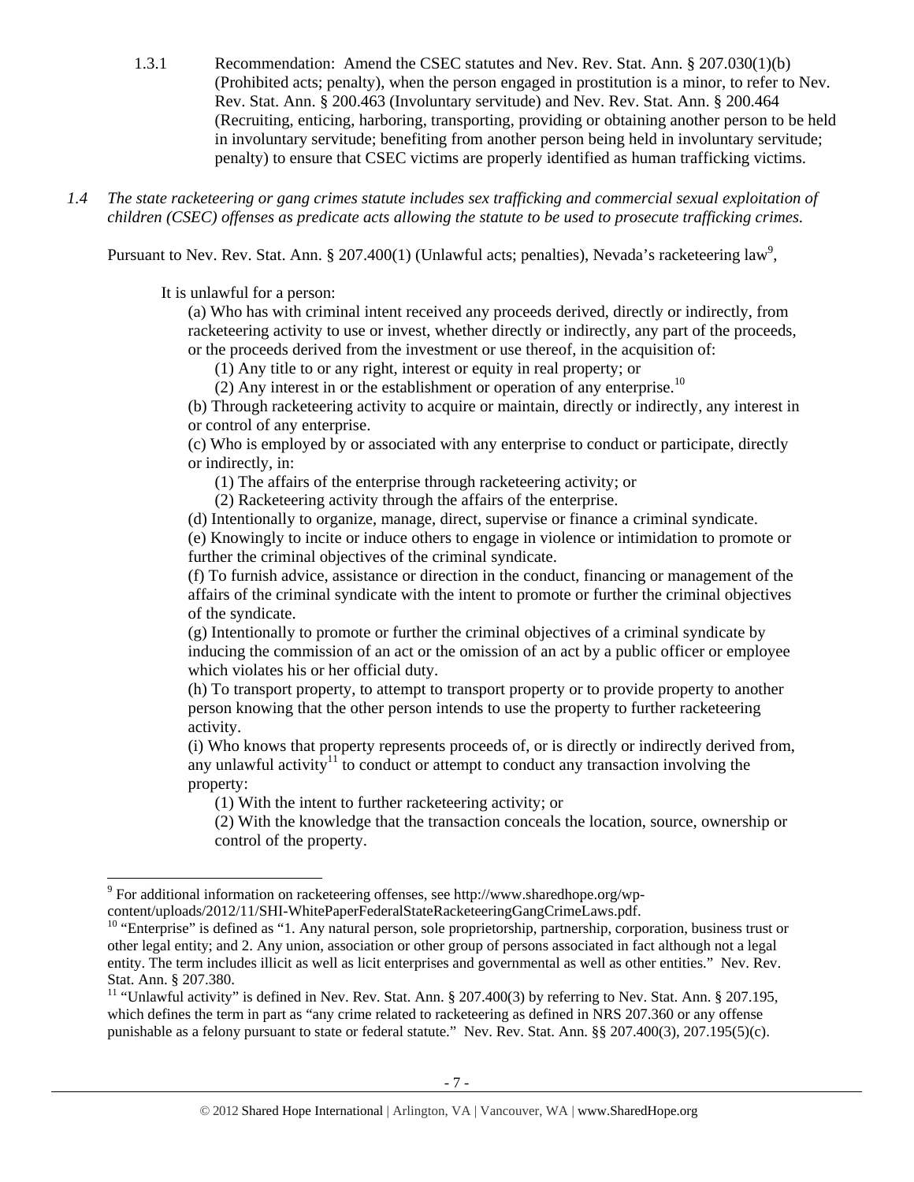1.3.1 Recommendation: Amend the CSEC statutes and Nev. Rev. Stat. Ann. § 207.030(1)(b) (Prohibited acts; penalty), when the person engaged in prostitution is a minor, to refer to Nev. Rev. Stat. Ann. § 200.463 (Involuntary servitude) and Nev. Rev. Stat. Ann. § 200.464 (Recruiting, enticing, harboring, transporting, providing or obtaining another person to be held in involuntary servitude; benefiting from another person being held in involuntary servitude; penalty) to ensure that CSEC victims are properly identified as human trafficking victims.

*1.4 The state racketeering or gang crimes statute includes sex trafficking and commercial sexual exploitation of children (CSEC) offenses as predicate acts allowing the statute to be used to prosecute trafficking crimes.*

Pursuant to Nev. Rev. Stat. Ann. § 207.400(1) (Unlawful acts; penalties), Nevada's racketeering law[9],

> It is unlawful for a person:
>
> (a) Who has with criminal intent received any proceeds derived, directly or indirectly, from racketeering activity to use or invest, whether directly or indirectly, any part of the proceeds, or the proceeds derived from the investment or use thereof, in the acquisition of:
>
> (1) Any title to or any right, interest or equity in real property; or
>
> (2) Any interest in or the establishment or operation of any enterprise.[10]
>
> (b) Through racketeering activity to acquire or maintain, directly or indirectly, any interest in or control of any enterprise.
>
> (c) Who is employed by or associated with any enterprise to conduct or participate, directly or indirectly, in:
>
> (1) The affairs of the enterprise through racketeering activity; or
>
> (2) Racketeering activity through the affairs of the enterprise.
>
> (d) Intentionally to organize, manage, direct, supervise or finance a criminal syndicate.
>
> (e) Knowingly to incite or induce others to engage in violence or intimidation to promote or further the criminal objectives of the criminal syndicate.
>
> (f) To furnish advice, assistance or direction in the conduct, financing or management of the affairs of the criminal syndicate with the intent to promote or further the criminal objectives of the syndicate.
>
> (g) Intentionally to promote or further the criminal objectives of a criminal syndicate by inducing the commission of an act or the omission of an act by a public officer or employee which violates his or her official duty.
>
> (h) To transport property, to attempt to transport property or to provide property to another person knowing that the other person intends to use the property to further racketeering activity.
>
> (i) Who knows that property represents proceeds of, or is directly or indirectly derived from, any unlawful activity[11] to conduct or attempt to conduct any transaction involving the property:
>
> (1) With the intent to further racketeering activity; or
>
> (2) With the knowledge that the transaction conceals the location, source, ownership or control of the property.

---

[9] For additional information on racketeering offenses, see http://www.sharedhope.org/wp-content/uploads/2012/11/SHI-WhitePaperFederalStateRacketeeringGangCrimeLaws.pdf.

[10] "Enterprise" is defined as "1. Any natural person, sole proprietorship, partnership, corporation, business trust or other legal entity; and 2. Any union, association or other group of persons associated in fact although not a legal entity. The term includes illicit as well as licit enterprises and governmental as well as other entities." Nev. Rev. Stat. Ann. § 207.380.

[11] "Unlawful activity" is defined in Nev. Rev. Stat. Ann. § 207.400(3) by referring to Nev. Stat. Ann. § 207.195, which defines the term in part as "any crime related to racketeering as defined in NRS 207.360 or any offense punishable as a felony pursuant to state or federal statute." Nev. Rev. Stat. Ann. §§ 207.400(3), 207.195(5)(c).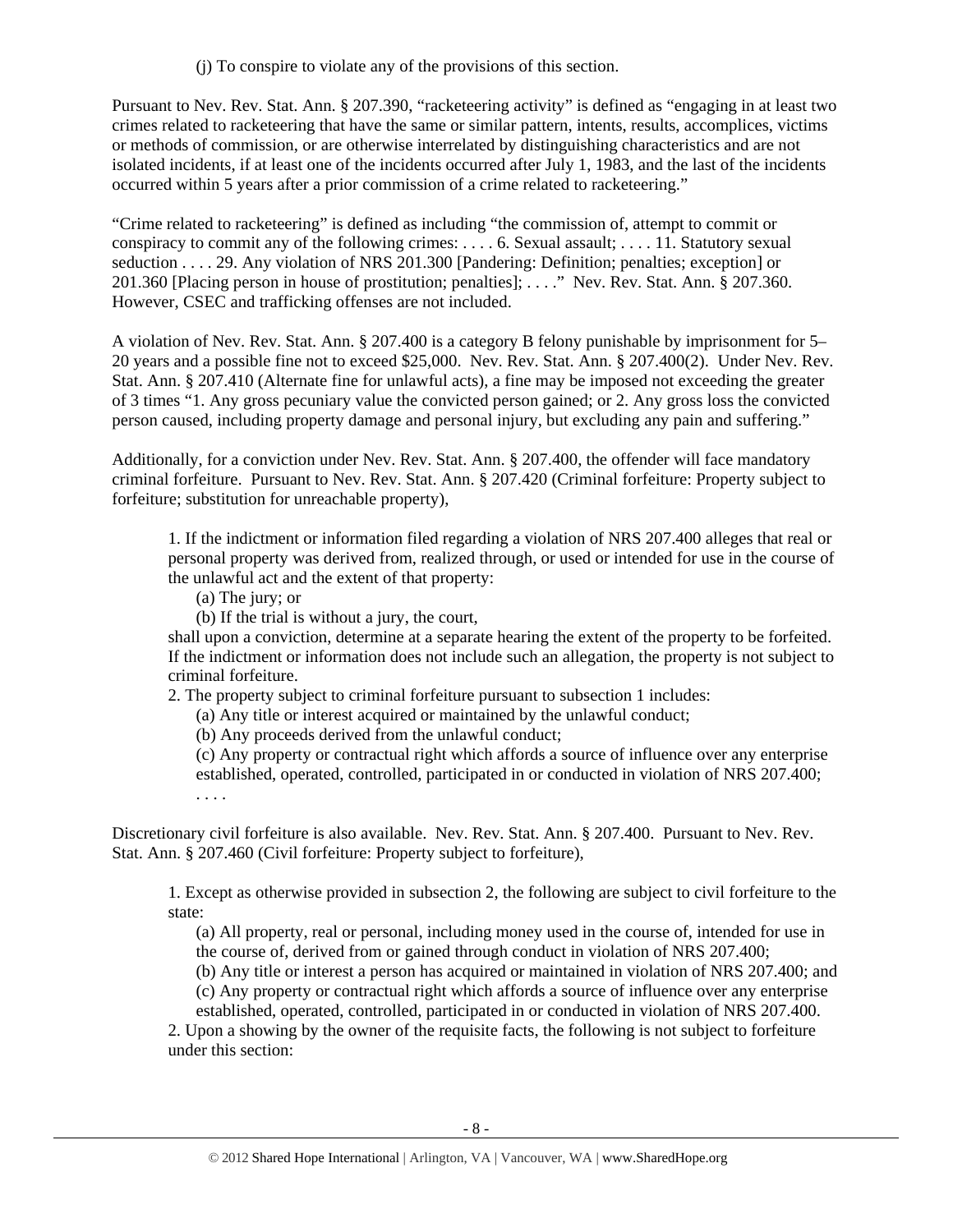(j) To conspire to violate any of the provisions of this section.

Pursuant to Nev. Rev. Stat. Ann. § 207.390, "racketeering activity" is defined as "engaging in at least two crimes related to racketeering that have the same or similar pattern, intents, results, accomplices, victims or methods of commission, or are otherwise interrelated by distinguishing characteristics and are not isolated incidents, if at least one of the incidents occurred after July 1, 1983, and the last of the incidents occurred within 5 years after a prior commission of a crime related to racketeering."

"Crime related to racketeering" is defined as including "the commission of, attempt to commit or conspiracy to commit any of the following crimes: . . . . 6. Sexual assault; . . . . 11. Statutory sexual seduction . . . . 29. Any violation of NRS 201.300 [Pandering: Definition; penalties; exception] or 201.360 [Placing person in house of prostitution; penalties]; . . . ." Nev. Rev. Stat. Ann. § 207.360. However, CSEC and trafficking offenses are not included.

A violation of Nev. Rev. Stat. Ann. § 207.400 is a category B felony punishable by imprisonment for 5–20 years and a possible fine not to exceed $25,000. Nev. Rev. Stat. Ann. § 207.400(2). Under Nev. Rev. Stat. Ann. § 207.410 (Alternate fine for unlawful acts), a fine may be imposed not exceeding the greater of 3 times "1. Any gross pecuniary value the convicted person gained; or 2. Any gross loss the convicted person caused, including property damage and personal injury, but excluding any pain and suffering."

Additionally, for a conviction under Nev. Rev. Stat. Ann. § 207.400, the offender will face mandatory criminal forfeiture. Pursuant to Nev. Rev. Stat. Ann. § 207.420 (Criminal forfeiture: Property subject to forfeiture; substitution for unreachable property),

> 1. If the indictment or information filed regarding a violation of NRS 207.400 alleges that real or personal property was derived from, realized through, or used or intended for use in the course of the unlawful act and the extent of that property:
>
> (a) The jury; or
>
> (b) If the trial is without a jury, the court,
>
> shall upon a conviction, determine at a separate hearing the extent of the property to be forfeited. If the indictment or information does not include such an allegation, the property is not subject to criminal forfeiture.
>
> 2. The property subject to criminal forfeiture pursuant to subsection 1 includes:
>
> (a) Any title or interest acquired or maintained by the unlawful conduct;
>
> (b) Any proceeds derived from the unlawful conduct;
>
> (c) Any property or contractual right which affords a source of influence over any enterprise established, operated, controlled, participated in or conducted in violation of NRS 207.400;
>
> . . . .

Discretionary civil forfeiture is also available. Nev. Rev. Stat. Ann. § 207.400. Pursuant to Nev. Rev. Stat. Ann. § 207.460 (Civil forfeiture: Property subject to forfeiture),

> 1. Except as otherwise provided in subsection 2, the following are subject to civil forfeiture to the state:
>
> (a) All property, real or personal, including money used in the course of, intended for use in the course of, derived from or gained through conduct in violation of NRS 207.400;
>
> (b) Any title or interest a person has acquired or maintained in violation of NRS 207.400; and
>
> (c) Any property or contractual right which affords a source of influence over any enterprise established, operated, controlled, participated in or conducted in violation of NRS 207.400.
>
> 2. Upon a showing by the owner of the requisite facts, the following is not subject to forfeiture under this section: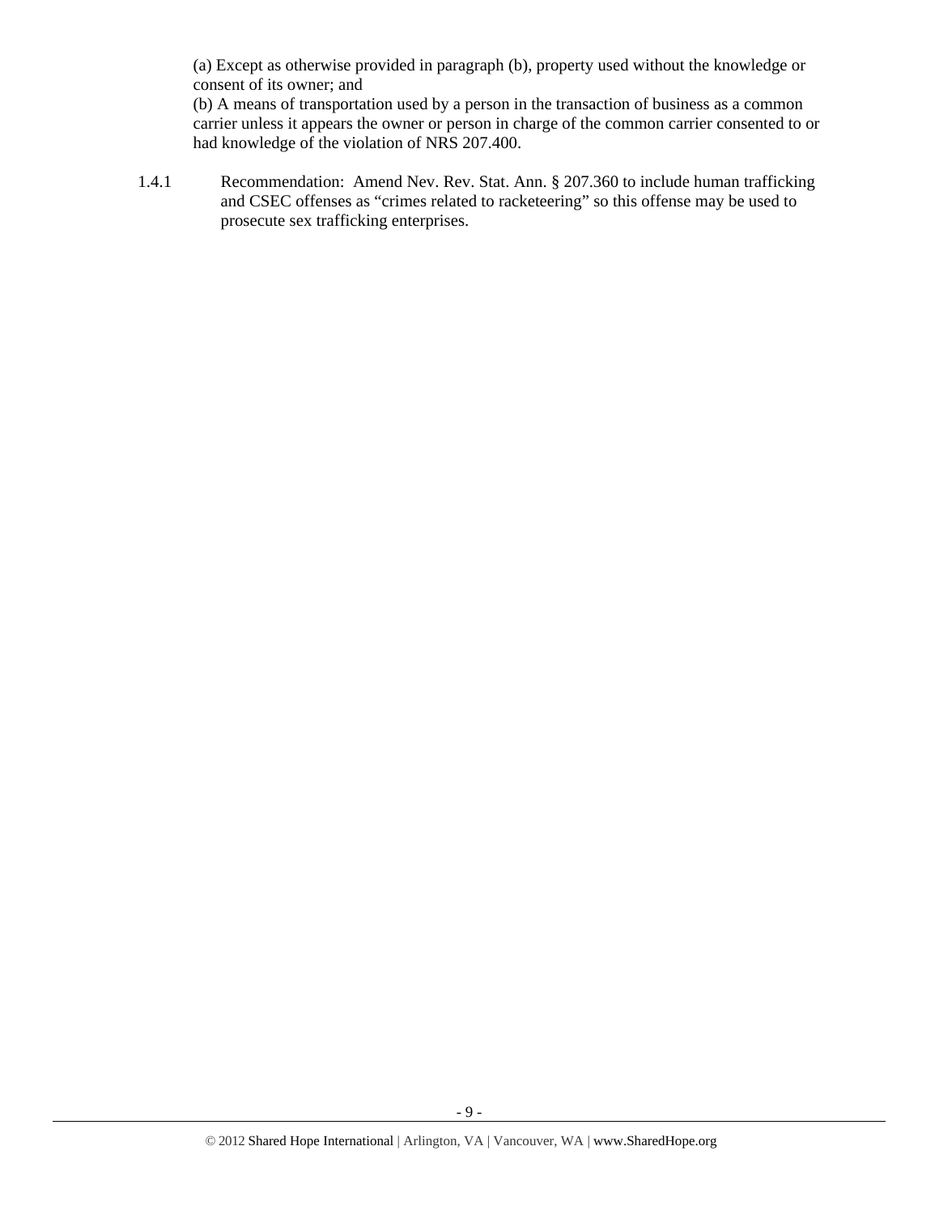(a) Except as otherwise provided in paragraph (b), property used without the knowledge or consent of its owner; and

(b) A means of transportation used by a person in the transaction of business as a common carrier unless it appears the owner or person in charge of the common carrier consented to or had knowledge of the violation of NRS 207.400.

1.4.1 Recommendation: Amend Nev. Rev. Stat. Ann. § 207.360 to include human trafficking and CSEC offenses as "crimes related to racketeering" so this offense may be used to prosecute sex trafficking enterprises.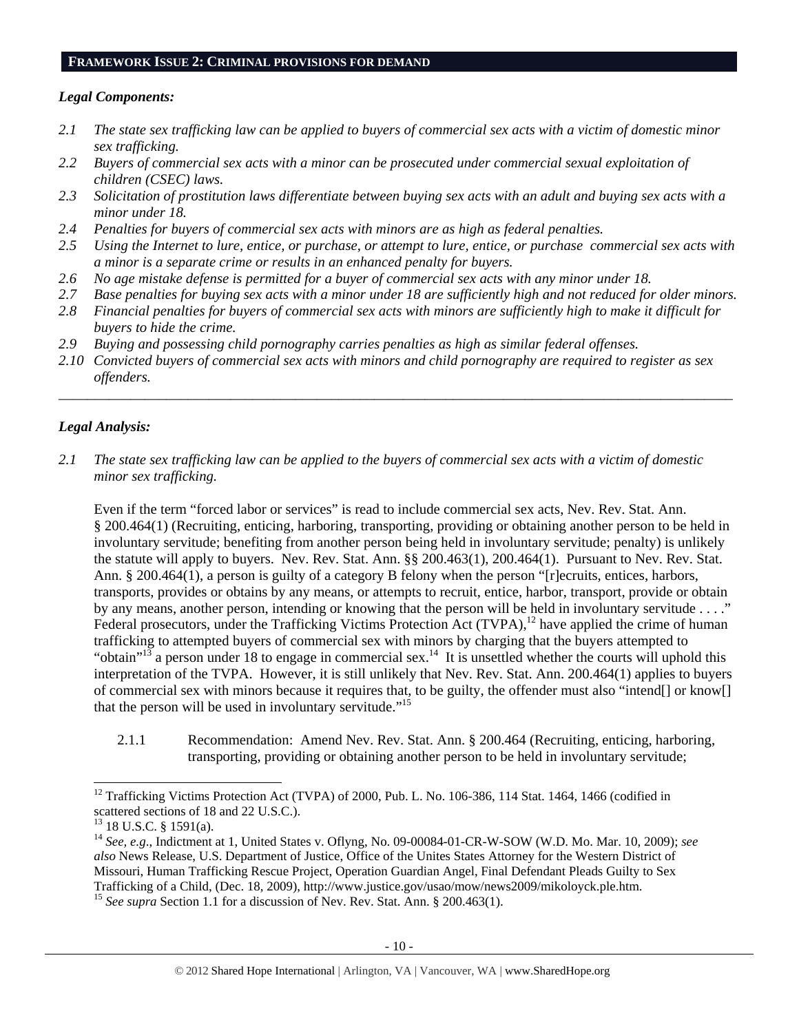## FRAMEWORK ISSUE 2: CRIMINAL PROVISIONS FOR DEMAND

### *Legal Components:*

*2.1 The state sex trafficking law can be applied to buyers of commercial sex acts with a victim of domestic minor sex trafficking.*

*2.2 Buyers of commercial sex acts with a minor can be prosecuted under commercial sexual exploitation of children (CSEC) laws.*

*2.3 Solicitation of prostitution laws differentiate between buying sex acts with an adult and buying sex acts with a minor under 18.*

*2.4 Penalties for buyers of commercial sex acts with minors are as high as federal penalties.*

*2.5 Using the Internet to lure, entice, or purchase, or attempt to lure, entice, or purchase commercial sex acts with a minor is a separate crime or results in an enhanced penalty for buyers.*

*2.6 No age mistake defense is permitted for a buyer of commercial sex acts with any minor under 18.*

*2.7 Base penalties for buying sex acts with a minor under 18 are sufficiently high and not reduced for older minors.*

*2.8 Financial penalties for buyers of commercial sex acts with minors are sufficiently high to make it difficult for buyers to hide the crime.*

*2.9 Buying and possessing child pornography carries penalties as high as similar federal offenses.*

*2.10 Convicted buyers of commercial sex acts with minors and child pornography are required to register as sex offenders.*

---

### *Legal Analysis:*

*2.1 The state sex trafficking law can be applied to the buyers of commercial sex acts with a victim of domestic minor sex trafficking.*

Even if the term "forced labor or services" is read to include commercial sex acts, Nev. Rev. Stat. Ann. § 200.464(1) (Recruiting, enticing, harboring, transporting, providing or obtaining another person to be held in involuntary servitude; benefiting from another person being held in involuntary servitude; penalty) is unlikely the statute will apply to buyers. Nev. Rev. Stat. Ann. §§ 200.463(1), 200.464(1). Pursuant to Nev. Rev. Stat. Ann. § 200.464(1), a person is guilty of a category B felony when the person "[r]ecruits, entices, harbors, transports, provides or obtains by any means, or attempts to recruit, entice, harbor, transport, provide or obtain by any means, another person, intending or knowing that the person will be held in involuntary servitude . . . ." Federal prosecutors, under the Trafficking Victims Protection Act (TVPA),[12] have applied the crime of human trafficking to attempted buyers of commercial sex with minors by charging that the buyers attempted to "obtain"[13] a person under 18 to engage in commercial sex.[14] It is unsettled whether the courts will uphold this interpretation of the TVPA. However, it is still unlikely that Nev. Rev. Stat. Ann. 200.464(1) applies to buyers of commercial sex with minors because it requires that, to be guilty, the offender must also "intend[] or know[] that the person will be used in involuntary servitude."[15]

2.1.1 Recommendation: Amend Nev. Rev. Stat. Ann. § 200.464 (Recruiting, enticing, harboring, transporting, providing or obtaining another person to be held in involuntary servitude;

---

[12] Trafficking Victims Protection Act (TVPA) of 2000, Pub. L. No. 106-386, 114 Stat. 1464, 1466 (codified in scattered sections of 18 and 22 U.S.C.).

[13] 18 U.S.C. § 1591(a).

[14] *See*, *e.g*., Indictment at 1, United States v. Oflyng, No. 09-00084-01-CR-W-SOW (W.D. Mo. Mar. 10, 2009); *see also* News Release, U.S. Department of Justice, Office of the Unites States Attorney for the Western District of Missouri, Human Trafficking Rescue Project, Operation Guardian Angel, Final Defendant Pleads Guilty to Sex Trafficking of a Child, (Dec. 18, 2009), http://www.justice.gov/usao/mow/news2009/mikoloyck.ple.htm.

[15] *See supra* Section 1.1 for a discussion of Nev. Rev. Stat. Ann. § 200.463(1).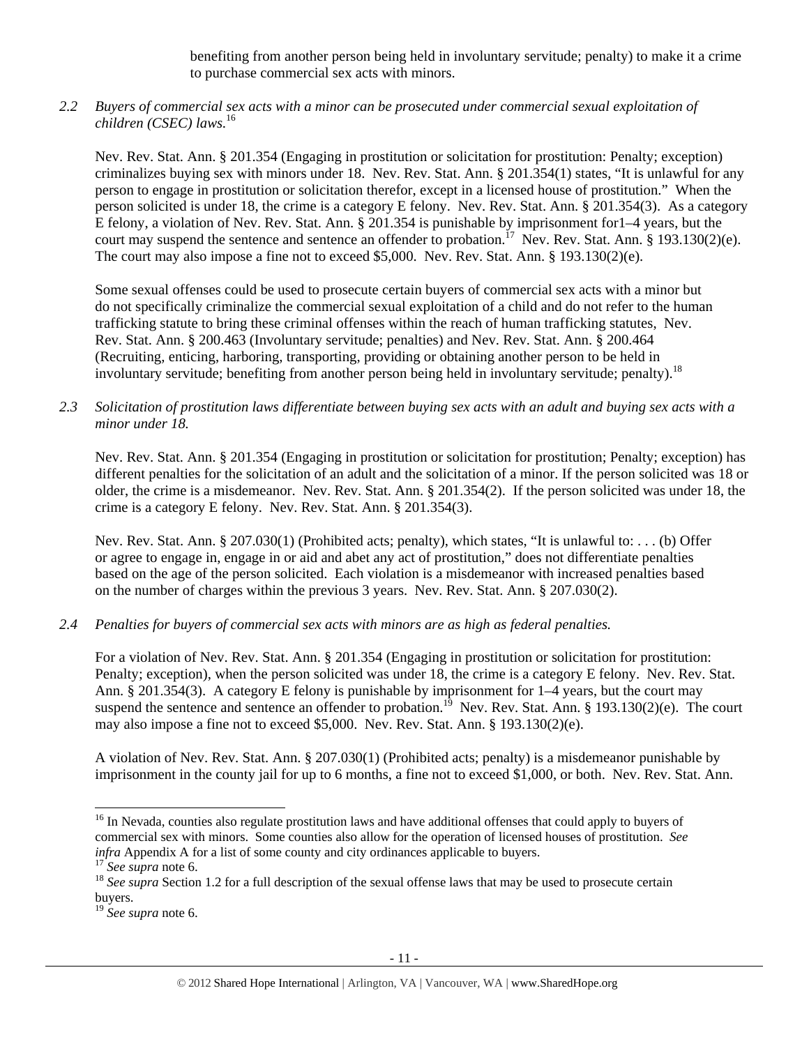benefiting from another person being held in involuntary servitude; penalty) to make it a crime to purchase commercial sex acts with minors.

*2.2 Buyers of commercial sex acts with a minor can be prosecuted under commercial sexual exploitation of children (CSEC) laws.*[16]

Nev. Rev. Stat. Ann. § 201.354 (Engaging in prostitution or solicitation for prostitution: Penalty; exception) criminalizes buying sex with minors under 18. Nev. Rev. Stat. Ann. § 201.354(1) states, "It is unlawful for any person to engage in prostitution or solicitation therefor, except in a licensed house of prostitution." When the person solicited is under 18, the crime is a category E felony. Nev. Rev. Stat. Ann. § 201.354(3). As a category E felony, a violation of Nev. Rev. Stat. Ann. § 201.354 is punishable by imprisonment for1–4 years, but the court may suspend the sentence and sentence an offender to probation.[17] Nev. Rev. Stat. Ann. § 193.130(2)(e). The court may also impose a fine not to exceed $5,000. Nev. Rev. Stat. Ann. § 193.130(2)(e).

Some sexual offenses could be used to prosecute certain buyers of commercial sex acts with a minor but do not specifically criminalize the commercial sexual exploitation of a child and do not refer to the human trafficking statute to bring these criminal offenses within the reach of human trafficking statutes, Nev. Rev. Stat. Ann. § 200.463 (Involuntary servitude; penalties) and Nev. Rev. Stat. Ann. § 200.464 (Recruiting, enticing, harboring, transporting, providing or obtaining another person to be held in involuntary servitude; benefiting from another person being held in involuntary servitude; penalty).[18]

*2.3 Solicitation of prostitution laws differentiate between buying sex acts with an adult and buying sex acts with a minor under 18.*

Nev. Rev. Stat. Ann. § 201.354 (Engaging in prostitution or solicitation for prostitution; Penalty; exception) has different penalties for the solicitation of an adult and the solicitation of a minor. If the person solicited was 18 or older, the crime is a misdemeanor. Nev. Rev. Stat. Ann. § 201.354(2). If the person solicited was under 18, the crime is a category E felony. Nev. Rev. Stat. Ann. § 201.354(3).

Nev. Rev. Stat. Ann. § 207.030(1) (Prohibited acts; penalty), which states, "It is unlawful to: . . . (b) Offer or agree to engage in, engage in or aid and abet any act of prostitution," does not differentiate penalties based on the age of the person solicited. Each violation is a misdemeanor with increased penalties based on the number of charges within the previous 3 years. Nev. Rev. Stat. Ann. § 207.030(2).

*2.4 Penalties for buyers of commercial sex acts with minors are as high as federal penalties.*

For a violation of Nev. Rev. Stat. Ann. § 201.354 (Engaging in prostitution or solicitation for prostitution: Penalty; exception), when the person solicited was under 18, the crime is a category E felony. Nev. Rev. Stat. Ann. § 201.354(3). A category E felony is punishable by imprisonment for 1–4 years, but the court may suspend the sentence and sentence an offender to probation.[19] Nev. Rev. Stat. Ann. § 193.130(2)(e). The court may also impose a fine not to exceed $5,000. Nev. Rev. Stat. Ann. § 193.130(2)(e).

A violation of Nev. Rev. Stat. Ann. § 207.030(1) (Prohibited acts; penalty) is a misdemeanor punishable by imprisonment in the county jail for up to 6 months, a fine not to exceed $1,000, or both. Nev. Rev. Stat. Ann.

---

[16] In Nevada, counties also regulate prostitution laws and have additional offenses that could apply to buyers of commercial sex with minors. Some counties also allow for the operation of licensed houses of prostitution. *See infra* Appendix A for a list of some county and city ordinances applicable to buyers.

[17] *See supra* note 6.

[18] *See supra* Section 1.2 for a full description of the sexual offense laws that may be used to prosecute certain buyers.

[19] *See supra* note 6.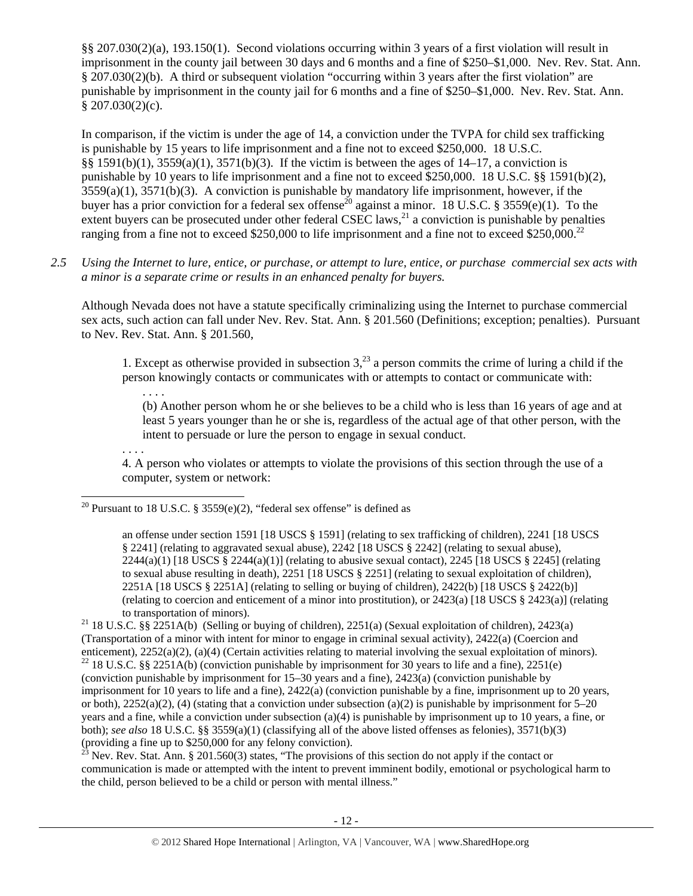§§ 207.030(2)(a), 193.150(1). Second violations occurring within 3 years of a first violation will result in imprisonment in the county jail between 30 days and 6 months and a fine of $250–$1,000. Nev. Rev. Stat. Ann. § 207.030(2)(b). A third or subsequent violation "occurring within 3 years after the first violation" are punishable by imprisonment in the county jail for 6 months and a fine of $250–$1,000. Nev. Rev. Stat. Ann. § 207.030(2)(c).

In comparison, if the victim is under the age of 14, a conviction under the TVPA for child sex trafficking is punishable by 15 years to life imprisonment and a fine not to exceed $250,000. 18 U.S.C. §§ 1591(b)(1), 3559(a)(1), 3571(b)(3). If the victim is between the ages of 14–17, a conviction is punishable by 10 years to life imprisonment and a fine not to exceed $250,000. 18 U.S.C. §§ 1591(b)(2), 3559(a)(1), 3571(b)(3). A conviction is punishable by mandatory life imprisonment, however, if the buyer has a prior conviction for a federal sex offense[20] against a minor. 18 U.S.C. § 3559(e)(1). To the extent buyers can be prosecuted under other federal CSEC laws,[21] a conviction is punishable by penalties ranging from a fine not to exceed $250,000 to life imprisonment and a fine not to exceed $250,000.[22]

*2.5 Using the Internet to lure, entice, or purchase, or attempt to lure, entice, or purchase commercial sex acts with a minor is a separate crime or results in an enhanced penalty for buyers.*

Although Nevada does not have a statute specifically criminalizing using the Internet to purchase commercial sex acts, such action can fall under Nev. Rev. Stat. Ann. § 201.560 (Definitions; exception; penalties). Pursuant to Nev. Rev. Stat. Ann. § 201.560,

> 1. Except as otherwise provided in subsection 3,[23] a person commits the crime of luring a child if the person knowingly contacts or communicates with or attempts to contact or communicate with:
>
> > . . . .
> >
> > (b) Another person whom he or she believes to be a child who is less than 16 years of age and at least 5 years younger than he or she is, regardless of the actual age of that other person, with the intent to persuade or lure the person to engage in sexual conduct.
>
> . . . .
>
> 4. A person who violates or attempts to violate the provisions of this section through the use of a computer, system or network:

---

[20] Pursuant to 18 U.S.C. § 3559(e)(2), "federal sex offense" is defined as

> an offense under section 1591 [18 USCS § 1591] (relating to sex trafficking of children), 2241 [18 USCS § 2241] (relating to aggravated sexual abuse), 2242 [18 USCS § 2242] (relating to sexual abuse), 2244(a)(1) [18 USCS § 2244(a)(1)] (relating to abusive sexual contact), 2245 [18 USCS § 2245] (relating to sexual abuse resulting in death), 2251 [18 USCS § 2251] (relating to sexual exploitation of children), 2251A [18 USCS § 2251A] (relating to selling or buying of children), 2422(b) [18 USCS § 2422(b)] (relating to coercion and enticement of a minor into prostitution), or 2423(a) [18 USCS § 2423(a)] (relating to transportation of minors).

[21] 18 U.S.C. §§ 2251A(b) (Selling or buying of children), 2251(a) (Sexual exploitation of children), 2423(a) (Transportation of a minor with intent for minor to engage in criminal sexual activity), 2422(a) (Coercion and enticement), 2252(a)(2), (a)(4) (Certain activities relating to material involving the sexual exploitation of minors).

[22] 18 U.S.C. §§ 2251A(b) (conviction punishable by imprisonment for 30 years to life and a fine), 2251(e) (conviction punishable by imprisonment for 15–30 years and a fine), 2423(a) (conviction punishable by imprisonment for 10 years to life and a fine), 2422(a) (conviction punishable by a fine, imprisonment up to 20 years, or both), 2252(a)(2), (4) (stating that a conviction under subsection (a)(2) is punishable by imprisonment for 5–20 years and a fine, while a conviction under subsection (a)(4) is punishable by imprisonment up to 10 years, a fine, or both); *see also* 18 U.S.C. §§ 3559(a)(1) (classifying all of the above listed offenses as felonies), 3571(b)(3) (providing a fine up to $250,000 for any felony conviction).

[23] Nev. Rev. Stat. Ann. § 201.560(3) states, "The provisions of this section do not apply if the contact or communication is made or attempted with the intent to prevent imminent bodily, emotional or psychological harm to the child, person believed to be a child or person with mental illness."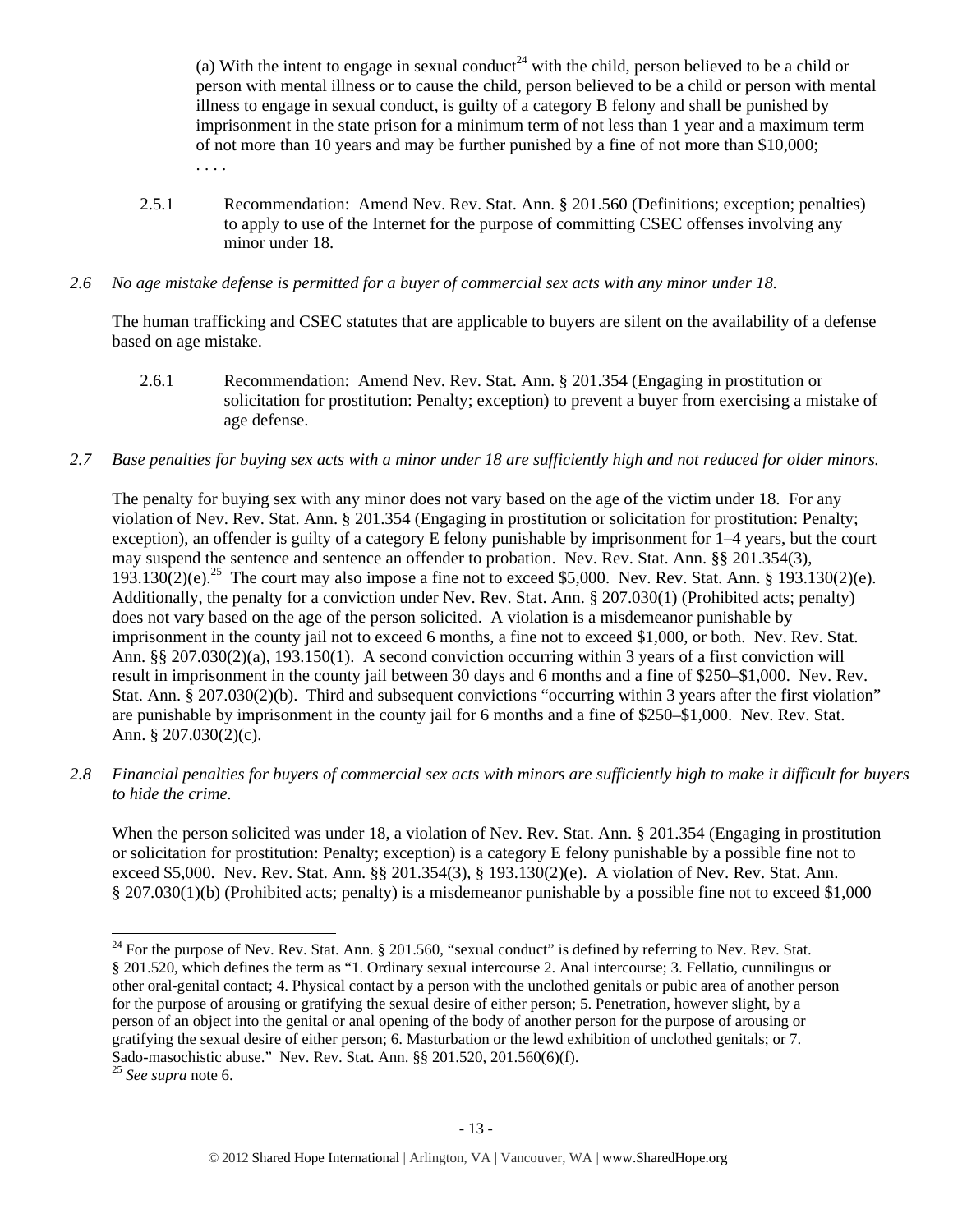(a) With the intent to engage in sexual conduct[24] with the child, person believed to be a child or person with mental illness or to cause the child, person believed to be a child or person with mental illness to engage in sexual conduct, is guilty of a category B felony and shall be punished by imprisonment in the state prison for a minimum term of not less than 1 year and a maximum term of not more than 10 years and may be further punished by a fine of not more than $10,000;

. . . .

2.5.1 Recommendation: Amend Nev. Rev. Stat. Ann. § 201.560 (Definitions; exception; penalties) to apply to use of the Internet for the purpose of committing CSEC offenses involving any minor under 18.

*2.6 No age mistake defense is permitted for a buyer of commercial sex acts with any minor under 18.*

The human trafficking and CSEC statutes that are applicable to buyers are silent on the availability of a defense based on age mistake.

2.6.1 Recommendation: Amend Nev. Rev. Stat. Ann. § 201.354 (Engaging in prostitution or solicitation for prostitution: Penalty; exception) to prevent a buyer from exercising a mistake of age defense.

*2.7 Base penalties for buying sex acts with a minor under 18 are sufficiently high and not reduced for older minors.*

The penalty for buying sex with any minor does not vary based on the age of the victim under 18. For any violation of Nev. Rev. Stat. Ann. § 201.354 (Engaging in prostitution or solicitation for prostitution: Penalty; exception), an offender is guilty of a category E felony punishable by imprisonment for 1–4 years, but the court may suspend the sentence and sentence an offender to probation. Nev. Rev. Stat. Ann. §§ 201.354(3), 193.130(2)(e).[25] The court may also impose a fine not to exceed $5,000. Nev. Rev. Stat. Ann. § 193.130(2)(e). Additionally, the penalty for a conviction under Nev. Rev. Stat. Ann. § 207.030(1) (Prohibited acts; penalty) does not vary based on the age of the person solicited. A violation is a misdemeanor punishable by imprisonment in the county jail not to exceed 6 months, a fine not to exceed $1,000, or both. Nev. Rev. Stat. Ann. §§ 207.030(2)(a), 193.150(1). A second conviction occurring within 3 years of a first conviction will result in imprisonment in the county jail between 30 days and 6 months and a fine of $250–$1,000. Nev. Rev. Stat. Ann. § 207.030(2)(b). Third and subsequent convictions "occurring within 3 years after the first violation" are punishable by imprisonment in the county jail for 6 months and a fine of $250–$1,000. Nev. Rev. Stat. Ann. § 207.030(2)(c).

*2.8 Financial penalties for buyers of commercial sex acts with minors are sufficiently high to make it difficult for buyers to hide the crime.*

When the person solicited was under 18, a violation of Nev. Rev. Stat. Ann. § 201.354 (Engaging in prostitution or solicitation for prostitution: Penalty; exception) is a category E felony punishable by a possible fine not to exceed $5,000. Nev. Rev. Stat. Ann. §§ 201.354(3), § 193.130(2)(e). A violation of Nev. Rev. Stat. Ann. § 207.030(1)(b) (Prohibited acts; penalty) is a misdemeanor punishable by a possible fine not to exceed $1,000

---

[24] For the purpose of Nev. Rev. Stat. Ann. § 201.560, "sexual conduct" is defined by referring to Nev. Rev. Stat. § 201.520, which defines the term as "1. Ordinary sexual intercourse 2. Anal intercourse; 3. Fellatio, cunnilingus or other oral-genital contact; 4. Physical contact by a person with the unclothed genitals or pubic area of another person for the purpose of arousing or gratifying the sexual desire of either person; 5. Penetration, however slight, by a person of an object into the genital or anal opening of the body of another person for the purpose of arousing or gratifying the sexual desire of either person; 6. Masturbation or the lewd exhibition of unclothed genitals; or 7. Sado-masochistic abuse." Nev. Rev. Stat. Ann. §§ 201.520, 201.560(6)(f).

[25] *See supra* note 6.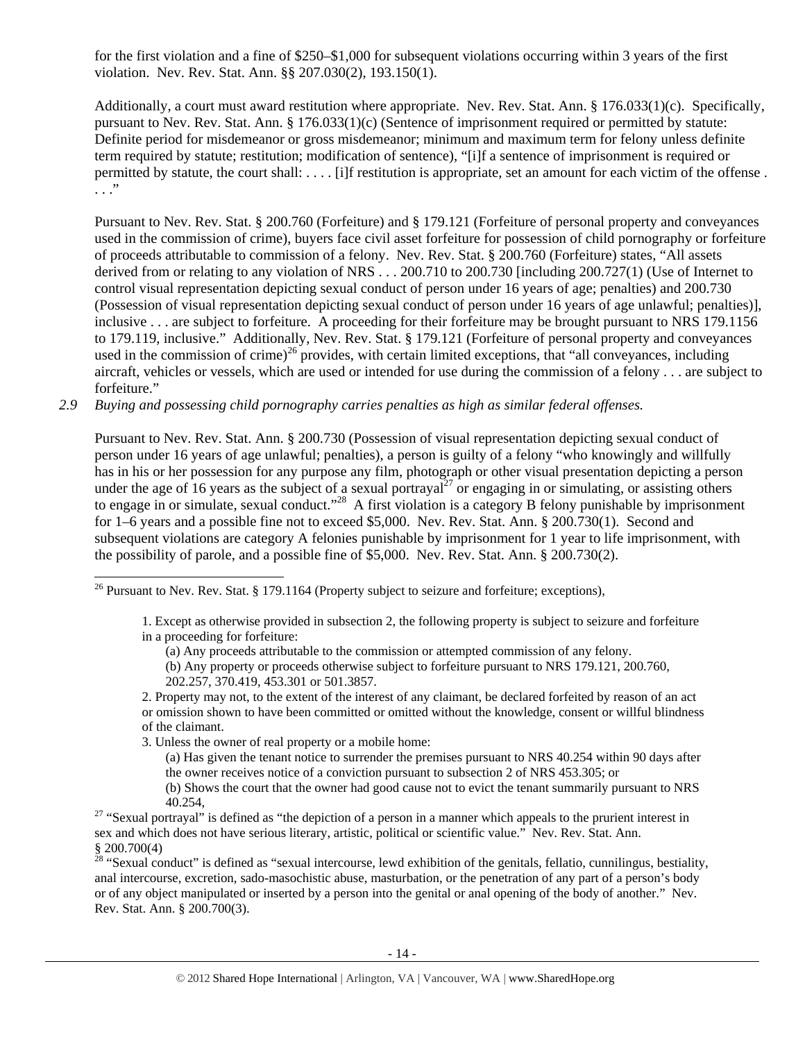for the first violation and a fine of $250–$1,000 for subsequent violations occurring within 3 years of the first violation. Nev. Rev. Stat. Ann. §§ 207.030(2), 193.150(1).

Additionally, a court must award restitution where appropriate. Nev. Rev. Stat. Ann. § 176.033(1)(c). Specifically, pursuant to Nev. Rev. Stat. Ann. § 176.033(1)(c) (Sentence of imprisonment required or permitted by statute: Definite period for misdemeanor or gross misdemeanor; minimum and maximum term for felony unless definite term required by statute; restitution; modification of sentence), "[i]f a sentence of imprisonment is required or permitted by statute, the court shall: . . . . [i]f restitution is appropriate, set an amount for each victim of the offense . . . ."

Pursuant to Nev. Rev. Stat. § 200.760 (Forfeiture) and § 179.121 (Forfeiture of personal property and conveyances used in the commission of crime), buyers face civil asset forfeiture for possession of child pornography or forfeiture of proceeds attributable to commission of a felony. Nev. Rev. Stat. § 200.760 (Forfeiture) states, "All assets derived from or relating to any violation of NRS . . . 200.710 to 200.730 [including 200.727(1) (Use of Internet to control visual representation depicting sexual conduct of person under 16 years of age; penalties) and 200.730 (Possession of visual representation depicting sexual conduct of person under 16 years of age unlawful; penalties)], inclusive . . . are subject to forfeiture. A proceeding for their forfeiture may be brought pursuant to NRS 179.1156 to 179.119, inclusive." Additionally, Nev. Rev. Stat. § 179.121 (Forfeiture of personal property and conveyances used in the commission of crime)[26] provides, with certain limited exceptions, that "all conveyances, including aircraft, vehicles or vessels, which are used or intended for use during the commission of a felony . . . are subject to forfeiture."

2.9 *Buying and possessing child pornography carries penalties as high as similar federal offenses.*

Pursuant to Nev. Rev. Stat. Ann. § 200.730 (Possession of visual representation depicting sexual conduct of person under 16 years of age unlawful; penalties), a person is guilty of a felony "who knowingly and willfully has in his or her possession for any purpose any film, photograph or other visual presentation depicting a person under the age of 16 years as the subject of a sexual portrayal[27] or engaging in or simulating, or assisting others to engage in or simulate, sexual conduct."[28] A first violation is a category B felony punishable by imprisonment for 1–6 years and a possible fine not to exceed $5,000. Nev. Rev. Stat. Ann. § 200.730(1). Second and subsequent violations are category A felonies punishable by imprisonment for 1 year to life imprisonment, with the possibility of parole, and a possible fine of $5,000. Nev. Rev. Stat. Ann. § 200.730(2).

---

[26] Pursuant to Nev. Rev. Stat. § 179.1164 (Property subject to seizure and forfeiture; exceptions),

> 1. Except as otherwise provided in subsection 2, the following property is subject to seizure and forfeiture in a proceeding for forfeiture:
>
> (a) Any proceeds attributable to the commission or attempted commission of any felony.
>
> (b) Any property or proceeds otherwise subject to forfeiture pursuant to NRS 179.121, 200.760, 202.257, 370.419, 453.301 or 501.3857.
>
> 2. Property may not, to the extent of the interest of any claimant, be declared forfeited by reason of an act or omission shown to have been committed or omitted without the knowledge, consent or willful blindness of the claimant.
>
> 3. Unless the owner of real property or a mobile home:
>
> (a) Has given the tenant notice to surrender the premises pursuant to NRS 40.254 within 90 days after the owner receives notice of a conviction pursuant to subsection 2 of NRS 453.305; or
>
> (b) Shows the court that the owner had good cause not to evict the tenant summarily pursuant to NRS 40.254,

[27] "Sexual portrayal" is defined as "the depiction of a person in a manner which appeals to the prurient interest in sex and which does not have serious literary, artistic, political or scientific value." Nev. Rev. Stat. Ann. § 200.700(4)

[28] "Sexual conduct" is defined as "sexual intercourse, lewd exhibition of the genitals, fellatio, cunnilingus, bestiality, anal intercourse, excretion, sado-masochistic abuse, masturbation, or the penetration of any part of a person's body or of any object manipulated or inserted by a person into the genital or anal opening of the body of another." Nev. Rev. Stat. Ann. § 200.700(3).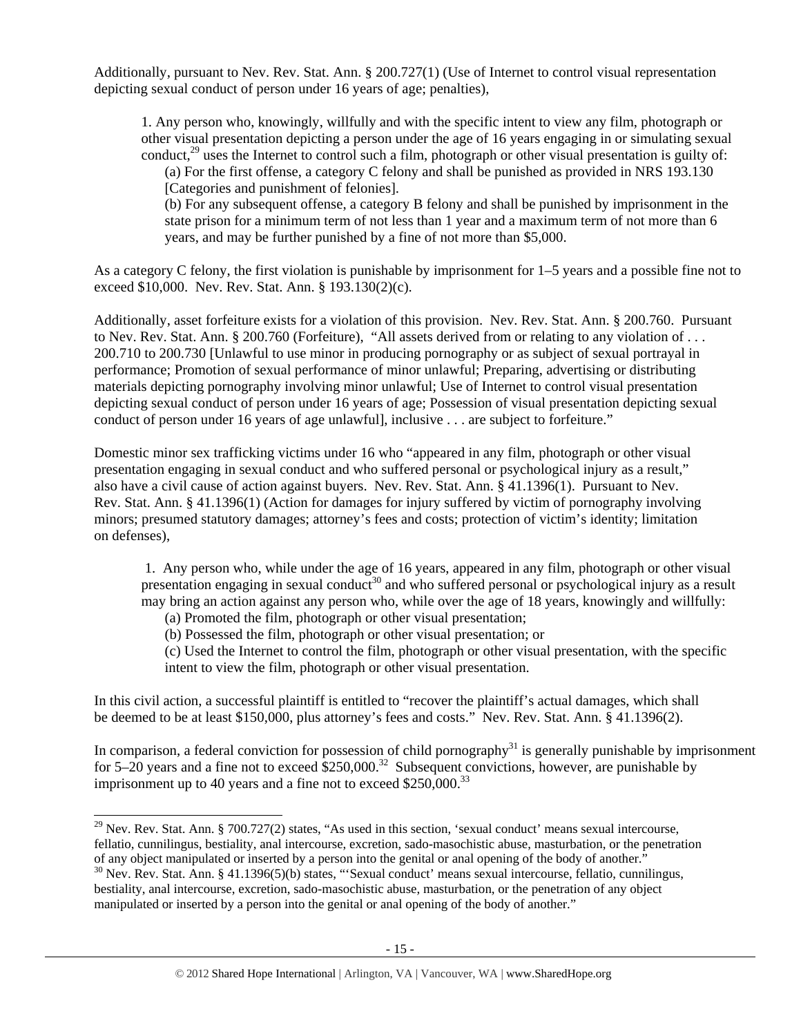Additionally, pursuant to Nev. Rev. Stat. Ann. § 200.727(1) (Use of Internet to control visual representation depicting sexual conduct of person under 16 years of age; penalties),

> 1. Any person who, knowingly, willfully and with the specific intent to view any film, photograph or other visual presentation depicting a person under the age of 16 years engaging in or simulating sexual conduct,[29] uses the Internet to control such a film, photograph or other visual presentation is guilty of:
>
> (a) For the first offense, a category C felony and shall be punished as provided in NRS 193.130 [Categories and punishment of felonies].
>
> (b) For any subsequent offense, a category B felony and shall be punished by imprisonment in the state prison for a minimum term of not less than 1 year and a maximum term of not more than 6 years, and may be further punished by a fine of not more than $5,000.

As a category C felony, the first violation is punishable by imprisonment for 1–5 years and a possible fine not to exceed $10,000. Nev. Rev. Stat. Ann. § 193.130(2)(c).

Additionally, asset forfeiture exists for a violation of this provision. Nev. Rev. Stat. Ann. § 200.760. Pursuant to Nev. Rev. Stat. Ann. § 200.760 (Forfeiture), "All assets derived from or relating to any violation of . . . 200.710 to 200.730 [Unlawful to use minor in producing pornography or as subject of sexual portrayal in performance; Promotion of sexual performance of minor unlawful; Preparing, advertising or distributing materials depicting pornography involving minor unlawful; Use of Internet to control visual presentation depicting sexual conduct of person under 16 years of age; Possession of visual presentation depicting sexual conduct of person under 16 years of age unlawful], inclusive . . . are subject to forfeiture."

Domestic minor sex trafficking victims under 16 who "appeared in any film, photograph or other visual presentation engaging in sexual conduct and who suffered personal or psychological injury as a result," also have a civil cause of action against buyers. Nev. Rev. Stat. Ann. § 41.1396(1). Pursuant to Nev. Rev. Stat. Ann. § 41.1396(1) (Action for damages for injury suffered by victim of pornography involving minors; presumed statutory damages; attorney's fees and costs; protection of victim's identity; limitation on defenses),

> 1. Any person who, while under the age of 16 years, appeared in any film, photograph or other visual presentation engaging in sexual conduct[30] and who suffered personal or psychological injury as a result may bring an action against any person who, while over the age of 18 years, knowingly and willfully:
>
> (a) Promoted the film, photograph or other visual presentation;
>
> (b) Possessed the film, photograph or other visual presentation; or
>
> (c) Used the Internet to control the film, photograph or other visual presentation, with the specific intent to view the film, photograph or other visual presentation.

In this civil action, a successful plaintiff is entitled to "recover the plaintiff's actual damages, which shall be deemed to be at least $150,000, plus attorney's fees and costs." Nev. Rev. Stat. Ann. § 41.1396(2).

In comparison, a federal conviction for possession of child pornography[31] is generally punishable by imprisonment for 5–20 years and a fine not to exceed $250,000.[32] Subsequent convictions, however, are punishable by imprisonment up to 40 years and a fine not to exceed $250,000.[33]

---

[29] Nev. Rev. Stat. Ann. § 700.727(2) states, "As used in this section, 'sexual conduct' means sexual intercourse, fellatio, cunnilingus, bestiality, anal intercourse, excretion, sado-masochistic abuse, masturbation, or the penetration of any object manipulated or inserted by a person into the genital or anal opening of the body of another."

[30] Nev. Rev. Stat. Ann. § 41.1396(5)(b) states, "'Sexual conduct' means sexual intercourse, fellatio, cunnilingus, bestiality, anal intercourse, excretion, sado-masochistic abuse, masturbation, or the penetration of any object manipulated or inserted by a person into the genital or anal opening of the body of another."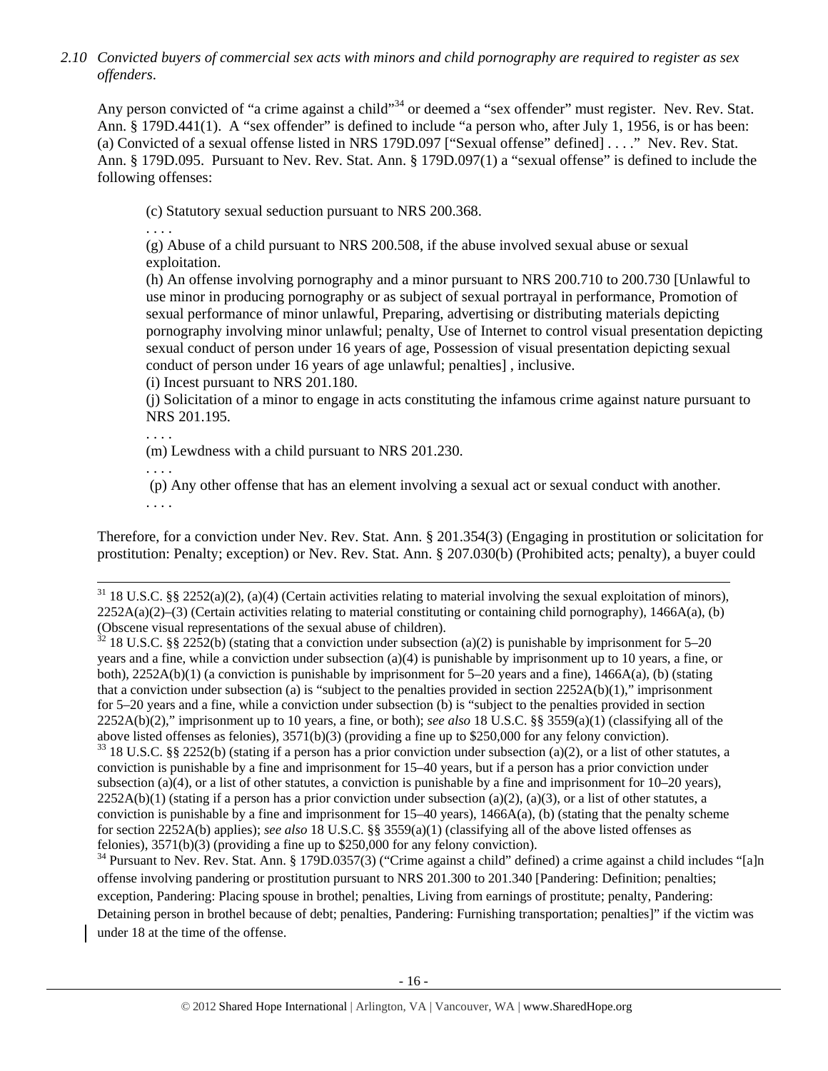*2.10 Convicted buyers of commercial sex acts with minors and child pornography are required to register as sex offenders*.

Any person convicted of "a crime against a child"[34] or deemed a "sex offender" must register. Nev. Rev. Stat. Ann. § 179D.441(1). A "sex offender" is defined to include "a person who, after July 1, 1956, is or has been: (a) Convicted of a sexual offense listed in NRS 179D.097 ["Sexual offense" defined] . . . ." Nev. Rev. Stat. Ann. § 179D.095. Pursuant to Nev. Rev. Stat. Ann. § 179D.097(1) a "sexual offense" is defined to include the following offenses:

> (c) Statutory sexual seduction pursuant to NRS 200.368.
>
> . . . .
>
> (g) Abuse of a child pursuant to NRS 200.508, if the abuse involved sexual abuse or sexual exploitation.
>
> (h) An offense involving pornography and a minor pursuant to NRS 200.710 to 200.730 [Unlawful to use minor in producing pornography or as subject of sexual portrayal in performance, Promotion of sexual performance of minor unlawful, Preparing, advertising or distributing materials depicting pornography involving minor unlawful; penalty, Use of Internet to control visual presentation depicting sexual conduct of person under 16 years of age, Possession of visual presentation depicting sexual conduct of person under 16 years of age unlawful; penalties] , inclusive.
>
> (i) Incest pursuant to NRS 201.180.
>
> (j) Solicitation of a minor to engage in acts constituting the infamous crime against nature pursuant to NRS 201.195.
>
> . . . .
>
> (m) Lewdness with a child pursuant to NRS 201.230.
>
> . . . .
>
> (p) Any other offense that has an element involving a sexual act or sexual conduct with another.
>
> . . . .

Therefore, for a conviction under Nev. Rev. Stat. Ann. § 201.354(3) (Engaging in prostitution or solicitation for prostitution: Penalty; exception) or Nev. Rev. Stat. Ann. § 207.030(b) (Prohibited acts; penalty), a buyer could

---

[31] 18 U.S.C. §§ 2252(a)(2), (a)(4) (Certain activities relating to material involving the sexual exploitation of minors), 2252A(a)(2)–(3) (Certain activities relating to material constituting or containing child pornography), 1466A(a), (b) (Obscene visual representations of the sexual abuse of children).

[32] 18 U.S.C. §§ 2252(b) (stating that a conviction under subsection (a)(2) is punishable by imprisonment for 5–20 years and a fine, while a conviction under subsection (a)(4) is punishable by imprisonment up to 10 years, a fine, or both), 2252A(b)(1) (a conviction is punishable by imprisonment for 5–20 years and a fine), 1466A(a), (b) (stating that a conviction under subsection (a) is "subject to the penalties provided in section 2252A(b)(1)," imprisonment for 5–20 years and a fine, while a conviction under subsection (b) is "subject to the penalties provided in section 2252A(b)(2)," imprisonment up to 10 years, a fine, or both); *see also* 18 U.S.C. §§ 3559(a)(1) (classifying all of the above listed offenses as felonies), 3571(b)(3) (providing a fine up to $250,000 for any felony conviction).

[33] 18 U.S.C. §§ 2252(b) (stating if a person has a prior conviction under subsection (a)(2), or a list of other statutes, a conviction is punishable by a fine and imprisonment for 15–40 years, but if a person has a prior conviction under subsection (a)(4), or a list of other statutes, a conviction is punishable by a fine and imprisonment for 10–20 years), 2252A(b)(1) (stating if a person has a prior conviction under subsection (a)(2), (a)(3), or a list of other statutes, a conviction is punishable by a fine and imprisonment for 15–40 years), 1466A(a), (b) (stating that the penalty scheme for section 2252A(b) applies); *see also* 18 U.S.C. §§ 3559(a)(1) (classifying all of the above listed offenses as felonies), 3571(b)(3) (providing a fine up to $250,000 for any felony conviction).

[34] Pursuant to Nev. Rev. Stat. Ann. § 179D.0357(3) ("Crime against a child" defined) a crime against a child includes "[a]n offense involving pandering or prostitution pursuant to NRS 201.300 to 201.340 [Pandering: Definition; penalties; exception, Pandering: Placing spouse in brothel; penalties, Living from earnings of prostitute; penalty, Pandering: Detaining person in brothel because of debt; penalties, Pandering: Furnishing transportation; penalties]" if the victim was under 18 at the time of the offense.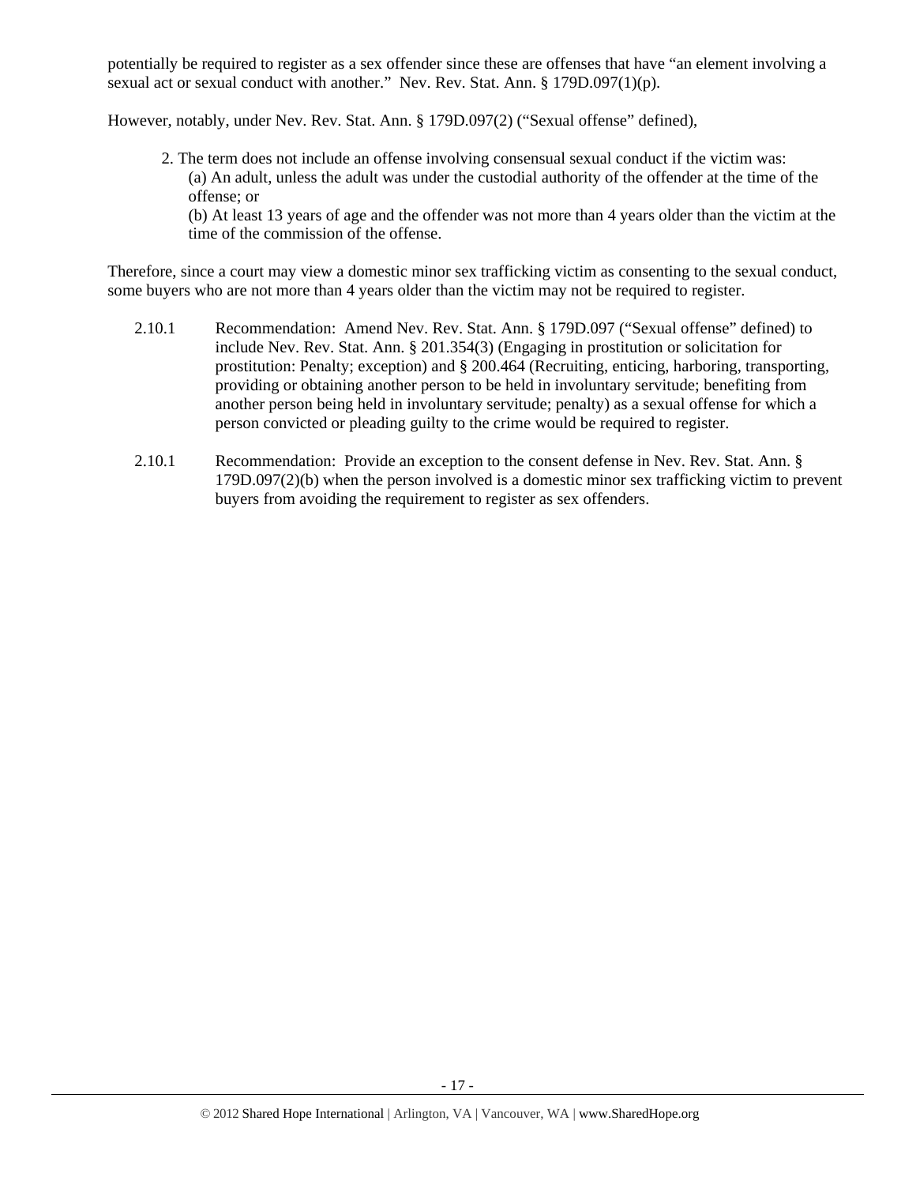potentially be required to register as a sex offender since these are offenses that have "an element involving a sexual act or sexual conduct with another." Nev. Rev. Stat. Ann. § 179D.097(1)(p).

However, notably, under Nev. Rev. Stat. Ann. § 179D.097(2) ("Sexual offense" defined),

> 2. The term does not include an offense involving consensual sexual conduct if the victim was:
> (a) An adult, unless the adult was under the custodial authority of the offender at the time of the offense; or
> (b) At least 13 years of age and the offender was not more than 4 years older than the victim at the time of the commission of the offense.

Therefore, since a court may view a domestic minor sex trafficking victim as consenting to the sexual conduct, some buyers who are not more than 4 years older than the victim may not be required to register.

2.10.1 Recommendation: Amend Nev. Rev. Stat. Ann. § 179D.097 ("Sexual offense" defined) to include Nev. Rev. Stat. Ann. § 201.354(3) (Engaging in prostitution or solicitation for prostitution: Penalty; exception) and § 200.464 (Recruiting, enticing, harboring, transporting, providing or obtaining another person to be held in involuntary servitude; benefiting from another person being held in involuntary servitude; penalty) as a sexual offense for which a person convicted or pleading guilty to the crime would be required to register.

2.10.1 Recommendation: Provide an exception to the consent defense in Nev. Rev. Stat. Ann. § 179D.097(2)(b) when the person involved is a domestic minor sex trafficking victim to prevent buyers from avoiding the requirement to register as sex offenders.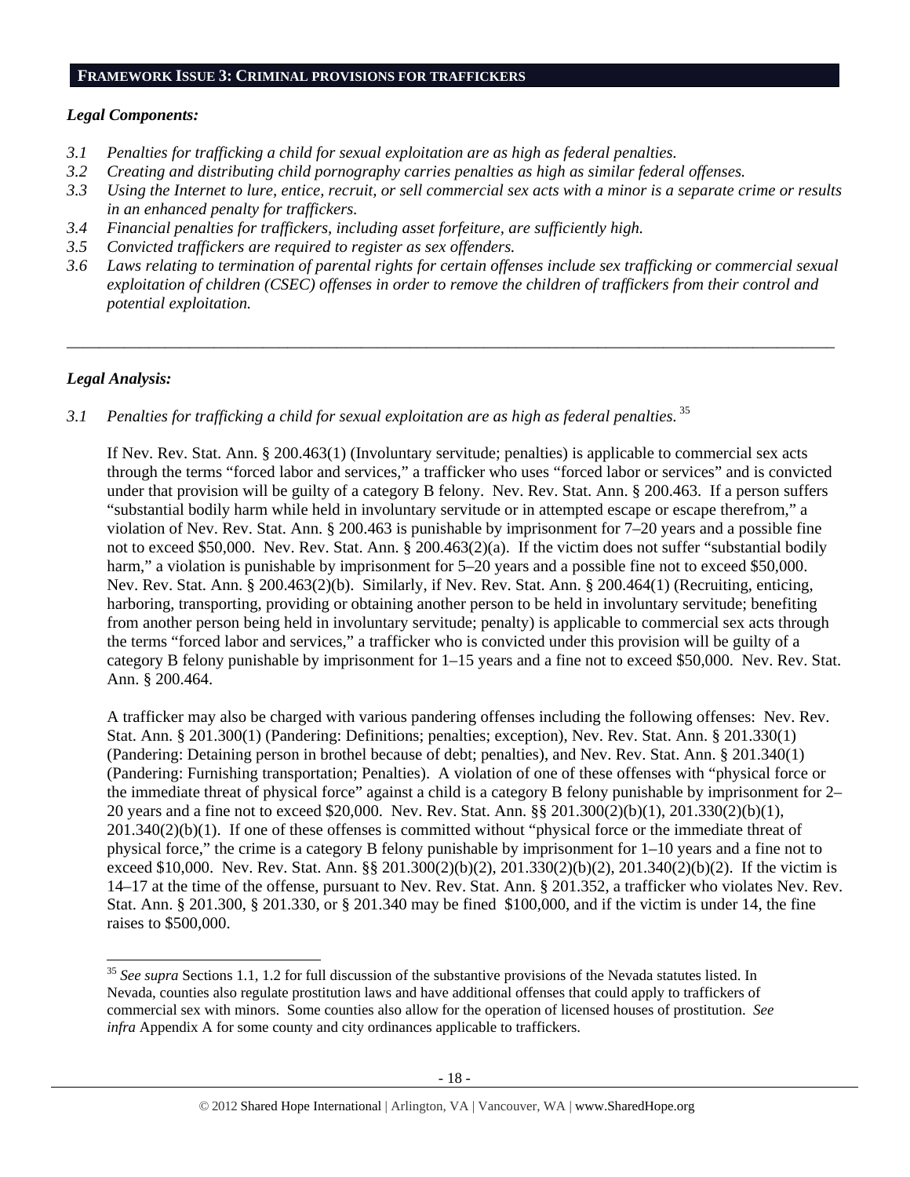## FRAMEWORK ISSUE 3: CRIMINAL PROVISIONS FOR TRAFFICKERS

### *Legal Components:*

*3.1 Penalties for trafficking a child for sexual exploitation are as high as federal penalties.*
*3.2 Creating and distributing child pornography carries penalties as high as similar federal offenses.*
*3.3 Using the Internet to lure, entice, recruit, or sell commercial sex acts with a minor is a separate crime or results in an enhanced penalty for traffickers.*
*3.4 Financial penalties for traffickers, including asset forfeiture, are sufficiently high.*
*3.5 Convicted traffickers are required to register as sex offenders.*
*3.6 Laws relating to termination of parental rights for certain offenses include sex trafficking or commercial sexual exploitation of children (CSEC) offenses in order to remove the children of traffickers from their control and potential exploitation.*

---

### *Legal Analysis:*

*3.1 Penalties for trafficking a child for sexual exploitation are as high as federal penalties.* [35]

If Nev. Rev. Stat. Ann. § 200.463(1) (Involuntary servitude; penalties) is applicable to commercial sex acts through the terms "forced labor and services," a trafficker who uses "forced labor or services" and is convicted under that provision will be guilty of a category B felony. Nev. Rev. Stat. Ann. § 200.463. If a person suffers "substantial bodily harm while held in involuntary servitude or in attempted escape or escape therefrom," a violation of Nev. Rev. Stat. Ann. § 200.463 is punishable by imprisonment for 7–20 years and a possible fine not to exceed $50,000. Nev. Rev. Stat. Ann. § 200.463(2)(a). If the victim does not suffer "substantial bodily harm," a violation is punishable by imprisonment for 5–20 years and a possible fine not to exceed $50,000. Nev. Rev. Stat. Ann. § 200.463(2)(b). Similarly, if Nev. Rev. Stat. Ann. § 200.464(1) (Recruiting, enticing, harboring, transporting, providing or obtaining another person to be held in involuntary servitude; benefiting from another person being held in involuntary servitude; penalty) is applicable to commercial sex acts through the terms "forced labor and services," a trafficker who is convicted under this provision will be guilty of a category B felony punishable by imprisonment for 1–15 years and a fine not to exceed $50,000. Nev. Rev. Stat. Ann. § 200.464.

A trafficker may also be charged with various pandering offenses including the following offenses: Nev. Rev. Stat. Ann. § 201.300(1) (Pandering: Definitions; penalties; exception), Nev. Rev. Stat. Ann. § 201.330(1) (Pandering: Detaining person in brothel because of debt; penalties), and Nev. Rev. Stat. Ann. § 201.340(1) (Pandering: Furnishing transportation; Penalties). A violation of one of these offenses with "physical force or the immediate threat of physical force" against a child is a category B felony punishable by imprisonment for 2–20 years and a fine not to exceed $20,000. Nev. Rev. Stat. Ann. §§ 201.300(2)(b)(1), 201.330(2)(b)(1), 201.340(2)(b)(1). If one of these offenses is committed without "physical force or the immediate threat of physical force," the crime is a category B felony punishable by imprisonment for 1–10 years and a fine not to exceed $10,000. Nev. Rev. Stat. Ann. §§ 201.300(2)(b)(2), 201.330(2)(b)(2), 201.340(2)(b)(2). If the victim is 14–17 at the time of the offense, pursuant to Nev. Rev. Stat. Ann. § 201.352, a trafficker who violates Nev. Rev. Stat. Ann. § 201.300, § 201.330, or § 201.340 may be fined $100,000, and if the victim is under 14, the fine raises to $500,000.

---

[35] *See supra* Sections 1.1, 1.2 for full discussion of the substantive provisions of the Nevada statutes listed. In Nevada, counties also regulate prostitution laws and have additional offenses that could apply to traffickers of commercial sex with minors. Some counties also allow for the operation of licensed houses of prostitution. *See infra* Appendix A for some county and city ordinances applicable to traffickers.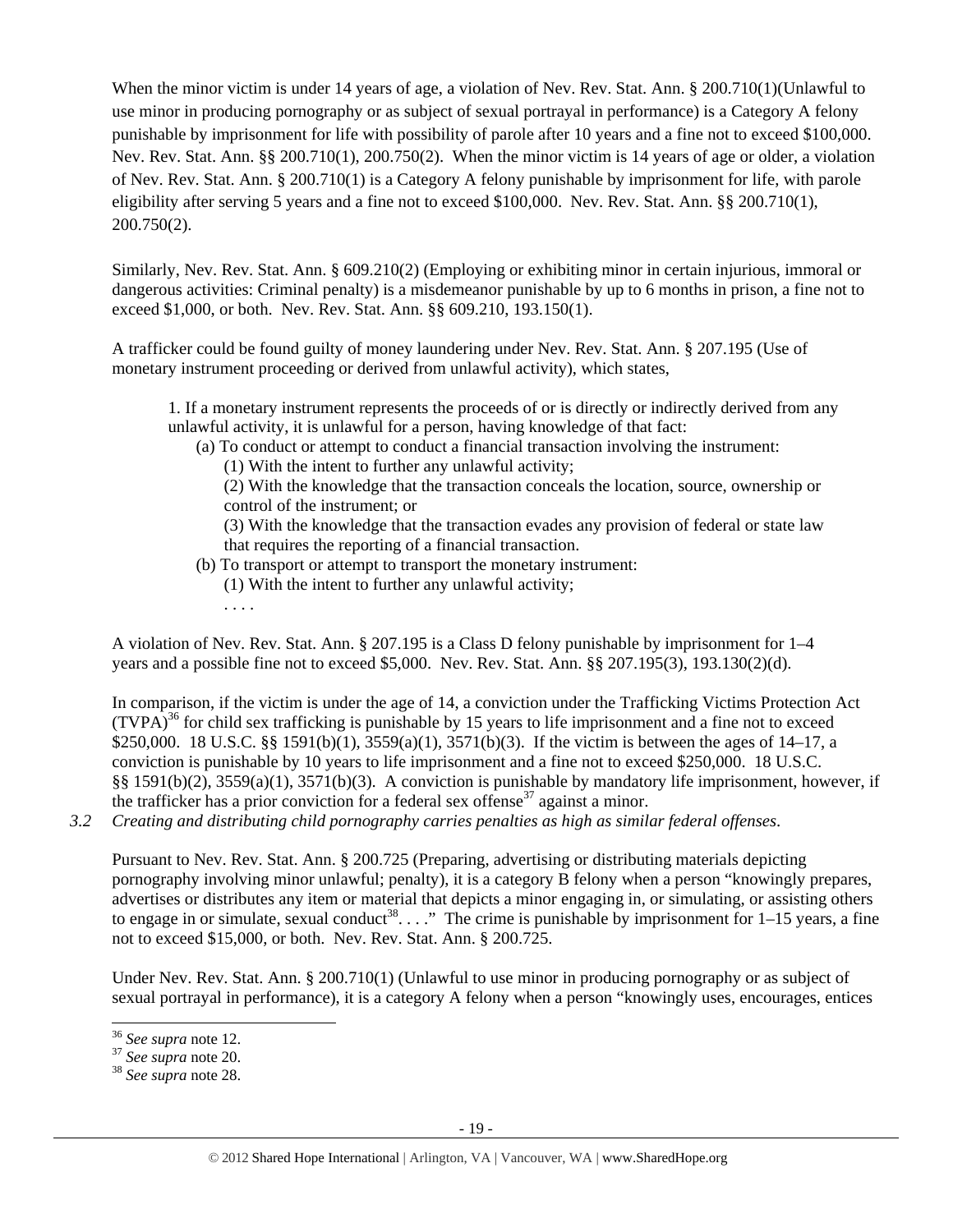When the minor victim is under 14 years of age, a violation of Nev. Rev. Stat. Ann. § 200.710(1)(Unlawful to use minor in producing pornography or as subject of sexual portrayal in performance) is a Category A felony punishable by imprisonment for life with possibility of parole after 10 years and a fine not to exceed $100,000. Nev. Rev. Stat. Ann. §§ 200.710(1), 200.750(2). When the minor victim is 14 years of age or older, a violation of Nev. Rev. Stat. Ann. § 200.710(1) is a Category A felony punishable by imprisonment for life, with parole eligibility after serving 5 years and a fine not to exceed $100,000. Nev. Rev. Stat. Ann. §§ 200.710(1), 200.750(2).

Similarly, Nev. Rev. Stat. Ann. § 609.210(2) (Employing or exhibiting minor in certain injurious, immoral or dangerous activities: Criminal penalty) is a misdemeanor punishable by up to 6 months in prison, a fine not to exceed $1,000, or both. Nev. Rev. Stat. Ann. §§ 609.210, 193.150(1).

A trafficker could be found guilty of money laundering under Nev. Rev. Stat. Ann. § 207.195 (Use of monetary instrument proceeding or derived from unlawful activity), which states,

> 1. If a monetary instrument represents the proceeds of or is directly or indirectly derived from any unlawful activity, it is unlawful for a person, having knowledge of that fact:
>    (a) To conduct or attempt to conduct a financial transaction involving the instrument:
>       (1) With the intent to further any unlawful activity;
>       (2) With the knowledge that the transaction conceals the location, source, ownership or control of the instrument; or
>       (3) With the knowledge that the transaction evades any provision of federal or state law that requires the reporting of a financial transaction.
>    (b) To transport or attempt to transport the monetary instrument:
>       (1) With the intent to further any unlawful activity;
>       . . . .

A violation of Nev. Rev. Stat. Ann. § 207.195 is a Class D felony punishable by imprisonment for 1–4 years and a possible fine not to exceed $5,000. Nev. Rev. Stat. Ann. §§ 207.195(3), 193.130(2)(d).

In comparison, if the victim is under the age of 14, a conviction under the Trafficking Victims Protection Act (TVPA)[36] for child sex trafficking is punishable by 15 years to life imprisonment and a fine not to exceed $250,000. 18 U.S.C. §§ 1591(b)(1), 3559(a)(1), 3571(b)(3). If the victim is between the ages of 14–17, a conviction is punishable by 10 years to life imprisonment and a fine not to exceed $250,000. 18 U.S.C. §§ 1591(b)(2), 3559(a)(1), 3571(b)(3). A conviction is punishable by mandatory life imprisonment, however, if the trafficker has a prior conviction for a federal sex offense[37] against a minor.

*3.2 Creating and distributing child pornography carries penalties as high as similar federal offenses.*

Pursuant to Nev. Rev. Stat. Ann. § 200.725 (Preparing, advertising or distributing materials depicting pornography involving minor unlawful; penalty), it is a category B felony when a person "knowingly prepares, advertises or distributes any item or material that depicts a minor engaging in, or simulating, or assisting others to engage in or simulate, sexual conduct[38]. . . ." The crime is punishable by imprisonment for 1–15 years, a fine not to exceed $15,000, or both. Nev. Rev. Stat. Ann. § 200.725.

Under Nev. Rev. Stat. Ann. § 200.710(1) (Unlawful to use minor in producing pornography or as subject of sexual portrayal in performance), it is a category A felony when a person "knowingly uses, encourages, entices

---

[36] *See supra* note 12.
[37] *See supra* note 20.
[38] *See supra* note 28.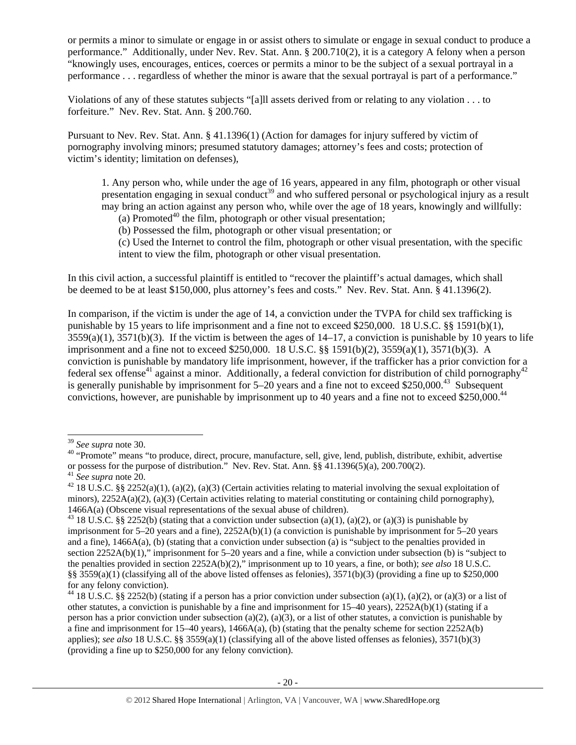or permits a minor to simulate or engage in or assist others to simulate or engage in sexual conduct to produce a performance." Additionally, under Nev. Rev. Stat. Ann. § 200.710(2), it is a category A felony when a person "knowingly uses, encourages, entices, coerces or permits a minor to be the subject of a sexual portrayal in a performance . . . regardless of whether the minor is aware that the sexual portrayal is part of a performance."

Violations of any of these statutes subjects "[a]ll assets derived from or relating to any violation . . . to forfeiture." Nev. Rev. Stat. Ann. § 200.760.

Pursuant to Nev. Rev. Stat. Ann. § 41.1396(1) (Action for damages for injury suffered by victim of pornography involving minors; presumed statutory damages; attorney's fees and costs; protection of victim's identity; limitation on defenses),

> 1. Any person who, while under the age of 16 years, appeared in any film, photograph or other visual presentation engaging in sexual conduct[39] and who suffered personal or psychological injury as a result may bring an action against any person who, while over the age of 18 years, knowingly and willfully:
>
> (a) Promoted[40] the film, photograph or other visual presentation;
>
> (b) Possessed the film, photograph or other visual presentation; or
>
> (c) Used the Internet to control the film, photograph or other visual presentation, with the specific intent to view the film, photograph or other visual presentation.

In this civil action, a successful plaintiff is entitled to "recover the plaintiff's actual damages, which shall be deemed to be at least $150,000, plus attorney's fees and costs." Nev. Rev. Stat. Ann. § 41.1396(2).

In comparison, if the victim is under the age of 14, a conviction under the TVPA for child sex trafficking is punishable by 15 years to life imprisonment and a fine not to exceed $250,000. 18 U.S.C. §§ 1591(b)(1), 3559(a)(1), 3571(b)(3). If the victim is between the ages of 14–17, a conviction is punishable by 10 years to life imprisonment and a fine not to exceed $250,000. 18 U.S.C. §§ 1591(b)(2), 3559(a)(1), 3571(b)(3). A conviction is punishable by mandatory life imprisonment, however, if the trafficker has a prior conviction for a federal sex offense[41] against a minor. Additionally, a federal conviction for distribution of child pornography[42] is generally punishable by imprisonment for 5–20 years and a fine not to exceed $250,000.[43] Subsequent convictions, however, are punishable by imprisonment up to 40 years and a fine not to exceed $250,000.[44]

---

[39] *See supra* note 30.

[40] "Promote" means "to produce, direct, procure, manufacture, sell, give, lend, publish, distribute, exhibit, advertise or possess for the purpose of distribution." Nev. Rev. Stat. Ann. §§ 41.1396(5)(a), 200.700(2).

[41] *See supra* note 20.

[42] 18 U.S.C. §§ 2252(a)(1), (a)(2), (a)(3) (Certain activities relating to material involving the sexual exploitation of minors), 2252A(a)(2), (a)(3) (Certain activities relating to material constituting or containing child pornography), 1466A(a) (Obscene visual representations of the sexual abuse of children).

[43] 18 U.S.C. §§ 2252(b) (stating that a conviction under subsection (a)(1), (a)(2), or (a)(3) is punishable by imprisonment for 5–20 years and a fine), 2252A(b)(1) (a conviction is punishable by imprisonment for 5–20 years and a fine), 1466A(a), (b) (stating that a conviction under subsection (a) is "subject to the penalties provided in section 2252A(b)(1)," imprisonment for 5–20 years and a fine, while a conviction under subsection (b) is "subject to the penalties provided in section 2252A(b)(2)," imprisonment up to 10 years, a fine, or both); *see also* 18 U.S.C. §§ 3559(a)(1) (classifying all of the above listed offenses as felonies), 3571(b)(3) (providing a fine up to $250,000 for any felony conviction).

[44] 18 U.S.C. §§ 2252(b) (stating if a person has a prior conviction under subsection (a)(1), (a)(2), or (a)(3) or a list of other statutes, a conviction is punishable by a fine and imprisonment for 15–40 years), 2252A(b)(1) (stating if a person has a prior conviction under subsection (a)(2), (a)(3), or a list of other statutes, a conviction is punishable by a fine and imprisonment for 15–40 years), 1466A(a), (b) (stating that the penalty scheme for section 2252A(b) applies); *see also* 18 U.S.C. §§ 3559(a)(1) (classifying all of the above listed offenses as felonies), 3571(b)(3) (providing a fine up to $250,000 for any felony conviction).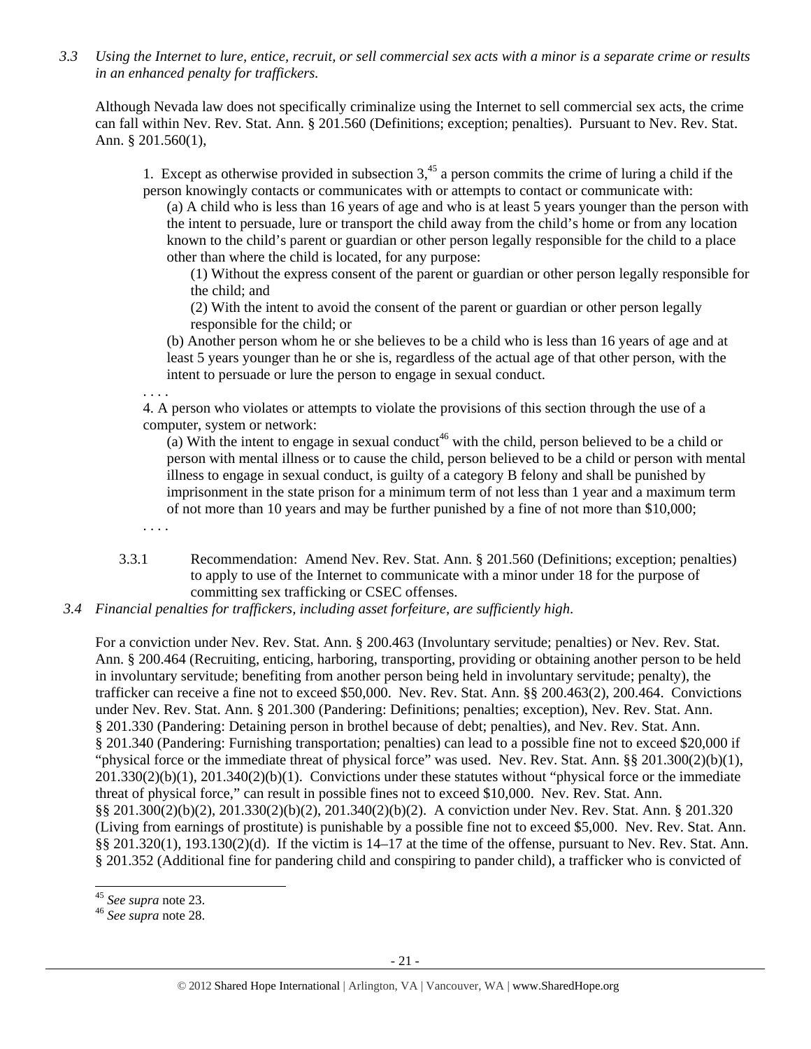*3.3 Using the Internet to lure, entice, recruit, or sell commercial sex acts with a minor is a separate crime or results in an enhanced penalty for traffickers.*

Although Nevada law does not specifically criminalize using the Internet to sell commercial sex acts, the crime can fall within Nev. Rev. Stat. Ann. § 201.560 (Definitions; exception; penalties). Pursuant to Nev. Rev. Stat. Ann. § 201.560(1),

> 1. Except as otherwise provided in subsection 3,[45] a person commits the crime of luring a child if the person knowingly contacts or communicates with or attempts to contact or communicate with:
>
> (a) A child who is less than 16 years of age and who is at least 5 years younger than the person with the intent to persuade, lure or transport the child away from the child's home or from any location known to the child's parent or guardian or other person legally responsible for the child to a place other than where the child is located, for any purpose:
>
> (1) Without the express consent of the parent or guardian or other person legally responsible for the child; and
>
> (2) With the intent to avoid the consent of the parent or guardian or other person legally responsible for the child; or
>
> (b) Another person whom he or she believes to be a child who is less than 16 years of age and at least 5 years younger than he or she is, regardless of the actual age of that other person, with the intent to persuade or lure the person to engage in sexual conduct.
>
> . . . .
>
> 4. A person who violates or attempts to violate the provisions of this section through the use of a computer, system or network:
>
> (a) With the intent to engage in sexual conduct[46] with the child, person believed to be a child or person with mental illness or to cause the child, person believed to be a child or person with mental illness to engage in sexual conduct, is guilty of a category B felony and shall be punished by imprisonment in the state prison for a minimum term of not less than 1 year and a maximum term of not more than 10 years and may be further punished by a fine of not more than $10,000;
>
> . . . .

3.3.1 Recommendation: Amend Nev. Rev. Stat. Ann. § 201.560 (Definitions; exception; penalties) to apply to use of the Internet to communicate with a minor under 18 for the purpose of committing sex trafficking or CSEC offenses.

*3.4 Financial penalties for traffickers, including asset forfeiture, are sufficiently high.*

For a conviction under Nev. Rev. Stat. Ann. § 200.463 (Involuntary servitude; penalties) or Nev. Rev. Stat. Ann. § 200.464 (Recruiting, enticing, harboring, transporting, providing or obtaining another person to be held in involuntary servitude; benefiting from another person being held in involuntary servitude; penalty), the trafficker can receive a fine not to exceed $50,000. Nev. Rev. Stat. Ann. §§ 200.463(2), 200.464. Convictions under Nev. Rev. Stat. Ann. § 201.300 (Pandering: Definitions; penalties; exception), Nev. Rev. Stat. Ann. § 201.330 (Pandering: Detaining person in brothel because of debt; penalties), and Nev. Rev. Stat. Ann. § 201.340 (Pandering: Furnishing transportation; penalties) can lead to a possible fine not to exceed $20,000 if "physical force or the immediate threat of physical force" was used. Nev. Rev. Stat. Ann. §§ 201.300(2)(b)(1), 201.330(2)(b)(1), 201.340(2)(b)(1). Convictions under these statutes without "physical force or the immediate threat of physical force," can result in possible fines not to exceed $10,000. Nev. Rev. Stat. Ann. §§ 201.300(2)(b)(2), 201.330(2)(b)(2), 201.340(2)(b)(2). A conviction under Nev. Rev. Stat. Ann. § 201.320 (Living from earnings of prostitute) is punishable by a possible fine not to exceed $5,000. Nev. Rev. Stat. Ann. §§ 201.320(1), 193.130(2)(d). If the victim is 14–17 at the time of the offense, pursuant to Nev. Rev. Stat. Ann. § 201.352 (Additional fine for pandering child and conspiring to pander child), a trafficker who is convicted of

---

[45] *See supra* note 23.

[46] *See supra* note 28.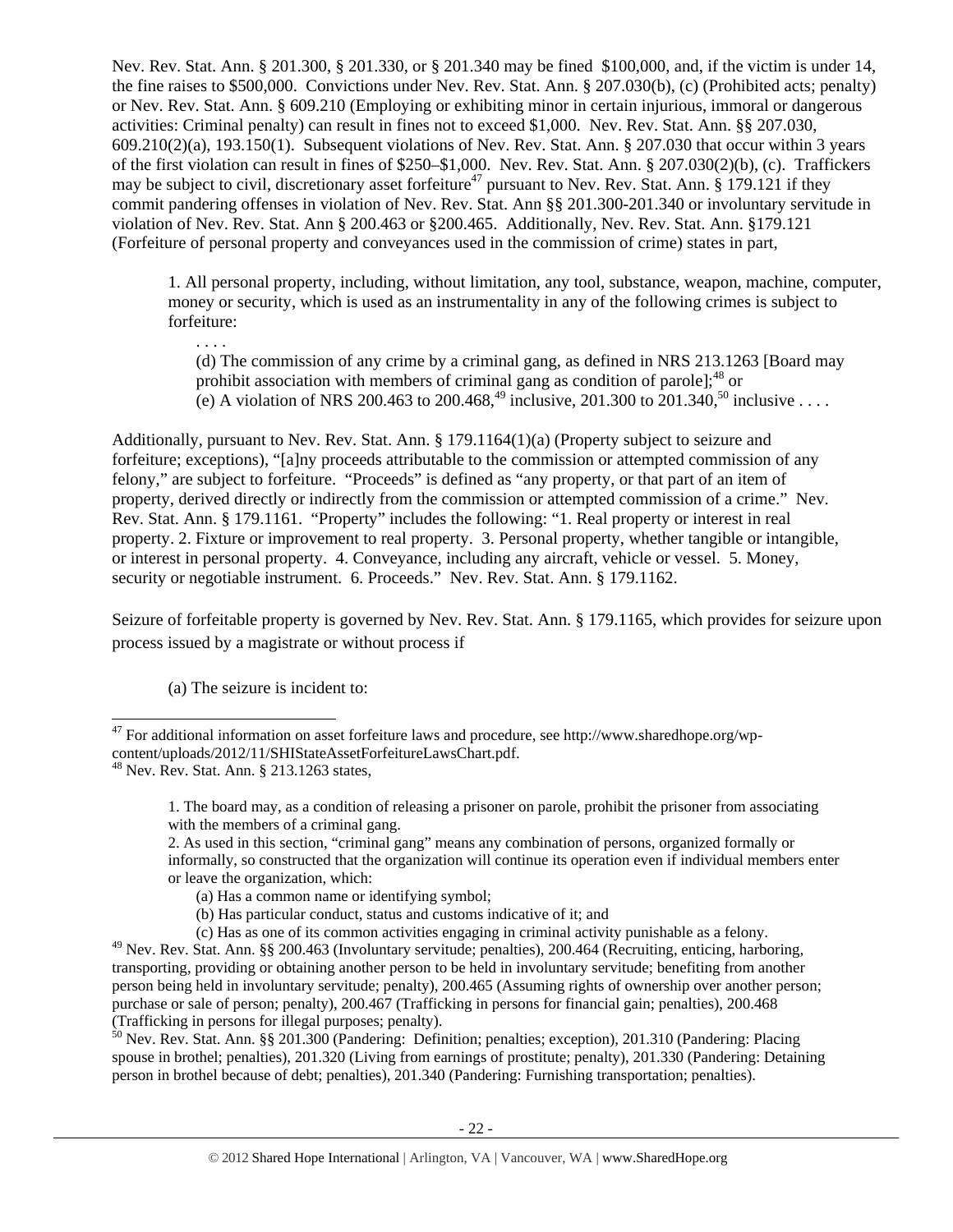Nev. Rev. Stat. Ann. § 201.300, § 201.330, or § 201.340 may be fined $100,000, and, if the victim is under 14, the fine raises to $500,000. Convictions under Nev. Rev. Stat. Ann. § 207.030(b), (c) (Prohibited acts; penalty) or Nev. Rev. Stat. Ann. § 609.210 (Employing or exhibiting minor in certain injurious, immoral or dangerous activities: Criminal penalty) can result in fines not to exceed $1,000. Nev. Rev. Stat. Ann. §§ 207.030, 609.210(2)(a), 193.150(1). Subsequent violations of Nev. Rev. Stat. Ann. § 207.030 that occur within 3 years of the first violation can result in fines of $250–$1,000. Nev. Rev. Stat. Ann. § 207.030(2)(b), (c). Traffickers may be subject to civil, discretionary asset forfeiture[47] pursuant to Nev. Rev. Stat. Ann. § 179.121 if they commit pandering offenses in violation of Nev. Rev. Stat Ann §§ 201.300-201.340 or involuntary servitude in violation of Nev. Rev. Stat Ann § 200.463 or §200.465. Additionally, Nev. Rev. Stat. Ann. §179.121 (Forfeiture of personal property and conveyances used in the commission of crime) states in part,

> 1. All personal property, including, without limitation, any tool, substance, weapon, machine, computer, money or security, which is used as an instrumentality in any of the following crimes is subject to forfeiture:
>
> . . . .
>
> (d) The commission of any crime by a criminal gang, as defined in NRS 213.1263 [Board may prohibit association with members of criminal gang as condition of parole];[48] or
> (e) A violation of NRS 200.463 to 200.468,[49] inclusive, 201.300 to 201.340,[50] inclusive . . . .

Additionally, pursuant to Nev. Rev. Stat. Ann. § 179.1164(1)(a) (Property subject to seizure and forfeiture; exceptions), "[a]ny proceeds attributable to the commission or attempted commission of any felony," are subject to forfeiture. "Proceeds" is defined as "any property, or that part of an item of property, derived directly or indirectly from the commission or attempted commission of a crime." Nev. Rev. Stat. Ann. § 179.1161. "Property" includes the following: "1. Real property or interest in real property. 2. Fixture or improvement to real property. 3. Personal property, whether tangible or intangible, or interest in personal property. 4. Conveyance, including any aircraft, vehicle or vessel. 5. Money, security or negotiable instrument. 6. Proceeds." Nev. Rev. Stat. Ann. § 179.1162.

Seizure of forfeitable property is governed by Nev. Rev. Stat. Ann. § 179.1165, which provides for seizure upon process issued by a magistrate or without process if

> (a) The seizure is incident to:

---

[47] For additional information on asset forfeiture laws and procedure, see http://www.sharedhope.org/wp-content/uploads/2012/11/SHIStateAssetForfeitureLawsChart.pdf.

[48] Nev. Rev. Stat. Ann. § 213.1263 states,

> 1. The board may, as a condition of releasing a prisoner on parole, prohibit the prisoner from associating with the members of a criminal gang.
> 2. As used in this section, "criminal gang" means any combination of persons, organized formally or informally, so constructed that the organization will continue its operation even if individual members enter or leave the organization, which:
> (a) Has a common name or identifying symbol;
> (b) Has particular conduct, status and customs indicative of it; and
> (c) Has as one of its common activities engaging in criminal activity punishable as a felony.

[49] Nev. Rev. Stat. Ann. §§ 200.463 (Involuntary servitude; penalties), 200.464 (Recruiting, enticing, harboring, transporting, providing or obtaining another person to be held in involuntary servitude; benefiting from another person being held in involuntary servitude; penalty), 200.465 (Assuming rights of ownership over another person; purchase or sale of person; penalty), 200.467 (Trafficking in persons for financial gain; penalties), 200.468 (Trafficking in persons for illegal purposes; penalty).

[50] Nev. Rev. Stat. Ann. §§ 201.300 (Pandering: Definition; penalties; exception), 201.310 (Pandering: Placing spouse in brothel; penalties), 201.320 (Living from earnings of prostitute; penalty), 201.330 (Pandering: Detaining person in brothel because of debt; penalties), 201.340 (Pandering: Furnishing transportation; penalties).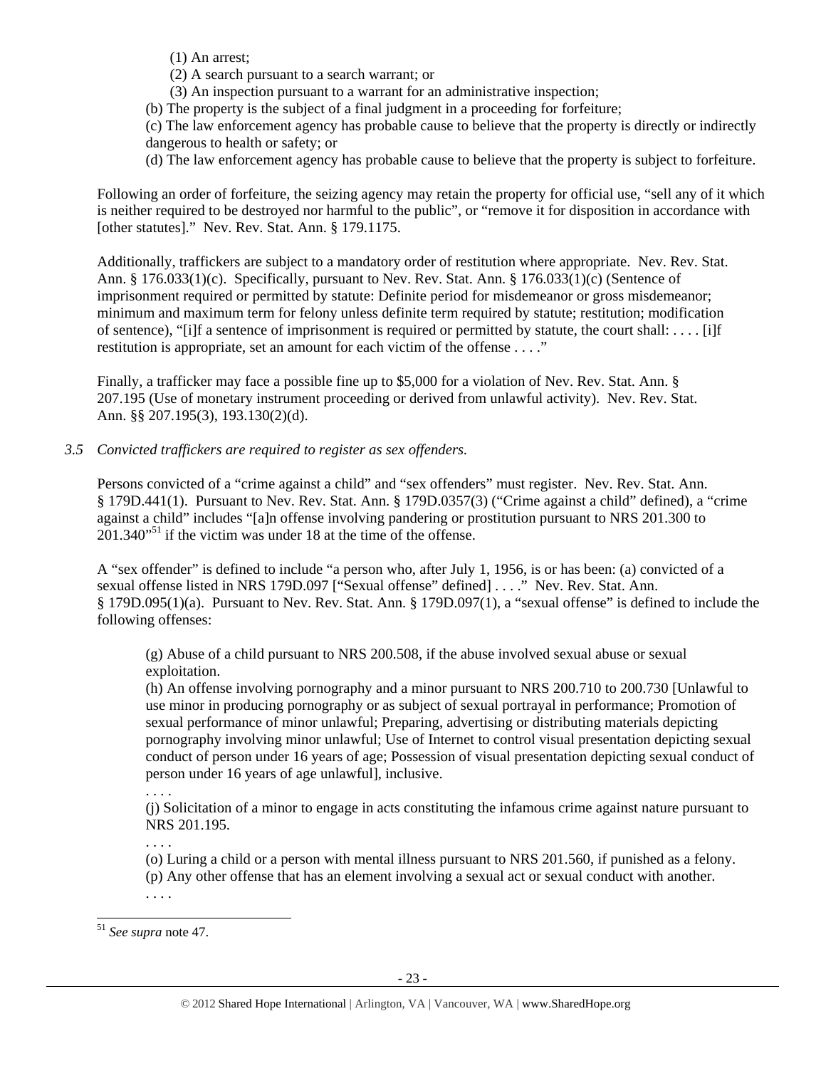(1) An arrest;

(2) A search pursuant to a search warrant; or

(3) An inspection pursuant to a warrant for an administrative inspection;

(b) The property is the subject of a final judgment in a proceeding for forfeiture;

(c) The law enforcement agency has probable cause to believe that the property is directly or indirectly dangerous to health or safety; or

(d) The law enforcement agency has probable cause to believe that the property is subject to forfeiture.

Following an order of forfeiture, the seizing agency may retain the property for official use, "sell any of it which is neither required to be destroyed nor harmful to the public", or "remove it for disposition in accordance with [other statutes]." Nev. Rev. Stat. Ann. § 179.1175.

Additionally, traffickers are subject to a mandatory order of restitution where appropriate. Nev. Rev. Stat. Ann. § 176.033(1)(c). Specifically, pursuant to Nev. Rev. Stat. Ann. § 176.033(1)(c) (Sentence of imprisonment required or permitted by statute: Definite period for misdemeanor or gross misdemeanor; minimum and maximum term for felony unless definite term required by statute; restitution; modification of sentence), "[i]f a sentence of imprisonment is required or permitted by statute, the court shall: . . . . [i]f restitution is appropriate, set an amount for each victim of the offense . . . ."

Finally, a trafficker may face a possible fine up to $5,000 for a violation of Nev. Rev. Stat. Ann. § 207.195 (Use of monetary instrument proceeding or derived from unlawful activity). Nev. Rev. Stat. Ann. §§ 207.195(3), 193.130(2)(d).

*3.5 Convicted traffickers are required to register as sex offenders.*

Persons convicted of a "crime against a child" and "sex offenders" must register. Nev. Rev. Stat. Ann. § 179D.441(1). Pursuant to Nev. Rev. Stat. Ann. § 179D.0357(3) ("Crime against a child" defined), a "crime against a child" includes "[a]n offense involving pandering or prostitution pursuant to NRS 201.300 to 201.340"[51] if the victim was under 18 at the time of the offense.

A "sex offender" is defined to include "a person who, after July 1, 1956, is or has been: (a) convicted of a sexual offense listed in NRS 179D.097 ["Sexual offense" defined] . . . ." Nev. Rev. Stat. Ann. § 179D.095(1)(a). Pursuant to Nev. Rev. Stat. Ann. § 179D.097(1), a "sexual offense" is defined to include the following offenses:

> (g) Abuse of a child pursuant to NRS 200.508, if the abuse involved sexual abuse or sexual exploitation.
>
> (h) An offense involving pornography and a minor pursuant to NRS 200.710 to 200.730 [Unlawful to use minor in producing pornography or as subject of sexual portrayal in performance; Promotion of sexual performance of minor unlawful; Preparing, advertising or distributing materials depicting pornography involving minor unlawful; Use of Internet to control visual presentation depicting sexual conduct of person under 16 years of age; Possession of visual presentation depicting sexual conduct of person under 16 years of age unlawful], inclusive.
>
> . . . .
>
> (j) Solicitation of a minor to engage in acts constituting the infamous crime against nature pursuant to NRS 201.195.
>
> . . . .
>
> (o) Luring a child or a person with mental illness pursuant to NRS 201.560, if punished as a felony.
>
> (p) Any other offense that has an element involving a sexual act or sexual conduct with another.
>
> . . . .

---

[51] *See supra* note 47.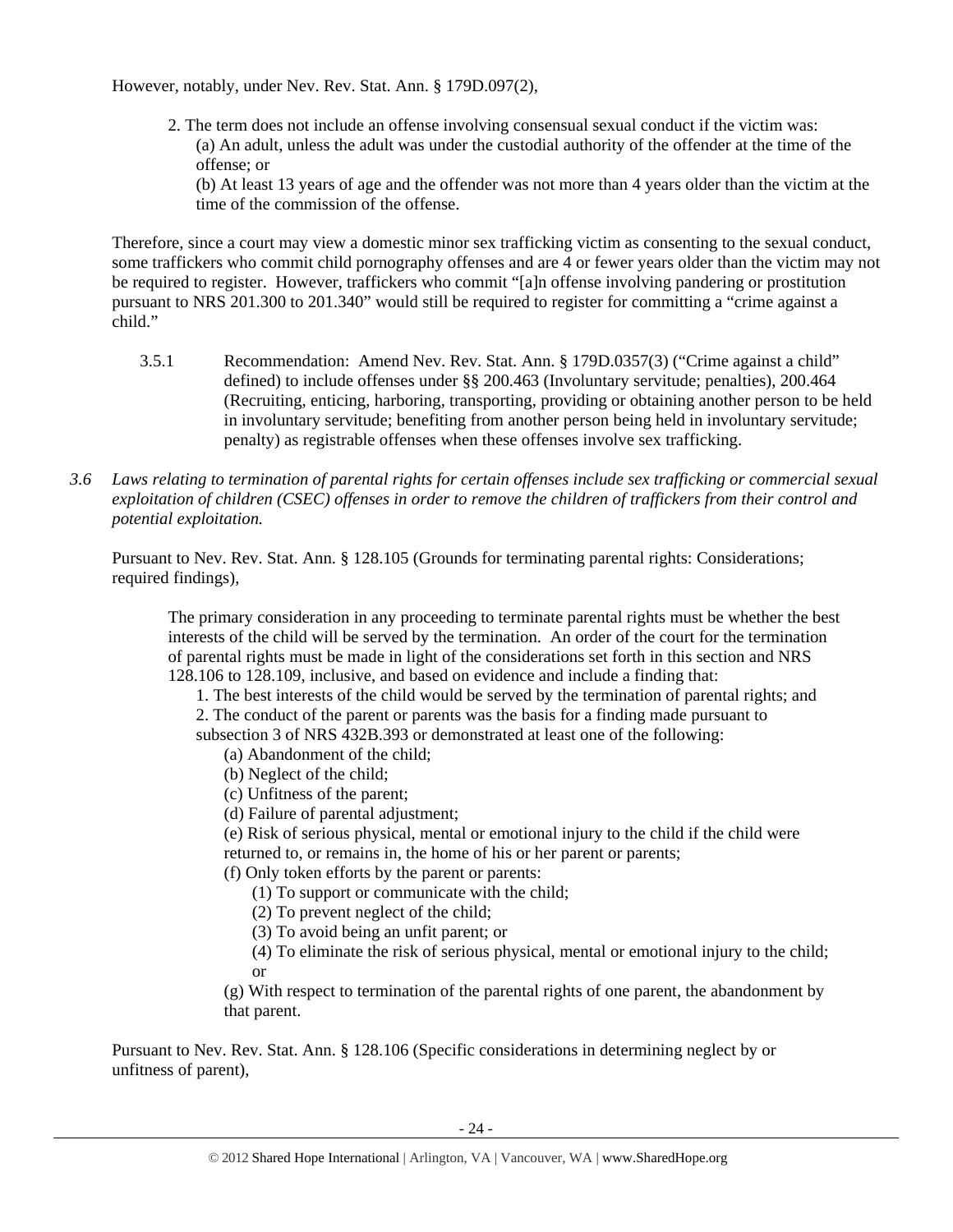However, notably, under Nev. Rev. Stat. Ann. § 179D.097(2),

> 2. The term does not include an offense involving consensual sexual conduct if the victim was:
> (a) An adult, unless the adult was under the custodial authority of the offender at the time of the offense; or
> (b) At least 13 years of age and the offender was not more than 4 years older than the victim at the time of the commission of the offense.

Therefore, since a court may view a domestic minor sex trafficking victim as consenting to the sexual conduct, some traffickers who commit child pornography offenses and are 4 or fewer years older than the victim may not be required to register. However, traffickers who commit "[a]n offense involving pandering or prostitution pursuant to NRS 201.300 to 201.340" would still be required to register for committing a "crime against a child."

3.5.1 Recommendation: Amend Nev. Rev. Stat. Ann. § 179D.0357(3) ("Crime against a child" defined) to include offenses under §§ 200.463 (Involuntary servitude; penalties), 200.464 (Recruiting, enticing, harboring, transporting, providing or obtaining another person to be held in involuntary servitude; benefiting from another person being held in involuntary servitude; penalty) as registrable offenses when these offenses involve sex trafficking.

*3.6 Laws relating to termination of parental rights for certain offenses include sex trafficking or commercial sexual exploitation of children (CSEC) offenses in order to remove the children of traffickers from their control and potential exploitation.*

Pursuant to Nev. Rev. Stat. Ann. § 128.105 (Grounds for terminating parental rights: Considerations; required findings),

> The primary consideration in any proceeding to terminate parental rights must be whether the best interests of the child will be served by the termination. An order of the court for the termination of parental rights must be made in light of the considerations set forth in this section and NRS 128.106 to 128.109, inclusive, and based on evidence and include a finding that:
> 1. The best interests of the child would be served by the termination of parental rights; and
> 2. The conduct of the parent or parents was the basis for a finding made pursuant to subsection 3 of NRS 432B.393 or demonstrated at least one of the following:
> (a) Abandonment of the child;
> (b) Neglect of the child;
> (c) Unfitness of the parent;
> (d) Failure of parental adjustment;
> (e) Risk of serious physical, mental or emotional injury to the child if the child were returned to, or remains in, the home of his or her parent or parents;
> (f) Only token efforts by the parent or parents:
> (1) To support or communicate with the child;
> (2) To prevent neglect of the child;
> (3) To avoid being an unfit parent; or
> (4) To eliminate the risk of serious physical, mental or emotional injury to the child; or
> (g) With respect to termination of the parental rights of one parent, the abandonment by that parent.

Pursuant to Nev. Rev. Stat. Ann. § 128.106 (Specific considerations in determining neglect by or unfitness of parent),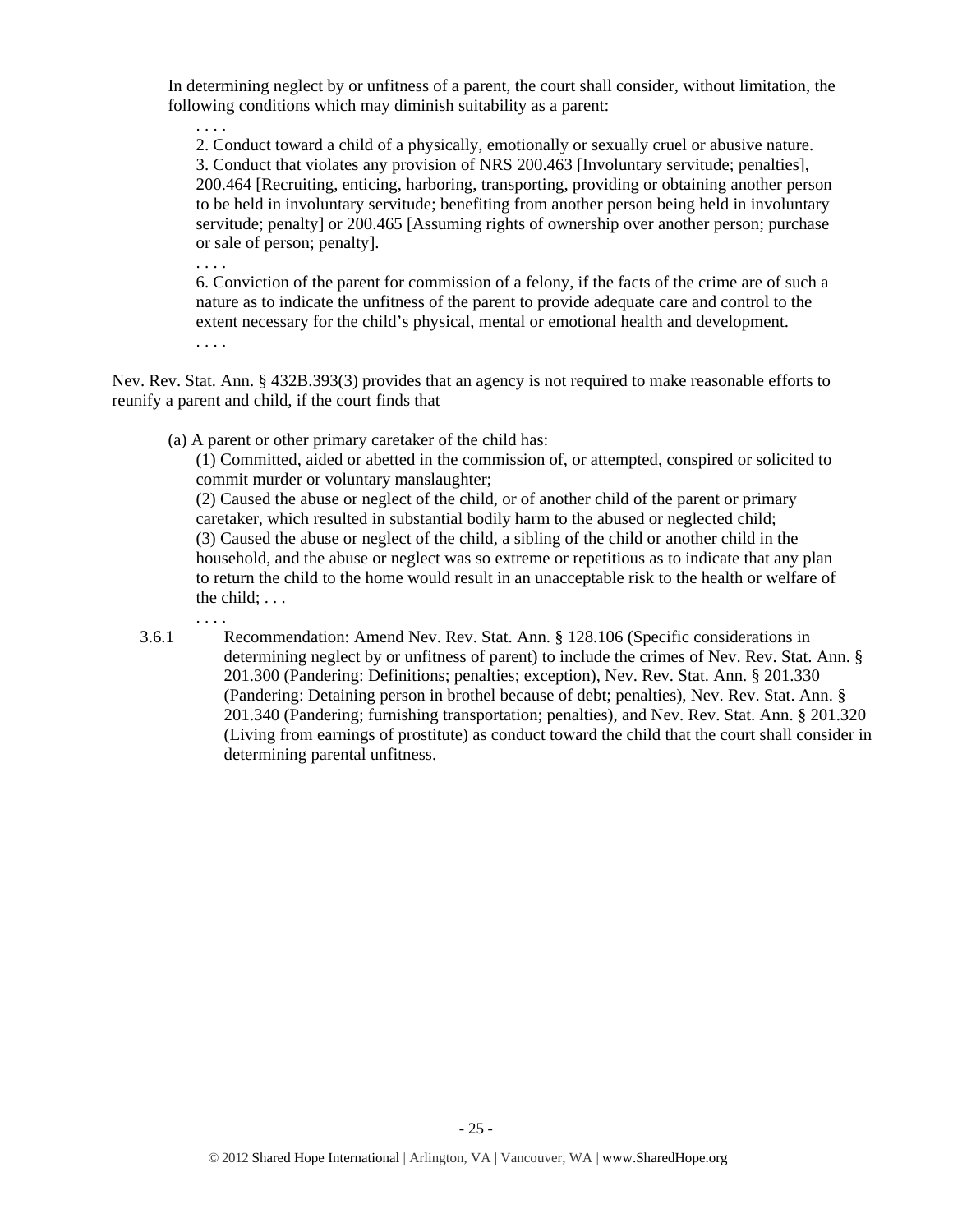In determining neglect by or unfitness of a parent, the court shall consider, without limitation, the following conditions which may diminish suitability as a parent:

> . . . .
>
> 2. Conduct toward a child of a physically, emotionally or sexually cruel or abusive nature.
> 3. Conduct that violates any provision of NRS 200.463 [Involuntary servitude; penalties], 200.464 [Recruiting, enticing, harboring, transporting, providing or obtaining another person to be held in involuntary servitude; benefiting from another person being held in involuntary servitude; penalty] or 200.465 [Assuming rights of ownership over another person; purchase or sale of person; penalty].
>
> . . . .
>
> 6. Conviction of the parent for commission of a felony, if the facts of the crime are of such a nature as to indicate the unfitness of the parent to provide adequate care and control to the extent necessary for the child's physical, mental or emotional health and development.
>
> . . . .

Nev. Rev. Stat. Ann. § 432B.393(3) provides that an agency is not required to make reasonable efforts to reunify a parent and child, if the court finds that

> (a) A parent or other primary caretaker of the child has:
>
> (1) Committed, aided or abetted in the commission of, or attempted, conspired or solicited to commit murder or voluntary manslaughter;
> (2) Caused the abuse or neglect of the child, or of another child of the parent or primary caretaker, which resulted in substantial bodily harm to the abused or neglected child;
> (3) Caused the abuse or neglect of the child, a sibling of the child or another child in the household, and the abuse or neglect was so extreme or repetitious as to indicate that any plan to return the child to the home would result in an unacceptable risk to the health or welfare of the child; . . .
>
> . . . .

3.6.1 Recommendation: Amend Nev. Rev. Stat. Ann. § 128.106 (Specific considerations in determining neglect by or unfitness of parent) to include the crimes of Nev. Rev. Stat. Ann. § 201.300 (Pandering: Definitions; penalties; exception), Nev. Rev. Stat. Ann. § 201.330 (Pandering: Detaining person in brothel because of debt; penalties), Nev. Rev. Stat. Ann. § 201.340 (Pandering; furnishing transportation; penalties), and Nev. Rev. Stat. Ann. § 201.320 (Living from earnings of prostitute) as conduct toward the child that the court shall consider in determining parental unfitness.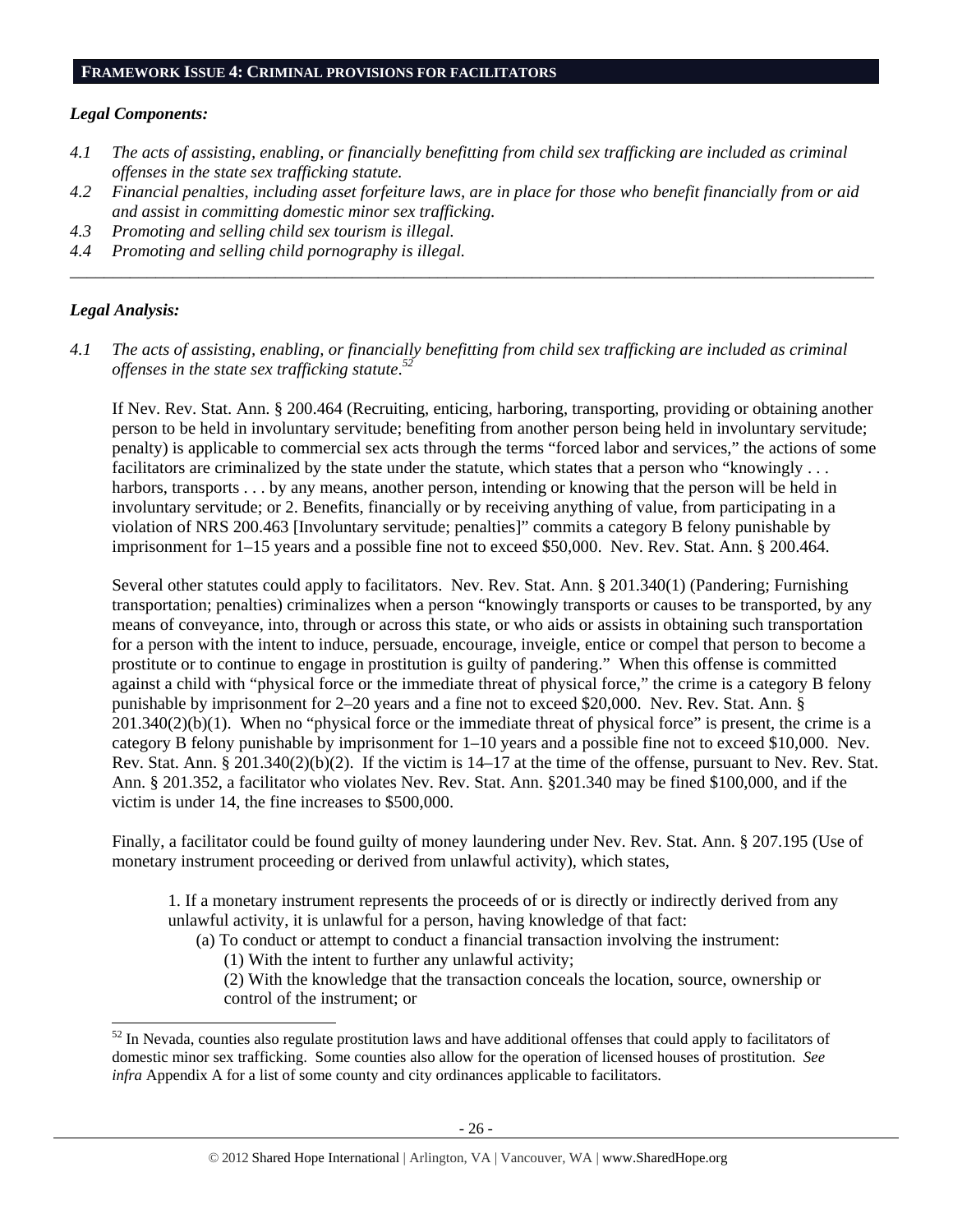## FRAMEWORK ISSUE 4: CRIMINAL PROVISIONS FOR FACILITATORS

***Legal Components:***

*4.1 The acts of assisting, enabling, or financially benefitting from child sex trafficking are included as criminal offenses in the state sex trafficking statute.*

*4.2 Financial penalties, including asset forfeiture laws, are in place for those who benefit financially from or aid and assist in committing domestic minor sex trafficking.*

*4.3 Promoting and selling child sex tourism is illegal.*

*4.4 Promoting and selling child pornography is illegal.*

---

***Legal Analysis:***

*4.1 The acts of assisting, enabling, or financially benefitting from child sex trafficking are included as criminal offenses in the state sex trafficking statute.*[52]

If Nev. Rev. Stat. Ann. § 200.464 (Recruiting, enticing, harboring, transporting, providing or obtaining another person to be held in involuntary servitude; benefiting from another person being held in involuntary servitude; penalty) is applicable to commercial sex acts through the terms "forced labor and services," the actions of some facilitators are criminalized by the state under the statute, which states that a person who "knowingly . . . harbors, transports . . . by any means, another person, intending or knowing that the person will be held in involuntary servitude; or 2. Benefits, financially or by receiving anything of value, from participating in a violation of NRS 200.463 [Involuntary servitude; penalties]" commits a category B felony punishable by imprisonment for 1–15 years and a possible fine not to exceed $50,000. Nev. Rev. Stat. Ann. § 200.464.

Several other statutes could apply to facilitators. Nev. Rev. Stat. Ann. § 201.340(1) (Pandering; Furnishing transportation; penalties) criminalizes when a person "knowingly transports or causes to be transported, by any means of conveyance, into, through or across this state, or who aids or assists in obtaining such transportation for a person with the intent to induce, persuade, encourage, inveigle, entice or compel that person to become a prostitute or to continue to engage in prostitution is guilty of pandering." When this offense is committed against a child with "physical force or the immediate threat of physical force," the crime is a category B felony punishable by imprisonment for 2–20 years and a fine not to exceed $20,000. Nev. Rev. Stat. Ann. § 201.340(2)(b)(1). When no "physical force or the immediate threat of physical force" is present, the crime is a category B felony punishable by imprisonment for 1–10 years and a possible fine not to exceed $10,000. Nev. Rev. Stat. Ann. § 201.340(2)(b)(2). If the victim is 14–17 at the time of the offense, pursuant to Nev. Rev. Stat. Ann. § 201.352, a facilitator who violates Nev. Rev. Stat. Ann. §201.340 may be fined $100,000, and if the victim is under 14, the fine increases to $500,000.

Finally, a facilitator could be found guilty of money laundering under Nev. Rev. Stat. Ann. § 207.195 (Use of monetary instrument proceeding or derived from unlawful activity), which states,

> 1. If a monetary instrument represents the proceeds of or is directly or indirectly derived from any unlawful activity, it is unlawful for a person, having knowledge of that fact:
>
> (a) To conduct or attempt to conduct a financial transaction involving the instrument:
>
> (1) With the intent to further any unlawful activity;
>
> (2) With the knowledge that the transaction conceals the location, source, ownership or control of the instrument; or

---

[52] In Nevada, counties also regulate prostitution laws and have additional offenses that could apply to facilitators of domestic minor sex trafficking. Some counties also allow for the operation of licensed houses of prostitution. *See infra* Appendix A for a list of some county and city ordinances applicable to facilitators.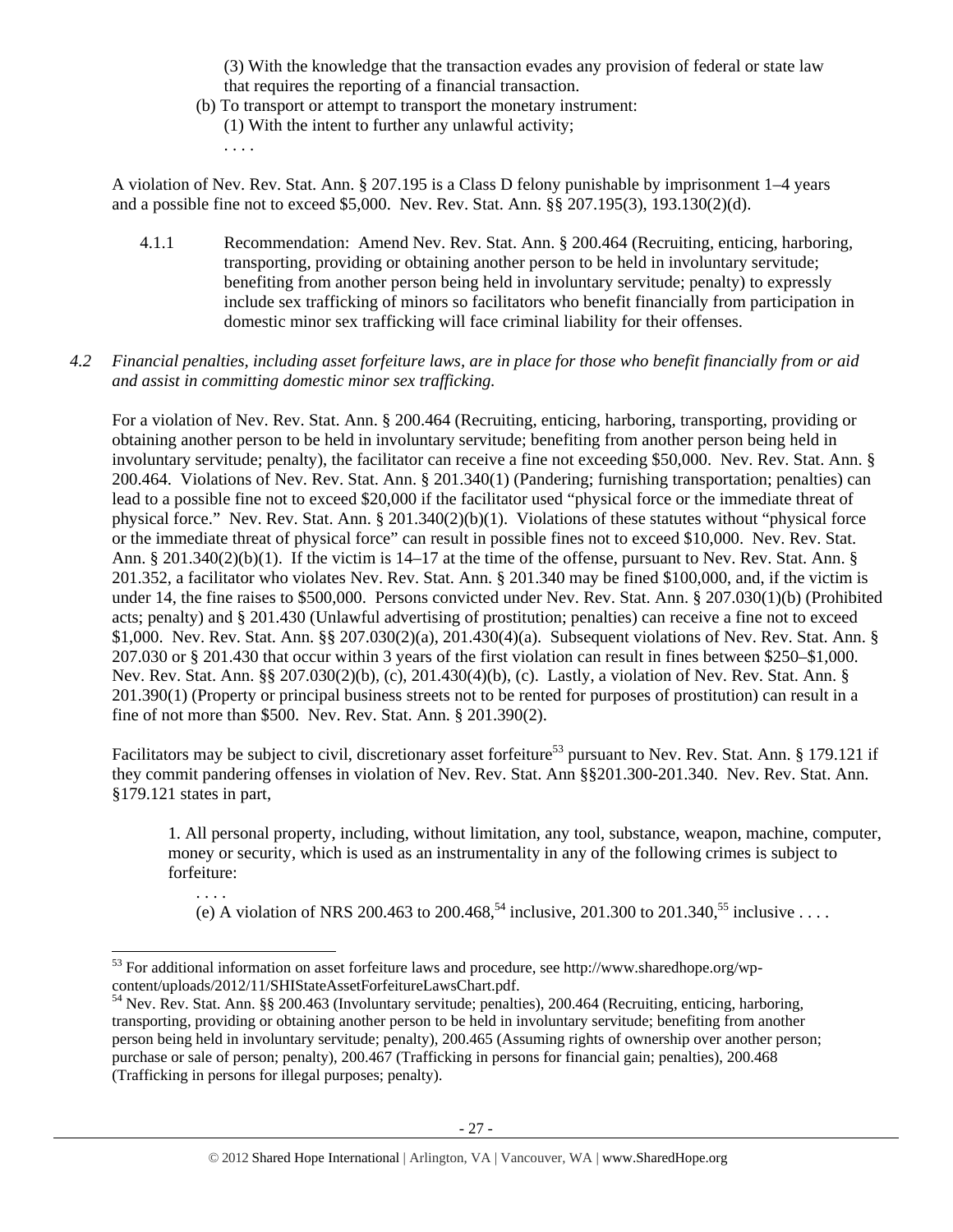(3) With the knowledge that the transaction evades any provision of federal or state law that requires the reporting of a financial transaction.

(b) To transport or attempt to transport the monetary instrument:

(1) With the intent to further any unlawful activity;

. . . .

A violation of Nev. Rev. Stat. Ann. § 207.195 is a Class D felony punishable by imprisonment 1–4 years and a possible fine not to exceed $5,000. Nev. Rev. Stat. Ann. §§ 207.195(3), 193.130(2)(d).

4.1.1 Recommendation: Amend Nev. Rev. Stat. Ann. § 200.464 (Recruiting, enticing, harboring, transporting, providing or obtaining another person to be held in involuntary servitude; benefiting from another person being held in involuntary servitude; penalty) to expressly include sex trafficking of minors so facilitators who benefit financially from participation in domestic minor sex trafficking will face criminal liability for their offenses.

*4.2 Financial penalties, including asset forfeiture laws, are in place for those who benefit financially from or aid and assist in committing domestic minor sex trafficking.*

For a violation of Nev. Rev. Stat. Ann. § 200.464 (Recruiting, enticing, harboring, transporting, providing or obtaining another person to be held in involuntary servitude; benefiting from another person being held in involuntary servitude; penalty), the facilitator can receive a fine not exceeding $50,000. Nev. Rev. Stat. Ann. § 200.464. Violations of Nev. Rev. Stat. Ann. § 201.340(1) (Pandering; furnishing transportation; penalties) can lead to a possible fine not to exceed $20,000 if the facilitator used "physical force or the immediate threat of physical force." Nev. Rev. Stat. Ann. § 201.340(2)(b)(1). Violations of these statutes without "physical force or the immediate threat of physical force" can result in possible fines not to exceed $10,000. Nev. Rev. Stat. Ann. § 201.340(2)(b)(1). If the victim is 14–17 at the time of the offense, pursuant to Nev. Rev. Stat. Ann. § 201.352, a facilitator who violates Nev. Rev. Stat. Ann. § 201.340 may be fined $100,000, and, if the victim is under 14, the fine raises to $500,000. Persons convicted under Nev. Rev. Stat. Ann. § 207.030(1)(b) (Prohibited acts; penalty) and § 201.430 (Unlawful advertising of prostitution; penalties) can receive a fine not to exceed $1,000. Nev. Rev. Stat. Ann. §§ 207.030(2)(a), 201.430(4)(a). Subsequent violations of Nev. Rev. Stat. Ann. § 207.030 or § 201.430 that occur within 3 years of the first violation can result in fines between $250–$1,000. Nev. Rev. Stat. Ann. §§ 207.030(2)(b), (c), 201.430(4)(b), (c). Lastly, a violation of Nev. Rev. Stat. Ann. § 201.390(1) (Property or principal business streets not to be rented for purposes of prostitution) can result in a fine of not more than $500. Nev. Rev. Stat. Ann. § 201.390(2).

Facilitators may be subject to civil, discretionary asset forfeiture[53] pursuant to Nev. Rev. Stat. Ann. § 179.121 if they commit pandering offenses in violation of Nev. Rev. Stat. Ann §§201.300-201.340. Nev. Rev. Stat. Ann. §179.121 states in part,

> 1. All personal property, including, without limitation, any tool, substance, weapon, machine, computer, money or security, which is used as an instrumentality in any of the following crimes is subject to forfeiture:
>
> . . . .
>
> (e) A violation of NRS 200.463 to 200.468,[54] inclusive, 201.300 to 201.340,[55] inclusive . . . .

---

[53] For additional information on asset forfeiture laws and procedure, see http://www.sharedhope.org/wp-content/uploads/2012/11/SHIStateAssetForfeitureLawsChart.pdf.

[54] Nev. Rev. Stat. Ann. §§ 200.463 (Involuntary servitude; penalties), 200.464 (Recruiting, enticing, harboring, transporting, providing or obtaining another person to be held in involuntary servitude; benefiting from another person being held in involuntary servitude; penalty), 200.465 (Assuming rights of ownership over another person; purchase or sale of person; penalty), 200.467 (Trafficking in persons for financial gain; penalties), 200.468 (Trafficking in persons for illegal purposes; penalty).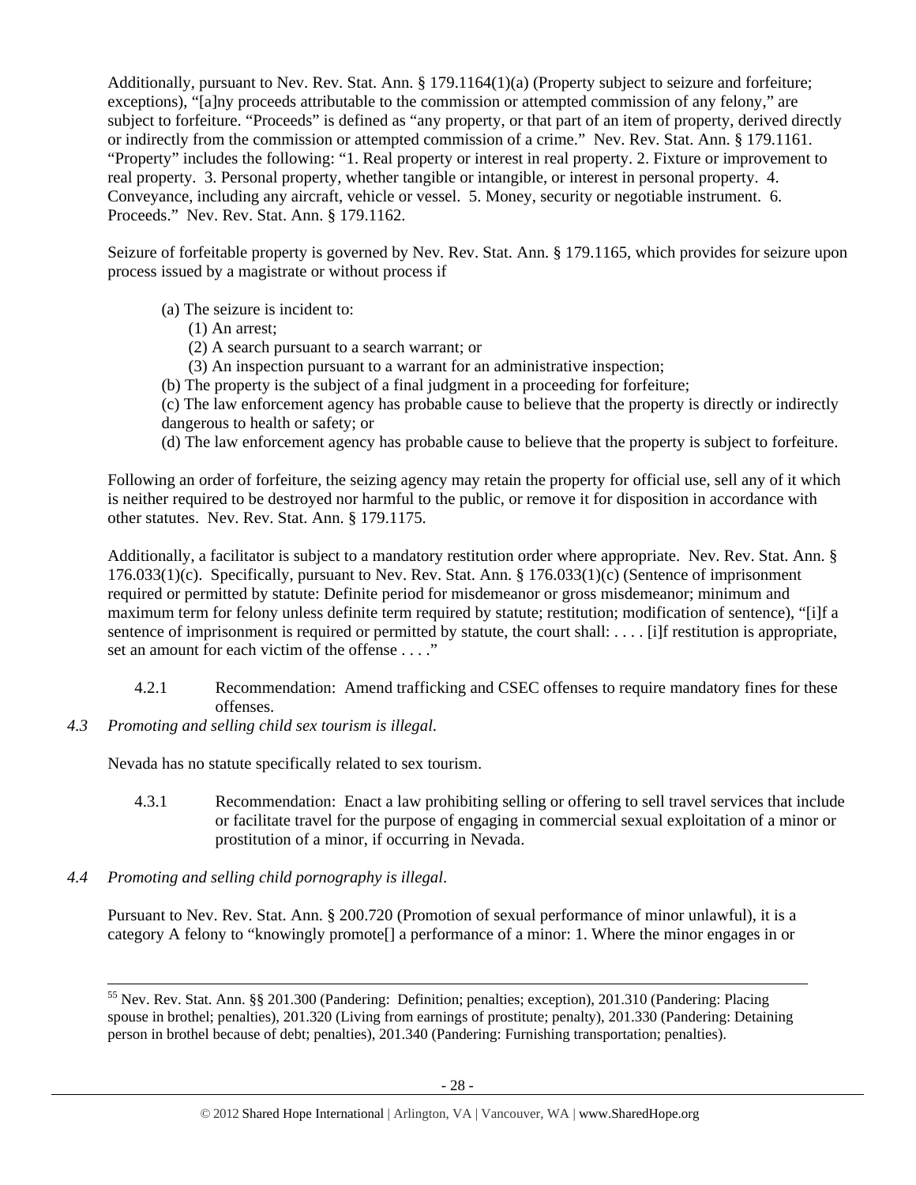Additionally, pursuant to Nev. Rev. Stat. Ann. § 179.1164(1)(a) (Property subject to seizure and forfeiture; exceptions), "[a]ny proceeds attributable to the commission or attempted commission of any felony," are subject to forfeiture. "Proceeds" is defined as "any property, or that part of an item of property, derived directly or indirectly from the commission or attempted commission of a crime." Nev. Rev. Stat. Ann. § 179.1161. "Property" includes the following: "1. Real property or interest in real property. 2. Fixture or improvement to real property. 3. Personal property, whether tangible or intangible, or interest in personal property. 4. Conveyance, including any aircraft, vehicle or vessel. 5. Money, security or negotiable instrument. 6. Proceeds." Nev. Rev. Stat. Ann. § 179.1162.

Seizure of forfeitable property is governed by Nev. Rev. Stat. Ann. § 179.1165, which provides for seizure upon process issued by a magistrate or without process if

> (a) The seizure is incident to:
> 
> (1) An arrest;
> 
> (2) A search pursuant to a search warrant; or
> 
> (3) An inspection pursuant to a warrant for an administrative inspection;
> 
> (b) The property is the subject of a final judgment in a proceeding for forfeiture;
> 
> (c) The law enforcement agency has probable cause to believe that the property is directly or indirectly dangerous to health or safety; or
> 
> (d) The law enforcement agency has probable cause to believe that the property is subject to forfeiture.

Following an order of forfeiture, the seizing agency may retain the property for official use, sell any of it which is neither required to be destroyed nor harmful to the public, or remove it for disposition in accordance with other statutes. Nev. Rev. Stat. Ann. § 179.1175.

Additionally, a facilitator is subject to a mandatory restitution order where appropriate. Nev. Rev. Stat. Ann. § 176.033(1)(c). Specifically, pursuant to Nev. Rev. Stat. Ann. § 176.033(1)(c) (Sentence of imprisonment required or permitted by statute: Definite period for misdemeanor or gross misdemeanor; minimum and maximum term for felony unless definite term required by statute; restitution; modification of sentence), "[i]f a sentence of imprisonment is required or permitted by statute, the court shall: . . . . [i]f restitution is appropriate, set an amount for each victim of the offense . . . ."

4.2.1 Recommendation: Amend trafficking and CSEC offenses to require mandatory fines for these offenses.

*4.3 Promoting and selling child sex tourism is illegal.*

Nevada has no statute specifically related to sex tourism.

4.3.1 Recommendation: Enact a law prohibiting selling or offering to sell travel services that include or facilitate travel for the purpose of engaging in commercial sexual exploitation of a minor or prostitution of a minor, if occurring in Nevada.

*4.4 Promoting and selling child pornography is illegal.*

Pursuant to Nev. Rev. Stat. Ann. § 200.720 (Promotion of sexual performance of minor unlawful), it is a category A felony to "knowingly promote[] a performance of a minor: 1. Where the minor engages in or

---

[55] Nev. Rev. Stat. Ann. §§ 201.300 (Pandering: Definition; penalties; exception), 201.310 (Pandering: Placing spouse in brothel; penalties), 201.320 (Living from earnings of prostitute; penalty), 201.330 (Pandering: Detaining person in brothel because of debt; penalties), 201.340 (Pandering: Furnishing transportation; penalties).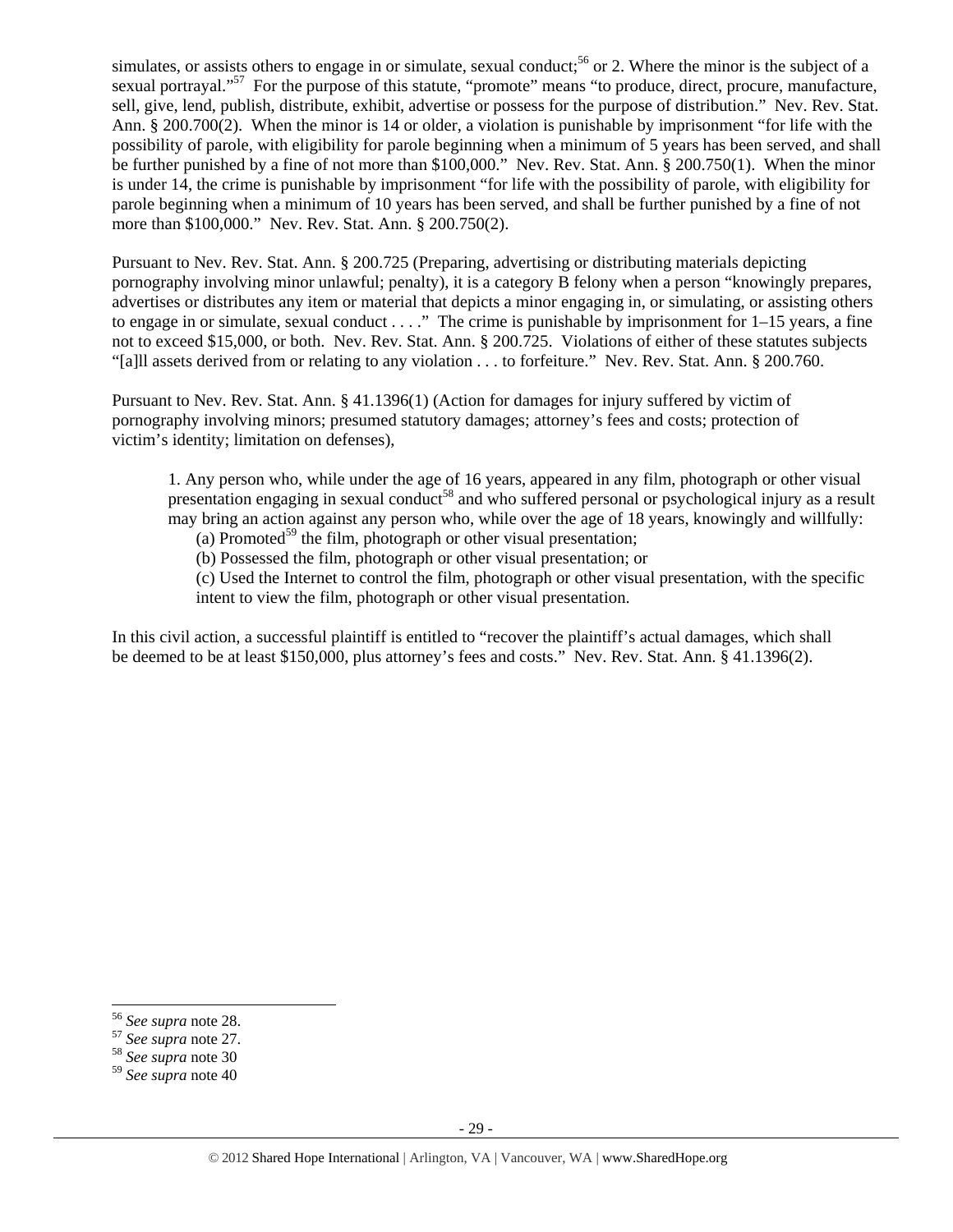simulates, or assists others to engage in or simulate, sexual conduct;[56] or 2. Where the minor is the subject of a sexual portrayal."[57] For the purpose of this statute, "promote" means "to produce, direct, procure, manufacture, sell, give, lend, publish, distribute, exhibit, advertise or possess for the purpose of distribution." Nev. Rev. Stat. Ann. § 200.700(2). When the minor is 14 or older, a violation is punishable by imprisonment "for life with the possibility of parole, with eligibility for parole beginning when a minimum of 5 years has been served, and shall be further punished by a fine of not more than $100,000." Nev. Rev. Stat. Ann. § 200.750(1). When the minor is under 14, the crime is punishable by imprisonment "for life with the possibility of parole, with eligibility for parole beginning when a minimum of 10 years has been served, and shall be further punished by a fine of not more than $100,000." Nev. Rev. Stat. Ann. § 200.750(2).

Pursuant to Nev. Rev. Stat. Ann. § 200.725 (Preparing, advertising or distributing materials depicting pornography involving minor unlawful; penalty), it is a category B felony when a person "knowingly prepares, advertises or distributes any item or material that depicts a minor engaging in, or simulating, or assisting others to engage in or simulate, sexual conduct . . . ." The crime is punishable by imprisonment for 1–15 years, a fine not to exceed $15,000, or both. Nev. Rev. Stat. Ann. § 200.725. Violations of either of these statutes subjects "[a]ll assets derived from or relating to any violation . . . to forfeiture." Nev. Rev. Stat. Ann. § 200.760.

Pursuant to Nev. Rev. Stat. Ann. § 41.1396(1) (Action for damages for injury suffered by victim of pornography involving minors; presumed statutory damages; attorney's fees and costs; protection of victim's identity; limitation on defenses),

> 1. Any person who, while under the age of 16 years, appeared in any film, photograph or other visual presentation engaging in sexual conduct[58] and who suffered personal or psychological injury as a result may bring an action against any person who, while over the age of 18 years, knowingly and willfully:
>
> (a) Promoted[59] the film, photograph or other visual presentation;
>
> (b) Possessed the film, photograph or other visual presentation; or
>
> (c) Used the Internet to control the film, photograph or other visual presentation, with the specific intent to view the film, photograph or other visual presentation.

In this civil action, a successful plaintiff is entitled to "recover the plaintiff's actual damages, which shall be deemed to be at least $150,000, plus attorney's fees and costs." Nev. Rev. Stat. Ann. § 41.1396(2).

---

[56] *See supra* note 28.

[57] *See supra* note 27.

[58] *See supra* note 30

[59] *See supra* note 40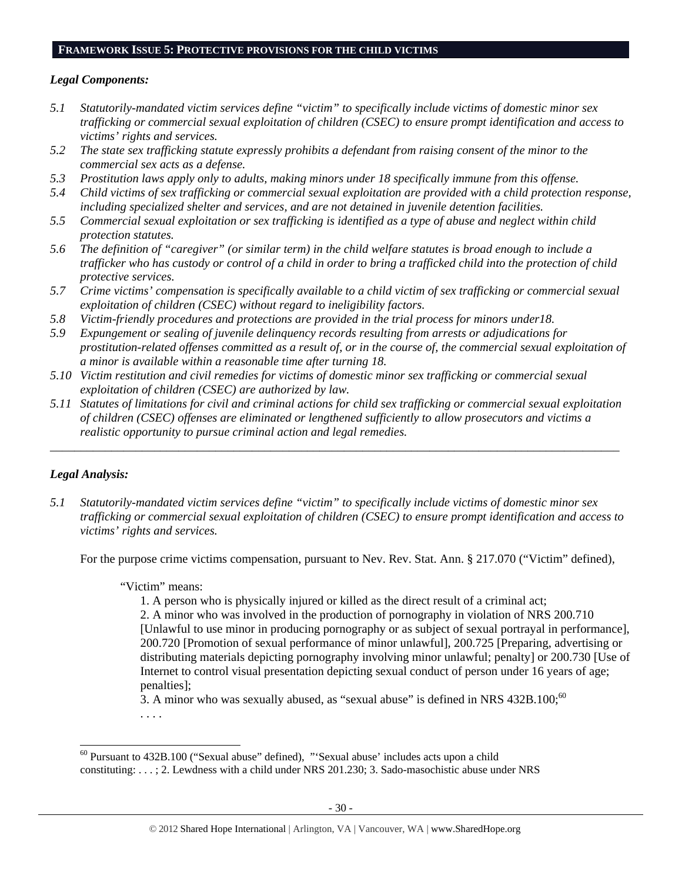## FRAMEWORK ISSUE 5: PROTECTIVE PROVISIONS FOR THE CHILD VICTIMS

### *Legal Components:*

*5.1 Statutorily-mandated victim services define "victim" to specifically include victims of domestic minor sex trafficking or commercial sexual exploitation of children (CSEC) to ensure prompt identification and access to victims' rights and services.*

*5.2 The state sex trafficking statute expressly prohibits a defendant from raising consent of the minor to the commercial sex acts as a defense.*

*5.3 Prostitution laws apply only to adults, making minors under 18 specifically immune from this offense.*

*5.4 Child victims of sex trafficking or commercial sexual exploitation are provided with a child protection response, including specialized shelter and services, and are not detained in juvenile detention facilities.*

*5.5 Commercial sexual exploitation or sex trafficking is identified as a type of abuse and neglect within child protection statutes.*

*5.6 The definition of "caregiver" (or similar term) in the child welfare statutes is broad enough to include a trafficker who has custody or control of a child in order to bring a trafficked child into the protection of child protective services.*

*5.7 Crime victims' compensation is specifically available to a child victim of sex trafficking or commercial sexual exploitation of children (CSEC) without regard to ineligibility factors.*

*5.8 Victim-friendly procedures and protections are provided in the trial process for minors under18.*

*5.9 Expungement or sealing of juvenile delinquency records resulting from arrests or adjudications for prostitution-related offenses committed as a result of, or in the course of, the commercial sexual exploitation of a minor is available within a reasonable time after turning 18.*

*5.10 Victim restitution and civil remedies for victims of domestic minor sex trafficking or commercial sexual exploitation of children (CSEC) are authorized by law.*

*5.11 Statutes of limitations for civil and criminal actions for child sex trafficking or commercial sexual exploitation of children (CSEC) offenses are eliminated or lengthened sufficiently to allow prosecutors and victims a realistic opportunity to pursue criminal action and legal remedies.*

---

### *Legal Analysis:*

*5.1 Statutorily-mandated victim services define "victim" to specifically include victims of domestic minor sex trafficking or commercial sexual exploitation of children (CSEC) to ensure prompt identification and access to victims' rights and services.*

For the purpose crime victims compensation, pursuant to Nev. Rev. Stat. Ann. § 217.070 ("Victim" defined),

> "Victim" means:
>
> 1. A person who is physically injured or killed as the direct result of a criminal act;
> 2. A minor who was involved in the production of pornography in violation of NRS 200.710 [Unlawful to use minor in producing pornography or as subject of sexual portrayal in performance], 200.720 [Promotion of sexual performance of minor unlawful], 200.725 [Preparing, advertising or distributing materials depicting pornography involving minor unlawful; penalty] or 200.730 [Use of Internet to control visual presentation depicting sexual conduct of person under 16 years of age; penalties];
> 3. A minor who was sexually abused, as "sexual abuse" is defined in NRS 432B.100;[60]
>
> . . . .

---

[60] Pursuant to 432B.100 ("Sexual abuse" defined), "'Sexual abuse' includes acts upon a child constituting: . . . ; 2. Lewdness with a child under NRS 201.230; 3. Sado-masochistic abuse under NRS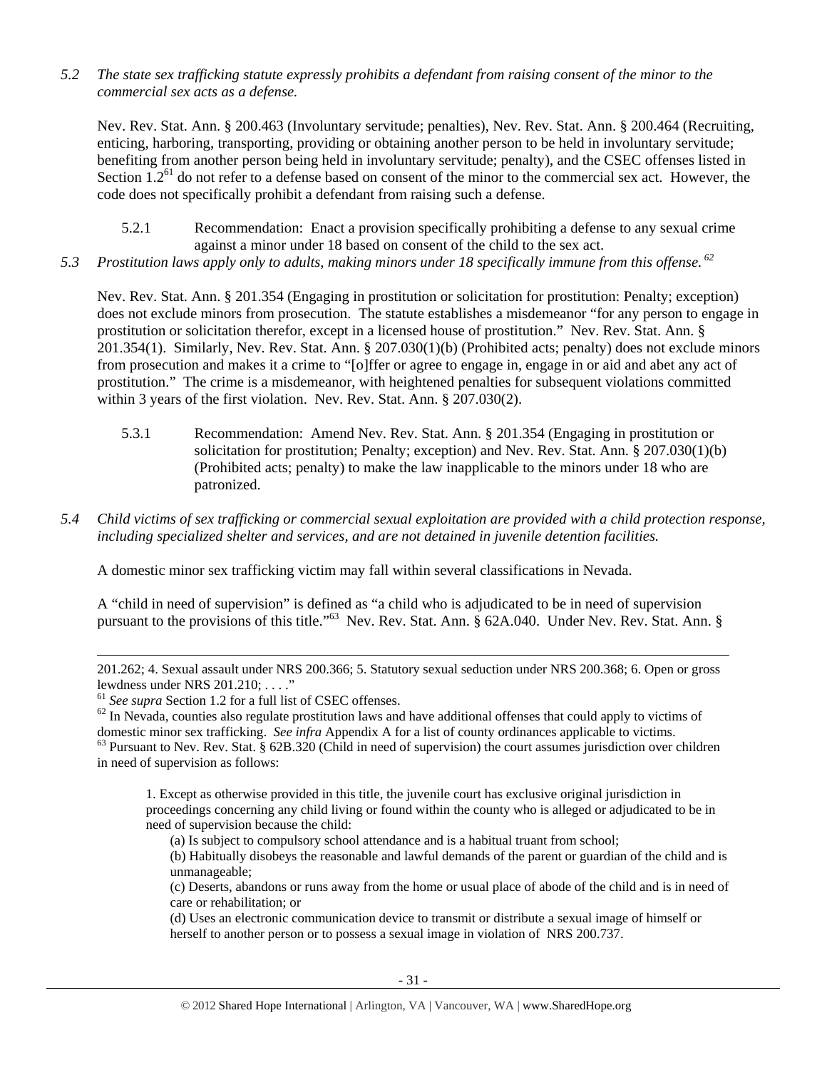*5.2 The state sex trafficking statute expressly prohibits a defendant from raising consent of the minor to the commercial sex acts as a defense.*

Nev. Rev. Stat. Ann. § 200.463 (Involuntary servitude; penalties), Nev. Rev. Stat. Ann. § 200.464 (Recruiting, enticing, harboring, transporting, providing or obtaining another person to be held in involuntary servitude; benefiting from another person being held in involuntary servitude; penalty), and the CSEC offenses listed in Section 1.2[61] do not refer to a defense based on consent of the minor to the commercial sex act. However, the code does not specifically prohibit a defendant from raising such a defense.

5.2.1 Recommendation: Enact a provision specifically prohibiting a defense to any sexual crime against a minor under 18 based on consent of the child to the sex act.

*5.3 Prostitution laws apply only to adults, making minors under 18 specifically immune from this offense.*[62]

Nev. Rev. Stat. Ann. § 201.354 (Engaging in prostitution or solicitation for prostitution: Penalty; exception) does not exclude minors from prosecution. The statute establishes a misdemeanor "for any person to engage in prostitution or solicitation therefor, except in a licensed house of prostitution." Nev. Rev. Stat. Ann. § 201.354(1). Similarly, Nev. Rev. Stat. Ann. § 207.030(1)(b) (Prohibited acts; penalty) does not exclude minors from prosecution and makes it a crime to "[o]ffer or agree to engage in, engage in or aid and abet any act of prostitution." The crime is a misdemeanor, with heightened penalties for subsequent violations committed within 3 years of the first violation. Nev. Rev. Stat. Ann. § 207.030(2).

5.3.1 Recommendation: Amend Nev. Rev. Stat. Ann. § 201.354 (Engaging in prostitution or solicitation for prostitution; Penalty; exception) and Nev. Rev. Stat. Ann. § 207.030(1)(b) (Prohibited acts; penalty) to make the law inapplicable to the minors under 18 who are patronized.

*5.4 Child victims of sex trafficking or commercial sexual exploitation are provided with a child protection response, including specialized shelter and services, and are not detained in juvenile detention facilities.*

A domestic minor sex trafficking victim may fall within several classifications in Nevada.

A "child in need of supervision" is defined as "a child who is adjudicated to be in need of supervision pursuant to the provisions of this title."[63] Nev. Rev. Stat. Ann. § 62A.040. Under Nev. Rev. Stat. Ann. §

---

201.262; 4. Sexual assault under NRS 200.366; 5. Statutory sexual seduction under NRS 200.368; 6. Open or gross lewdness under NRS 201.210; . . . ."

[61] *See supra* Section 1.2 for a full list of CSEC offenses.

[62] In Nevada, counties also regulate prostitution laws and have additional offenses that could apply to victims of domestic minor sex trafficking. *See infra* Appendix A for a list of county ordinances applicable to victims.

[63] Pursuant to Nev. Rev. Stat. § 62B.320 (Child in need of supervision) the court assumes jurisdiction over children in need of supervision as follows:

> 1. Except as otherwise provided in this title, the juvenile court has exclusive original jurisdiction in proceedings concerning any child living or found within the county who is alleged or adjudicated to be in need of supervision because the child:
>
> (a) Is subject to compulsory school attendance and is a habitual truant from school;
>
> (b) Habitually disobeys the reasonable and lawful demands of the parent or guardian of the child and is unmanageable;
>
> (c) Deserts, abandons or runs away from the home or usual place of abode of the child and is in need of care or rehabilitation; or
>
> (d) Uses an electronic communication device to transmit or distribute a sexual image of himself or herself to another person or to possess a sexual image in violation of NRS 200.737.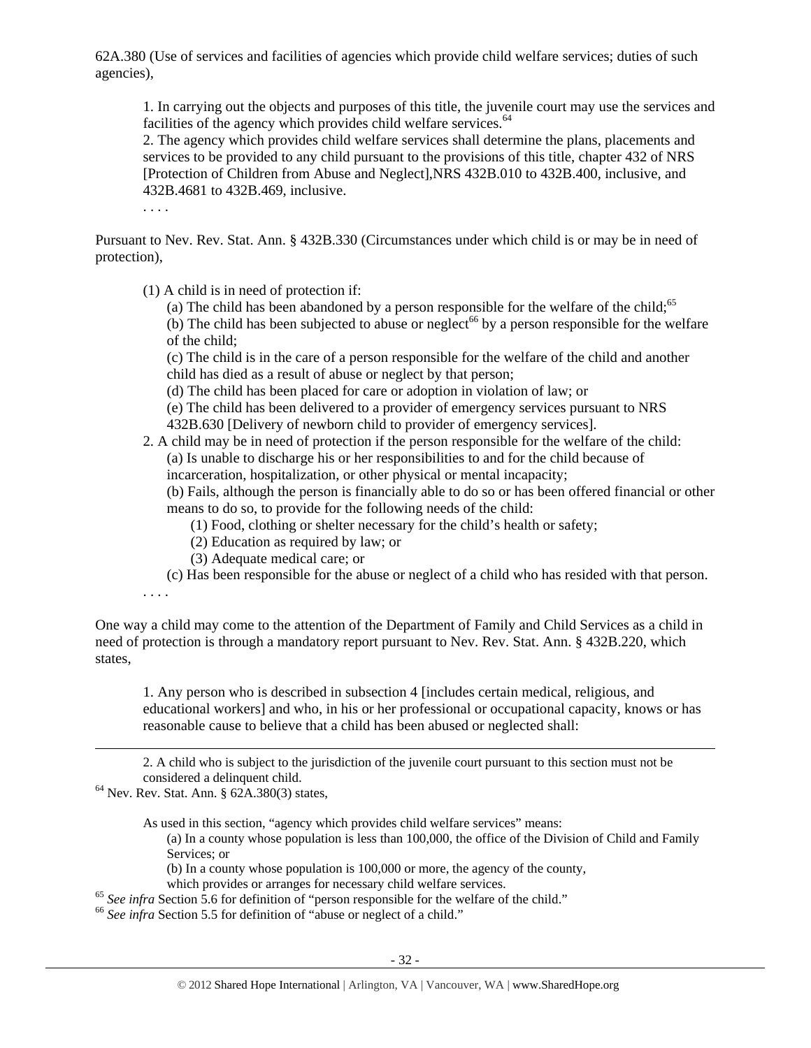62A.380 (Use of services and facilities of agencies which provide child welfare services; duties of such agencies),

> 1. In carrying out the objects and purposes of this title, the juvenile court may use the services and facilities of the agency which provides child welfare services.[64]
> 2. The agency which provides child welfare services shall determine the plans, placements and services to be provided to any child pursuant to the provisions of this title, chapter 432 of NRS [Protection of Children from Abuse and Neglect],NRS 432B.010 to 432B.400, inclusive, and 432B.4681 to 432B.469, inclusive.
>
> . . . .

Pursuant to Nev. Rev. Stat. Ann. § 432B.330 (Circumstances under which child is or may be in need of protection),

> (1) A child is in need of protection if:
>
> (a) The child has been abandoned by a person responsible for the welfare of the child;[65]
> (b) The child has been subjected to abuse or neglect[66] by a person responsible for the welfare of the child;
> (c) The child is in the care of a person responsible for the welfare of the child and another child has died as a result of abuse or neglect by that person;
> (d) The child has been placed for care or adoption in violation of law; or
> (e) The child has been delivered to a provider of emergency services pursuant to NRS 432B.630 [Delivery of newborn child to provider of emergency services].
>
> 2. A child may be in need of protection if the person responsible for the welfare of the child:
>
> (a) Is unable to discharge his or her responsibilities to and for the child because of incarceration, hospitalization, or other physical or mental incapacity;
> (b) Fails, although the person is financially able to do so or has been offered financial or other means to do so, to provide for the following needs of the child:
>
> (1) Food, clothing or shelter necessary for the child's health or safety;
> (2) Education as required by law; or
> (3) Adequate medical care; or
>
> (c) Has been responsible for the abuse or neglect of a child who has resided with that person.
>
> . . . .

One way a child may come to the attention of the Department of Family and Child Services as a child in need of protection is through a mandatory report pursuant to Nev. Rev. Stat. Ann. § 432B.220, which states,

> 1. Any person who is described in subsection 4 [includes certain medical, religious, and educational workers] and who, in his or her professional or occupational capacity, knows or has reasonable cause to believe that a child has been abused or neglected shall:

---

> 2. A child who is subject to the jurisdiction of the juvenile court pursuant to this section must not be considered a delinquent child.

[64] Nev. Rev. Stat. Ann. § 62A.380(3) states,

> As used in this section, "agency which provides child welfare services" means:
>
> (a) In a county whose population is less than 100,000, the office of the Division of Child and Family Services; or
> (b) In a county whose population is 100,000 or more, the agency of the county, which provides or arranges for necessary child welfare services.

[65] *See infra* Section 5.6 for definition of "person responsible for the welfare of the child."

[66] *See infra* Section 5.5 for definition of "abuse or neglect of a child."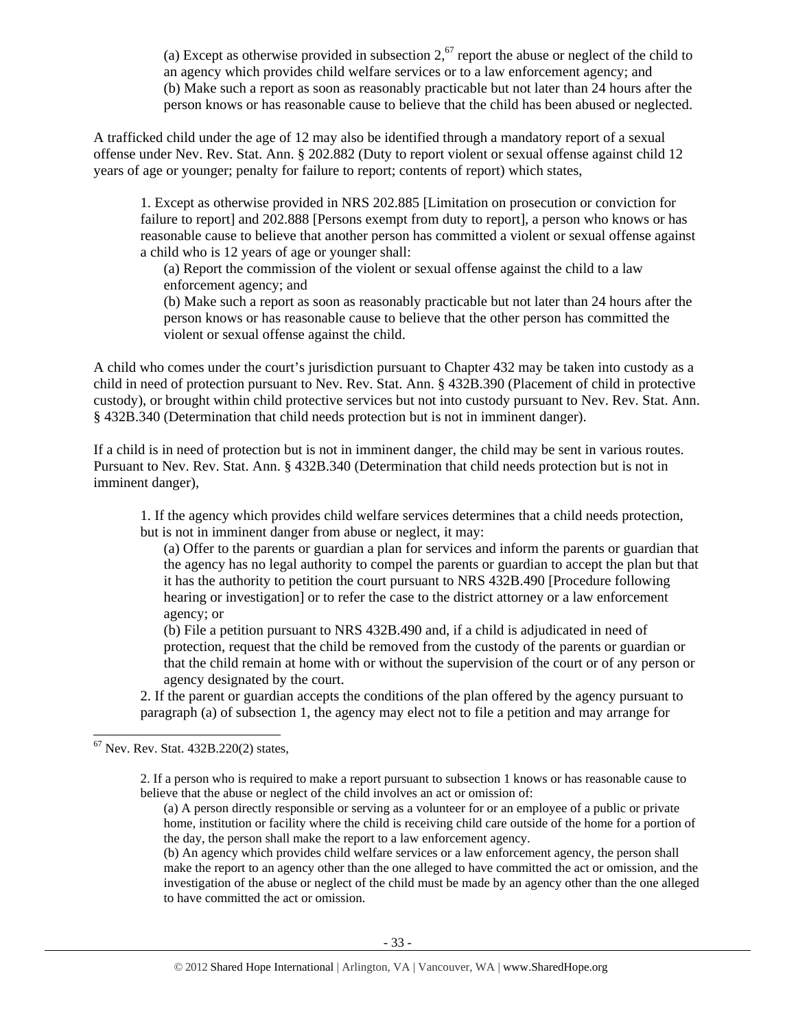(a) Except as otherwise provided in subsection 2,[67] report the abuse or neglect of the child to an agency which provides child welfare services or to a law enforcement agency; and
(b) Make such a report as soon as reasonably practicable but not later than 24 hours after the person knows or has reasonable cause to believe that the child has been abused or neglected.

A trafficked child under the age of 12 may also be identified through a mandatory report of a sexual offense under Nev. Rev. Stat. Ann. § 202.882 (Duty to report violent or sexual offense against child 12 years of age or younger; penalty for failure to report; contents of report) which states,

> 1. Except as otherwise provided in NRS 202.885 [Limitation on prosecution or conviction for failure to report] and 202.888 [Persons exempt from duty to report], a person who knows or has reasonable cause to believe that another person has committed a violent or sexual offense against a child who is 12 years of age or younger shall:
> (a) Report the commission of the violent or sexual offense against the child to a law enforcement agency; and
> (b) Make such a report as soon as reasonably practicable but not later than 24 hours after the person knows or has reasonable cause to believe that the other person has committed the violent or sexual offense against the child.

A child who comes under the court's jurisdiction pursuant to Chapter 432 may be taken into custody as a child in need of protection pursuant to Nev. Rev. Stat. Ann. § 432B.390 (Placement of child in protective custody), or brought within child protective services but not into custody pursuant to Nev. Rev. Stat. Ann. § 432B.340 (Determination that child needs protection but is not in imminent danger).

If a child is in need of protection but is not in imminent danger, the child may be sent in various routes. Pursuant to Nev. Rev. Stat. Ann. § 432B.340 (Determination that child needs protection but is not in imminent danger),

> 1. If the agency which provides child welfare services determines that a child needs protection, but is not in imminent danger from abuse or neglect, it may:
> (a) Offer to the parents or guardian a plan for services and inform the parents or guardian that the agency has no legal authority to compel the parents or guardian to accept the plan but that it has the authority to petition the court pursuant to NRS 432B.490 [Procedure following hearing or investigation] or to refer the case to the district attorney or a law enforcement agency; or
> (b) File a petition pursuant to NRS 432B.490 and, if a child is adjudicated in need of protection, request that the child be removed from the custody of the parents or guardian or that the child remain at home with or without the supervision of the court or of any person or agency designated by the court.
> 2. If the parent or guardian accepts the conditions of the plan offered by the agency pursuant to paragraph (a) of subsection 1, the agency may elect not to file a petition and may arrange for

---

[67] Nev. Rev. Stat. 432B.220(2) states,

> 2. If a person who is required to make a report pursuant to subsection 1 knows or has reasonable cause to believe that the abuse or neglect of the child involves an act or omission of:
> (a) A person directly responsible or serving as a volunteer for or an employee of a public or private home, institution or facility where the child is receiving child care outside of the home for a portion of the day, the person shall make the report to a law enforcement agency.
> (b) An agency which provides child welfare services or a law enforcement agency, the person shall make the report to an agency other than the one alleged to have committed the act or omission, and the investigation of the abuse or neglect of the child must be made by an agency other than the one alleged to have committed the act or omission.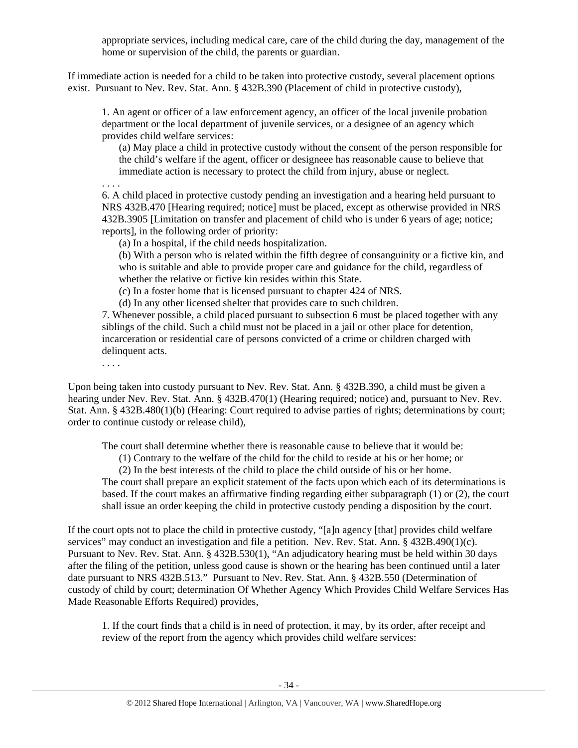> appropriate services, including medical care, care of the child during the day, management of the home or supervision of the child, the parents or guardian.

If immediate action is needed for a child to be taken into protective custody, several placement options exist. Pursuant to Nev. Rev. Stat. Ann. § 432B.390 (Placement of child in protective custody),

> 1. An agent or officer of a law enforcement agency, an officer of the local juvenile probation department or the local department of juvenile services, or a designee of an agency which provides child welfare services:
>
> > (a) May place a child in protective custody without the consent of the person responsible for the child's welfare if the agent, officer or designeee has reasonable cause to believe that immediate action is necessary to protect the child from injury, abuse or neglect.
>
> . . . .
>
> 6. A child placed in protective custody pending an investigation and a hearing held pursuant to NRS 432B.470 [Hearing required; notice] must be placed, except as otherwise provided in NRS 432B.3905 [Limitation on transfer and placement of child who is under 6 years of age; notice; reports], in the following order of priority:
>
> > (a) In a hospital, if the child needs hospitalization.
> >
> > (b) With a person who is related within the fifth degree of consanguinity or a fictive kin, and who is suitable and able to provide proper care and guidance for the child, regardless of whether the relative or fictive kin resides within this State.
> >
> > (c) In a foster home that is licensed pursuant to chapter 424 of NRS.
> >
> > (d) In any other licensed shelter that provides care to such children.
>
> 7. Whenever possible, a child placed pursuant to subsection 6 must be placed together with any siblings of the child. Such a child must not be placed in a jail or other place for detention, incarceration or residential care of persons convicted of a crime or children charged with delinquent acts.
>
> . . . .

Upon being taken into custody pursuant to Nev. Rev. Stat. Ann. § 432B.390, a child must be given a hearing under Nev. Rev. Stat. Ann. § 432B.470(1) (Hearing required; notice) and, pursuant to Nev. Rev. Stat. Ann. § 432B.480(1)(b) (Hearing: Court required to advise parties of rights; determinations by court; order to continue custody or release child),

> The court shall determine whether there is reasonable cause to believe that it would be:
>
> > (1) Contrary to the welfare of the child for the child to reside at his or her home; or
> >
> > (2) In the best interests of the child to place the child outside of his or her home.
>
> The court shall prepare an explicit statement of the facts upon which each of its determinations is based. If the court makes an affirmative finding regarding either subparagraph (1) or (2), the court shall issue an order keeping the child in protective custody pending a disposition by the court.

If the court opts not to place the child in protective custody, "[a]n agency [that] provides child welfare services" may conduct an investigation and file a petition. Nev. Rev. Stat. Ann. § 432B.490(1)(c). Pursuant to Nev. Rev. Stat. Ann. § 432B.530(1), "An adjudicatory hearing must be held within 30 days after the filing of the petition, unless good cause is shown or the hearing has been continued until a later date pursuant to NRS 432B.513." Pursuant to Nev. Rev. Stat. Ann. § 432B.550 (Determination of custody of child by court; determination Of Whether Agency Which Provides Child Welfare Services Has Made Reasonable Efforts Required) provides,

> 1. If the court finds that a child is in need of protection, it may, by its order, after receipt and review of the report from the agency which provides child welfare services: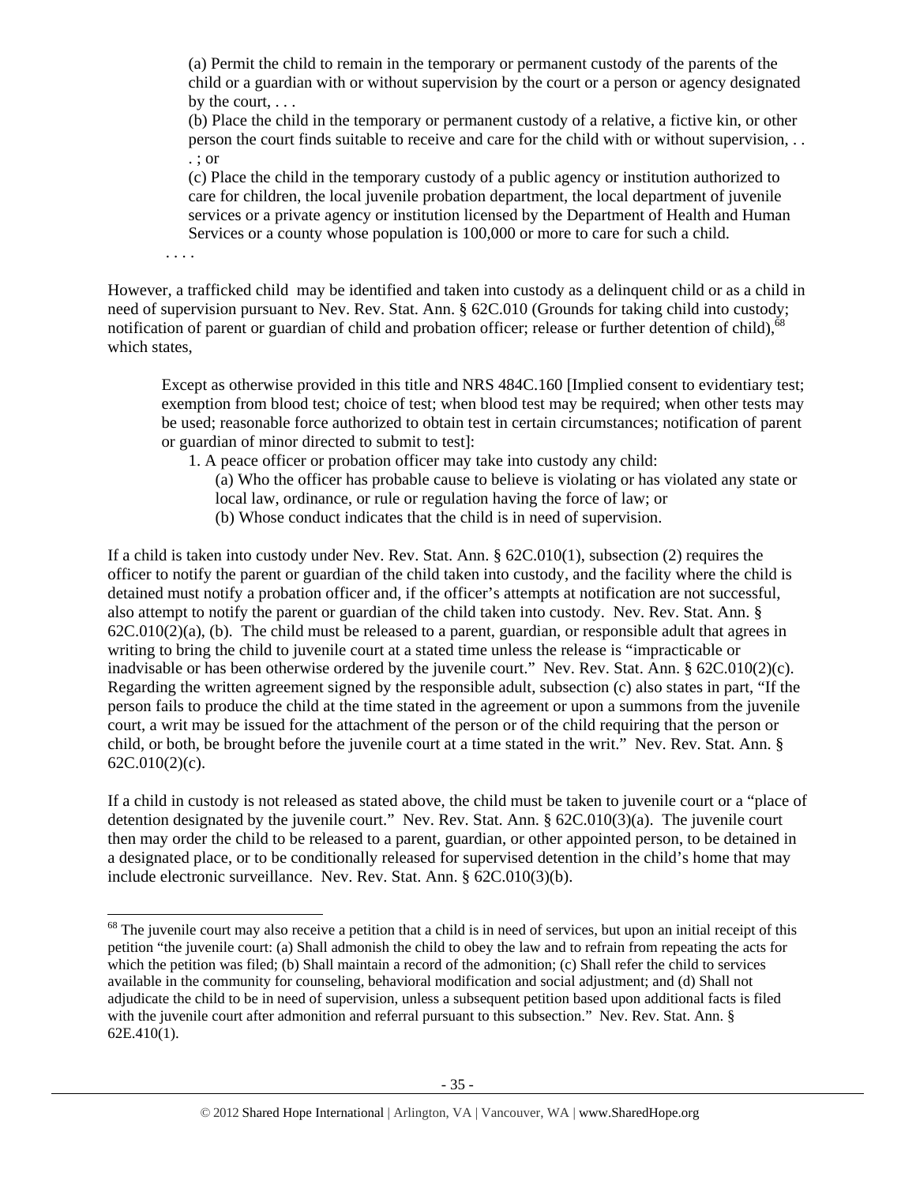> (a) Permit the child to remain in the temporary or permanent custody of the parents of the child or a guardian with or without supervision by the court or a person or agency designated by the court, . . .
>
> (b) Place the child in the temporary or permanent custody of a relative, a fictive kin, or other person the court finds suitable to receive and care for the child with or without supervision, . . . ; or
>
> (c) Place the child in the temporary custody of a public agency or institution authorized to care for children, the local juvenile probation department, the local department of juvenile services or a private agency or institution licensed by the Department of Health and Human Services or a county whose population is 100,000 or more to care for such a child.
>
> . . . .

However, a trafficked child may be identified and taken into custody as a delinquent child or as a child in need of supervision pursuant to Nev. Rev. Stat. Ann. § 62C.010 (Grounds for taking child into custody; notification of parent or guardian of child and probation officer; release or further detention of child),[68] which states,

> Except as otherwise provided in this title and NRS 484C.160 [Implied consent to evidentiary test; exemption from blood test; choice of test; when blood test may be required; when other tests may be used; reasonable force authorized to obtain test in certain circumstances; notification of parent or guardian of minor directed to submit to test]:
>
> 1. A peace officer or probation officer may take into custody any child:
>    (a) Who the officer has probable cause to believe is violating or has violated any state or local law, ordinance, or rule or regulation having the force of law; or
>    (b) Whose conduct indicates that the child is in need of supervision.

If a child is taken into custody under Nev. Rev. Stat. Ann. § 62C.010(1), subsection (2) requires the officer to notify the parent or guardian of the child taken into custody, and the facility where the child is detained must notify a probation officer and, if the officer's attempts at notification are not successful, also attempt to notify the parent or guardian of the child taken into custody. Nev. Rev. Stat. Ann. § 62C.010(2)(a), (b). The child must be released to a parent, guardian, or responsible adult that agrees in writing to bring the child to juvenile court at a stated time unless the release is "impracticable or inadvisable or has been otherwise ordered by the juvenile court." Nev. Rev. Stat. Ann. § 62C.010(2)(c). Regarding the written agreement signed by the responsible adult, subsection (c) also states in part, "If the person fails to produce the child at the time stated in the agreement or upon a summons from the juvenile court, a writ may be issued for the attachment of the person or of the child requiring that the person or child, or both, be brought before the juvenile court at a time stated in the writ." Nev. Rev. Stat. Ann. § 62C.010(2)(c).

If a child in custody is not released as stated above, the child must be taken to juvenile court or a "place of detention designated by the juvenile court." Nev. Rev. Stat. Ann. § 62C.010(3)(a). The juvenile court then may order the child to be released to a parent, guardian, or other appointed person, to be detained in a designated place, or to be conditionally released for supervised detention in the child's home that may include electronic surveillance. Nev. Rev. Stat. Ann. § 62C.010(3)(b).

---

[68] The juvenile court may also receive a petition that a child is in need of services, but upon an initial receipt of this petition "the juvenile court: (a) Shall admonish the child to obey the law and to refrain from repeating the acts for which the petition was filed; (b) Shall maintain a record of the admonition; (c) Shall refer the child to services available in the community for counseling, behavioral modification and social adjustment; and (d) Shall not adjudicate the child to be in need of supervision, unless a subsequent petition based upon additional facts is filed with the juvenile court after admonition and referral pursuant to this subsection." Nev. Rev. Stat. Ann. § 62E.410(1).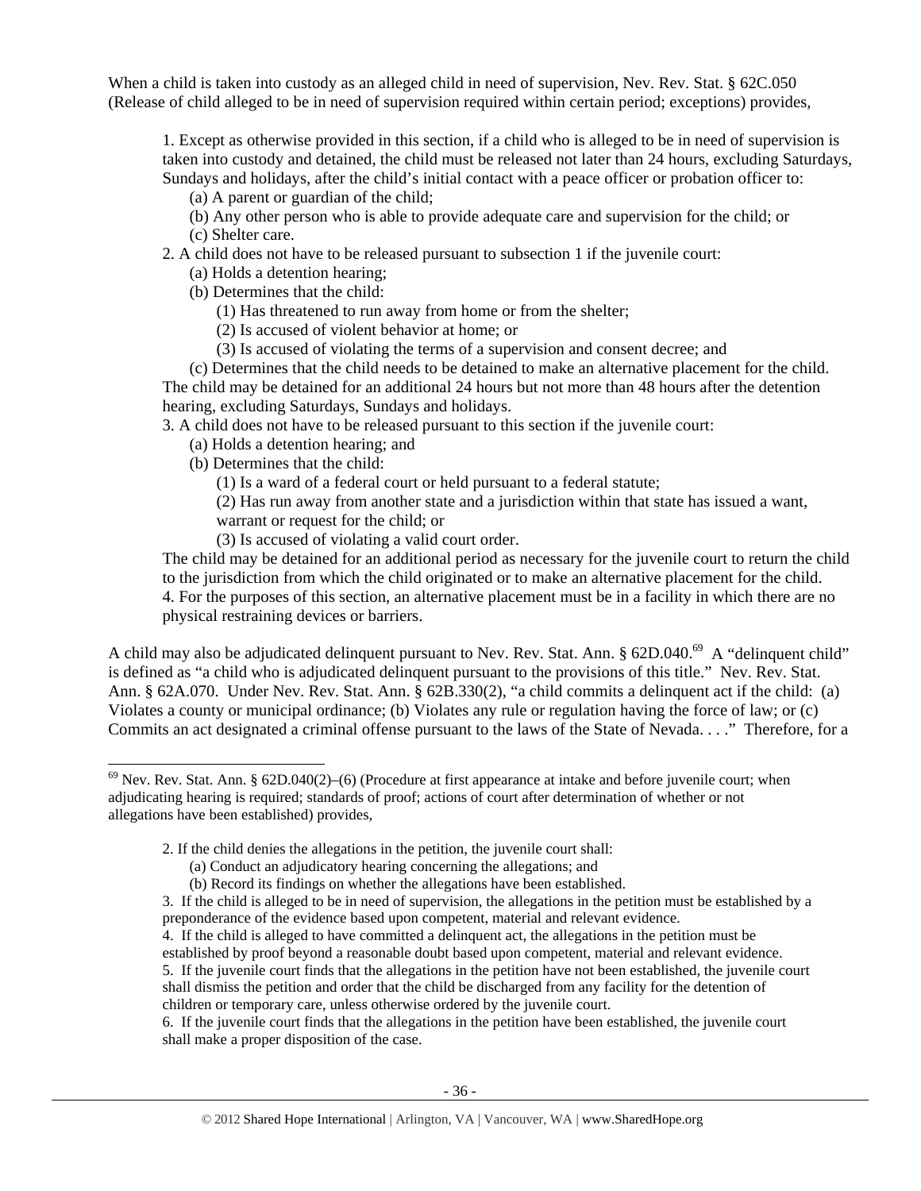When a child is taken into custody as an alleged child in need of supervision, Nev. Rev. Stat. § 62C.050 (Release of child alleged to be in need of supervision required within certain period; exceptions) provides,

> 1. Except as otherwise provided in this section, if a child who is alleged to be in need of supervision is taken into custody and detained, the child must be released not later than 24 hours, excluding Saturdays, Sundays and holidays, after the child's initial contact with a peace officer or probation officer to:
>
> (a) A parent or guardian of the child;
>
> (b) Any other person who is able to provide adequate care and supervision for the child; or
>
> (c) Shelter care.
>
> 2. A child does not have to be released pursuant to subsection 1 if the juvenile court:
>
> (a) Holds a detention hearing;
>
> (b) Determines that the child:
>
> (1) Has threatened to run away from home or from the shelter;
>
> (2) Is accused of violent behavior at home; or
>
> (3) Is accused of violating the terms of a supervision and consent decree; and
>
> (c) Determines that the child needs to be detained to make an alternative placement for the child.
>
> The child may be detained for an additional 24 hours but not more than 48 hours after the detention hearing, excluding Saturdays, Sundays and holidays.
>
> 3. A child does not have to be released pursuant to this section if the juvenile court:
>
> (a) Holds a detention hearing; and
>
> (b) Determines that the child:
>
> (1) Is a ward of a federal court or held pursuant to a federal statute;
>
> (2) Has run away from another state and a jurisdiction within that state has issued a want, warrant or request for the child; or
>
> (3) Is accused of violating a valid court order.
>
> The child may be detained for an additional period as necessary for the juvenile court to return the child to the jurisdiction from which the child originated or to make an alternative placement for the child.
>
> 4. For the purposes of this section, an alternative placement must be in a facility in which there are no physical restraining devices or barriers.

A child may also be adjudicated delinquent pursuant to Nev. Rev. Stat. Ann. § 62D.040.[69] A "delinquent child" is defined as "a child who is adjudicated delinquent pursuant to the provisions of this title." Nev. Rev. Stat. Ann. § 62A.070. Under Nev. Rev. Stat. Ann. § 62B.330(2), "a child commits a delinquent act if the child: (a) Violates a county or municipal ordinance; (b) Violates any rule or regulation having the force of law; or (c) Commits an act designated a criminal offense pursuant to the laws of the State of Nevada. . . ." Therefore, for a

---

[69] Nev. Rev. Stat. Ann. § 62D.040(2)–(6) (Procedure at first appearance at intake and before juvenile court; when adjudicating hearing is required; standards of proof; actions of court after determination of whether or not allegations have been established) provides,

> 2. If the child denies the allegations in the petition, the juvenile court shall:
>
> (a) Conduct an adjudicatory hearing concerning the allegations; and
>
> (b) Record its findings on whether the allegations have been established.
>
> 3. If the child is alleged to be in need of supervision, the allegations in the petition must be established by a preponderance of the evidence based upon competent, material and relevant evidence.
>
> 4. If the child is alleged to have committed a delinquent act, the allegations in the petition must be established by proof beyond a reasonable doubt based upon competent, material and relevant evidence.
>
> 5. If the juvenile court finds that the allegations in the petition have not been established, the juvenile court shall dismiss the petition and order that the child be discharged from any facility for the detention of children or temporary care, unless otherwise ordered by the juvenile court.
>
> 6. If the juvenile court finds that the allegations in the petition have been established, the juvenile court shall make a proper disposition of the case.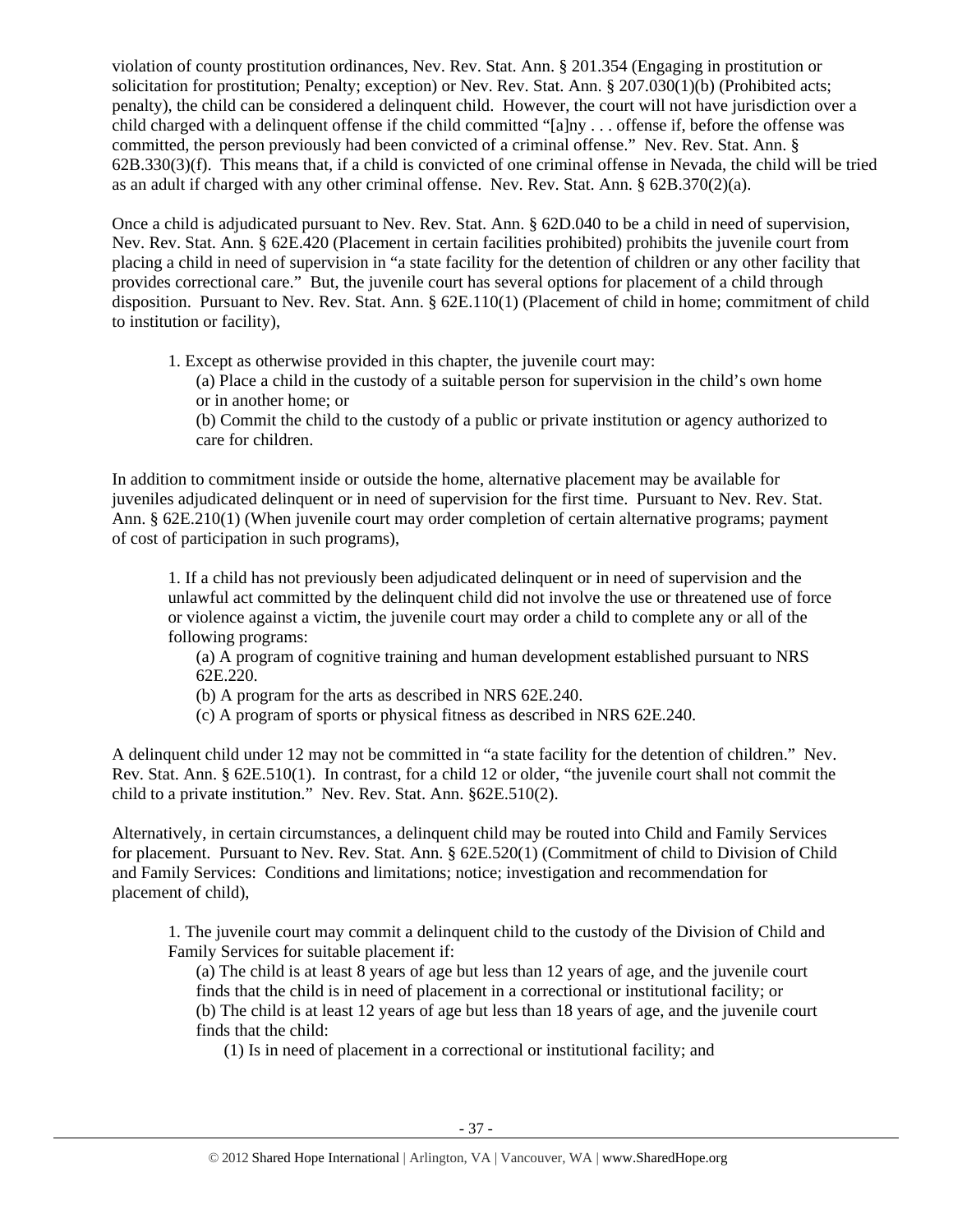violation of county prostitution ordinances, Nev. Rev. Stat. Ann. § 201.354 (Engaging in prostitution or solicitation for prostitution; Penalty; exception) or Nev. Rev. Stat. Ann. § 207.030(1)(b) (Prohibited acts; penalty), the child can be considered a delinquent child. However, the court will not have jurisdiction over a child charged with a delinquent offense if the child committed "[a]ny . . . offense if, before the offense was committed, the person previously had been convicted of a criminal offense." Nev. Rev. Stat. Ann. § 62B.330(3)(f). This means that, if a child is convicted of one criminal offense in Nevada, the child will be tried as an adult if charged with any other criminal offense. Nev. Rev. Stat. Ann. § 62B.370(2)(a).

Once a child is adjudicated pursuant to Nev. Rev. Stat. Ann. § 62D.040 to be a child in need of supervision, Nev. Rev. Stat. Ann. § 62E.420 (Placement in certain facilities prohibited) prohibits the juvenile court from placing a child in need of supervision in "a state facility for the detention of children or any other facility that provides correctional care." But, the juvenile court has several options for placement of a child through disposition. Pursuant to Nev. Rev. Stat. Ann. § 62E.110(1) (Placement of child in home; commitment of child to institution or facility),

> 1. Except as otherwise provided in this chapter, the juvenile court may:
>
> (a) Place a child in the custody of a suitable person for supervision in the child's own home or in another home; or
>
> (b) Commit the child to the custody of a public or private institution or agency authorized to care for children.

In addition to commitment inside or outside the home, alternative placement may be available for juveniles adjudicated delinquent or in need of supervision for the first time. Pursuant to Nev. Rev. Stat. Ann. § 62E.210(1) (When juvenile court may order completion of certain alternative programs; payment of cost of participation in such programs),

> 1. If a child has not previously been adjudicated delinquent or in need of supervision and the unlawful act committed by the delinquent child did not involve the use or threatened use of force or violence against a victim, the juvenile court may order a child to complete any or all of the following programs:
>
> (a) A program of cognitive training and human development established pursuant to NRS 62E.220.
>
> (b) A program for the arts as described in NRS 62E.240.
>
> (c) A program of sports or physical fitness as described in NRS 62E.240.

A delinquent child under 12 may not be committed in "a state facility for the detention of children." Nev. Rev. Stat. Ann. § 62E.510(1). In contrast, for a child 12 or older, "the juvenile court shall not commit the child to a private institution." Nev. Rev. Stat. Ann. §62E.510(2).

Alternatively, in certain circumstances, a delinquent child may be routed into Child and Family Services for placement. Pursuant to Nev. Rev. Stat. Ann. § 62E.520(1) (Commitment of child to Division of Child and Family Services: Conditions and limitations; notice; investigation and recommendation for placement of child),

> 1. The juvenile court may commit a delinquent child to the custody of the Division of Child and Family Services for suitable placement if:
>
> (a) The child is at least 8 years of age but less than 12 years of age, and the juvenile court finds that the child is in need of placement in a correctional or institutional facility; or
>
> (b) The child is at least 12 years of age but less than 18 years of age, and the juvenile court finds that the child:
>
> (1) Is in need of placement in a correctional or institutional facility; and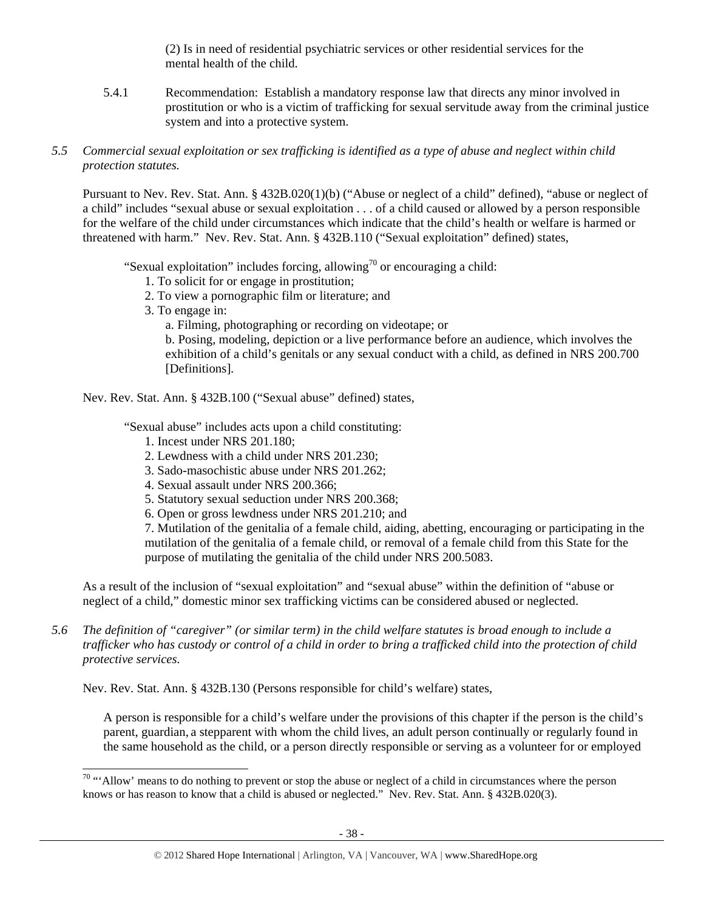(2) Is in need of residential psychiatric services or other residential services for the mental health of the child.

5.4.1 Recommendation: Establish a mandatory response law that directs any minor involved in prostitution or who is a victim of trafficking for sexual servitude away from the criminal justice system and into a protective system.

*5.5 Commercial sexual exploitation or sex trafficking is identified as a type of abuse and neglect within child protection statutes.*

Pursuant to Nev. Rev. Stat. Ann. § 432B.020(1)(b) ("Abuse or neglect of a child" defined), "abuse or neglect of a child" includes "sexual abuse or sexual exploitation . . . of a child caused or allowed by a person responsible for the welfare of the child under circumstances which indicate that the child's health or welfare is harmed or threatened with harm." Nev. Rev. Stat. Ann. § 432B.110 ("Sexual exploitation" defined) states,

> "Sexual exploitation" includes forcing, allowing[70] or encouraging a child:
> 1. To solicit for or engage in prostitution;
> 2. To view a pornographic film or literature; and
> 3. To engage in:
>    a. Filming, photographing or recording on videotape; or
>    b. Posing, modeling, depiction or a live performance before an audience, which involves the exhibition of a child's genitals or any sexual conduct with a child, as defined in NRS 200.700 [Definitions].

Nev. Rev. Stat. Ann. § 432B.100 ("Sexual abuse" defined) states,

> "Sexual abuse" includes acts upon a child constituting:
> 1. Incest under NRS 201.180;
> 2. Lewdness with a child under NRS 201.230;
> 3. Sado-masochistic abuse under NRS 201.262;
> 4. Sexual assault under NRS 200.366;
> 5. Statutory sexual seduction under NRS 200.368;
> 6. Open or gross lewdness under NRS 201.210; and
> 7. Mutilation of the genitalia of a female child, aiding, abetting, encouraging or participating in the mutilation of the genitalia of a female child, or removal of a female child from this State for the purpose of mutilating the genitalia of the child under NRS 200.5083.

As a result of the inclusion of "sexual exploitation" and "sexual abuse" within the definition of "abuse or neglect of a child," domestic minor sex trafficking victims can be considered abused or neglected.

*5.6 The definition of "caregiver" (or similar term) in the child welfare statutes is broad enough to include a trafficker who has custody or control of a child in order to bring a trafficked child into the protection of child protective services.*

Nev. Rev. Stat. Ann. § 432B.130 (Persons responsible for child's welfare) states,

> A person is responsible for a child's welfare under the provisions of this chapter if the person is the child's parent, guardian, a stepparent with whom the child lives, an adult person continually or regularly found in the same household as the child, or a person directly responsible or serving as a volunteer for or employed

---

[70] "'Allow' means to do nothing to prevent or stop the abuse or neglect of a child in circumstances where the person knows or has reason to know that a child is abused or neglected." Nev. Rev. Stat. Ann. § 432B.020(3).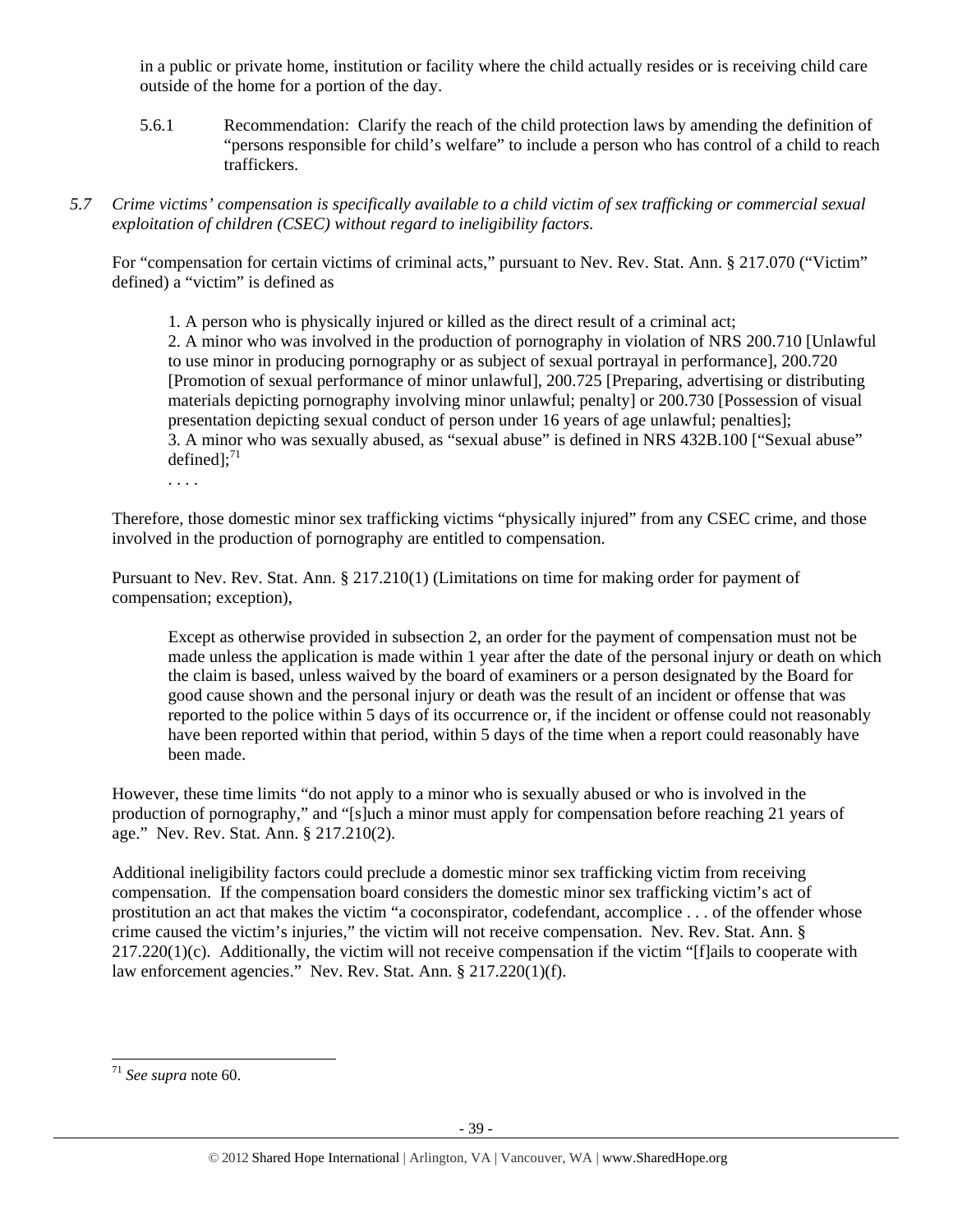in a public or private home, institution or facility where the child actually resides or is receiving child care outside of the home for a portion of the day.

5.6.1 Recommendation: Clarify the reach of the child protection laws by amending the definition of "persons responsible for child's welfare" to include a person who has control of a child to reach traffickers.

*5.7 Crime victims' compensation is specifically available to a child victim of sex trafficking or commercial sexual exploitation of children (CSEC) without regard to ineligibility factors.*

For "compensation for certain victims of criminal acts," pursuant to Nev. Rev. Stat. Ann. § 217.070 ("Victim" defined) a "victim" is defined as

> 1. A person who is physically injured or killed as the direct result of a criminal act;
> 2. A minor who was involved in the production of pornography in violation of NRS 200.710 [Unlawful to use minor in producing pornography or as subject of sexual portrayal in performance], 200.720 [Promotion of sexual performance of minor unlawful], 200.725 [Preparing, advertising or distributing materials depicting pornography involving minor unlawful; penalty] or 200.730 [Possession of visual presentation depicting sexual conduct of person under 16 years of age unlawful; penalties];
> 3. A minor who was sexually abused, as "sexual abuse" is defined in NRS 432B.100 ["Sexual abuse" defined];[71]
> . . . .

Therefore, those domestic minor sex trafficking victims "physically injured" from any CSEC crime, and those involved in the production of pornography are entitled to compensation.

Pursuant to Nev. Rev. Stat. Ann. § 217.210(1) (Limitations on time for making order for payment of compensation; exception),

> Except as otherwise provided in subsection 2, an order for the payment of compensation must not be made unless the application is made within 1 year after the date of the personal injury or death on which the claim is based, unless waived by the board of examiners or a person designated by the Board for good cause shown and the personal injury or death was the result of an incident or offense that was reported to the police within 5 days of its occurrence or, if the incident or offense could not reasonably have been reported within that period, within 5 days of the time when a report could reasonably have been made.

However, these time limits "do not apply to a minor who is sexually abused or who is involved in the production of pornography," and "[s]uch a minor must apply for compensation before reaching 21 years of age." Nev. Rev. Stat. Ann. § 217.210(2).

Additional ineligibility factors could preclude a domestic minor sex trafficking victim from receiving compensation. If the compensation board considers the domestic minor sex trafficking victim's act of prostitution an act that makes the victim "a coconspirator, codefendant, accomplice . . . of the offender whose crime caused the victim's injuries," the victim will not receive compensation. Nev. Rev. Stat. Ann. § 217.220(1)(c). Additionally, the victim will not receive compensation if the victim "[f]ails to cooperate with law enforcement agencies." Nev. Rev. Stat. Ann. § 217.220(1)(f).

---

[71] *See supra* note 60.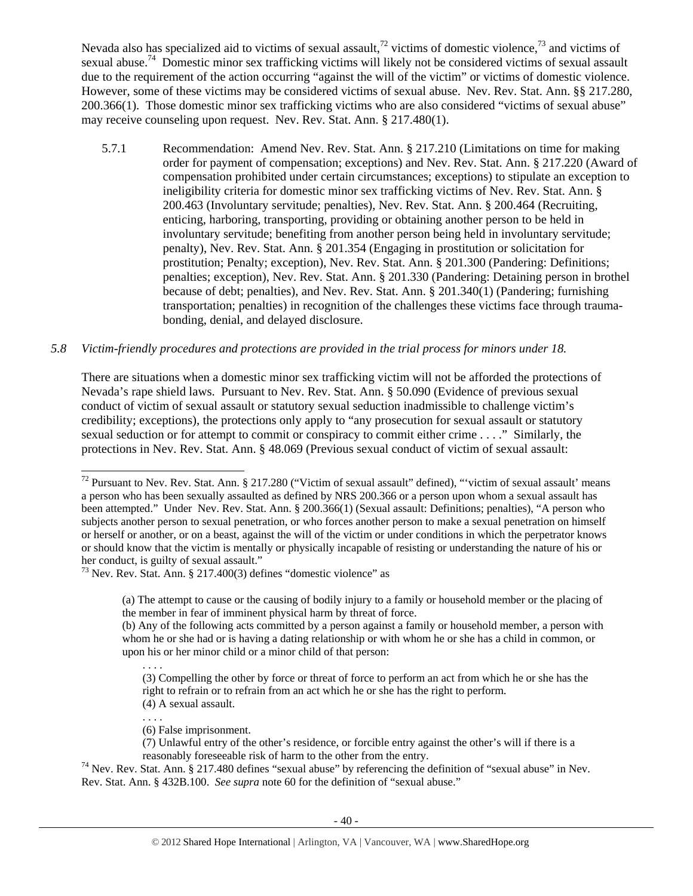Nevada also has specialized aid to victims of sexual assault,[72] victims of domestic violence,[73] and victims of sexual abuse.[74] Domestic minor sex trafficking victims will likely not be considered victims of sexual assault due to the requirement of the action occurring "against the will of the victim" or victims of domestic violence. However, some of these victims may be considered victims of sexual abuse. Nev. Rev. Stat. Ann. §§ 217.280, 200.366(1). Those domestic minor sex trafficking victims who are also considered "victims of sexual abuse" may receive counseling upon request. Nev. Rev. Stat. Ann. § 217.480(1).

5.7.1 Recommendation: Amend Nev. Rev. Stat. Ann. § 217.210 (Limitations on time for making order for payment of compensation; exceptions) and Nev. Rev. Stat. Ann. § 217.220 (Award of compensation prohibited under certain circumstances; exceptions) to stipulate an exception to ineligibility criteria for domestic minor sex trafficking victims of Nev. Rev. Stat. Ann. § 200.463 (Involuntary servitude; penalties), Nev. Rev. Stat. Ann. § 200.464 (Recruiting, enticing, harboring, transporting, providing or obtaining another person to be held in involuntary servitude; benefiting from another person being held in involuntary servitude; penalty), Nev. Rev. Stat. Ann. § 201.354 (Engaging in prostitution or solicitation for prostitution; Penalty; exception), Nev. Rev. Stat. Ann. § 201.300 (Pandering: Definitions; penalties; exception), Nev. Rev. Stat. Ann. § 201.330 (Pandering: Detaining person in brothel because of debt; penalties), and Nev. Rev. Stat. Ann. § 201.340(1) (Pandering; furnishing transportation; penalties) in recognition of the challenges these victims face through trauma-bonding, denial, and delayed disclosure.

*5.8 Victim-friendly procedures and protections are provided in the trial process for minors under 18.*

There are situations when a domestic minor sex trafficking victim will not be afforded the protections of Nevada's rape shield laws. Pursuant to Nev. Rev. Stat. Ann. § 50.090 (Evidence of previous sexual conduct of victim of sexual assault or statutory sexual seduction inadmissible to challenge victim's credibility; exceptions), the protections only apply to "any prosecution for sexual assault or statutory sexual seduction or for attempt to commit or conspiracy to commit either crime . . . ." Similarly, the protections in Nev. Rev. Stat. Ann. § 48.069 (Previous sexual conduct of victim of sexual assault:

---

[72] Pursuant to Nev. Rev. Stat. Ann. § 217.280 ("Victim of sexual assault" defined), "'victim of sexual assault' means a person who has been sexually assaulted as defined by NRS 200.366 or a person upon whom a sexual assault has been attempted." Under Nev. Rev. Stat. Ann. § 200.366(1) (Sexual assault: Definitions; penalties), "A person who subjects another person to sexual penetration, or who forces another person to make a sexual penetration on himself or herself or another, or on a beast, against the will of the victim or under conditions in which the perpetrator knows or should know that the victim is mentally or physically incapable of resisting or understanding the nature of his or her conduct, is guilty of sexual assault."

[73] Nev. Rev. Stat. Ann. § 217.400(3) defines "domestic violence" as

> (a) The attempt to cause or the causing of bodily injury to a family or household member or the placing of the member in fear of imminent physical harm by threat of force.
>
> (b) Any of the following acts committed by a person against a family or household member, a person with whom he or she had or is having a dating relationship or with whom he or she has a child in common, or upon his or her minor child or a minor child of that person:
>
> . . . .
>
> (3) Compelling the other by force or threat of force to perform an act from which he or she has the right to refrain or to refrain from an act which he or she has the right to perform.
>
> (4) A sexual assault.
>
> . . . .
>
> (6) False imprisonment.
>
> (7) Unlawful entry of the other's residence, or forcible entry against the other's will if there is a reasonably foreseeable risk of harm to the other from the entry.

[74] Nev. Rev. Stat. Ann. § 217.480 defines "sexual abuse" by referencing the definition of "sexual abuse" in Nev. Rev. Stat. Ann. § 432B.100. *See supra* note 60 for the definition of "sexual abuse."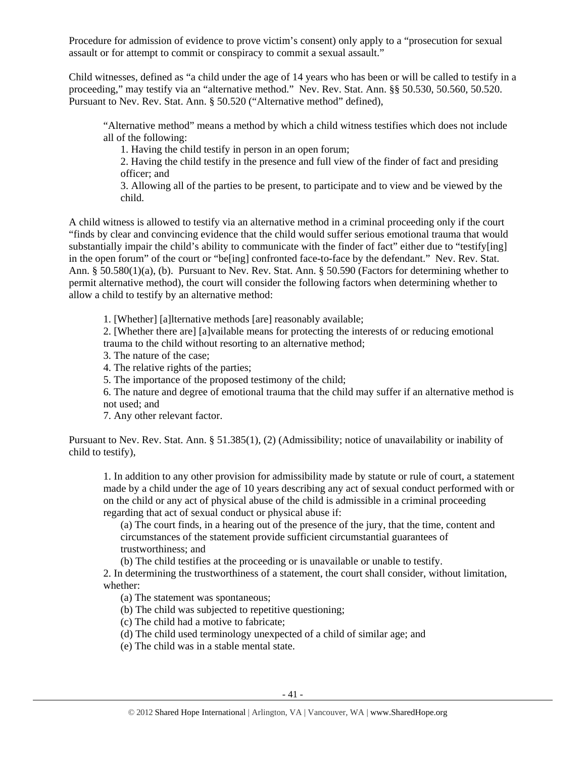Procedure for admission of evidence to prove victim's consent) only apply to a "prosecution for sexual assault or for attempt to commit or conspiracy to commit a sexual assault."

Child witnesses, defined as "a child under the age of 14 years who has been or will be called to testify in a proceeding," may testify via an "alternative method." Nev. Rev. Stat. Ann. §§ 50.530, 50.560, 50.520. Pursuant to Nev. Rev. Stat. Ann. § 50.520 ("Alternative method" defined),

> "Alternative method" means a method by which a child witness testifies which does not include all of the following:
>
> 1. Having the child testify in person in an open forum;
> 2. Having the child testify in the presence and full view of the finder of fact and presiding officer; and
> 3. Allowing all of the parties to be present, to participate and to view and be viewed by the child.

A child witness is allowed to testify via an alternative method in a criminal proceeding only if the court "finds by clear and convincing evidence that the child would suffer serious emotional trauma that would substantially impair the child's ability to communicate with the finder of fact" either due to "testify[ing] in the open forum" of the court or "be[ing] confronted face-to-face by the defendant." Nev. Rev. Stat. Ann. § 50.580(1)(a), (b). Pursuant to Nev. Rev. Stat. Ann. § 50.590 (Factors for determining whether to permit alternative method), the court will consider the following factors when determining whether to allow a child to testify by an alternative method:

> 1. [Whether] [a]lternative methods [are] reasonably available;
> 2. [Whether there are] [a]vailable means for protecting the interests of or reducing emotional trauma to the child without resorting to an alternative method;
> 3. The nature of the case;
> 4. The relative rights of the parties;
> 5. The importance of the proposed testimony of the child;
> 6. The nature and degree of emotional trauma that the child may suffer if an alternative method is not used; and
> 7. Any other relevant factor.

Pursuant to Nev. Rev. Stat. Ann. § 51.385(1), (2) (Admissibility; notice of unavailability or inability of child to testify),

> 1. In addition to any other provision for admissibility made by statute or rule of court, a statement made by a child under the age of 10 years describing any act of sexual conduct performed with or on the child or any act of physical abuse of the child is admissible in a criminal proceeding regarding that act of sexual conduct or physical abuse if:
>
>    (a) The court finds, in a hearing out of the presence of the jury, that the time, content and circumstances of the statement provide sufficient circumstantial guarantees of trustworthiness; and
>
>    (b) The child testifies at the proceeding or is unavailable or unable to testify.
>
> 2. In determining the trustworthiness of a statement, the court shall consider, without limitation, whether:
>
>    (a) The statement was spontaneous;
>
>    (b) The child was subjected to repetitive questioning;
>
>    (c) The child had a motive to fabricate;
>
>    (d) The child used terminology unexpected of a child of similar age; and
>
>    (e) The child was in a stable mental state.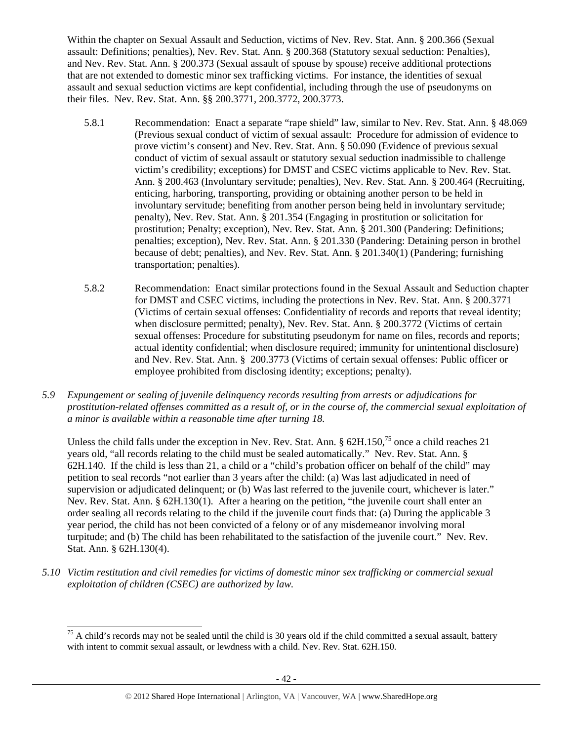Within the chapter on Sexual Assault and Seduction, victims of Nev. Rev. Stat. Ann. § 200.366 (Sexual assault: Definitions; penalties), Nev. Rev. Stat. Ann. § 200.368 (Statutory sexual seduction: Penalties), and Nev. Rev. Stat. Ann. § 200.373 (Sexual assault of spouse by spouse) receive additional protections that are not extended to domestic minor sex trafficking victims. For instance, the identities of sexual assault and sexual seduction victims are kept confidential, including through the use of pseudonyms on their files. Nev. Rev. Stat. Ann. §§ 200.3771, 200.3772, 200.3773.

5.8.1 Recommendation: Enact a separate "rape shield" law, similar to Nev. Rev. Stat. Ann. § 48.069 (Previous sexual conduct of victim of sexual assault: Procedure for admission of evidence to prove victim's consent) and Nev. Rev. Stat. Ann. § 50.090 (Evidence of previous sexual conduct of victim of sexual assault or statutory sexual seduction inadmissible to challenge victim's credibility; exceptions) for DMST and CSEC victims applicable to Nev. Rev. Stat. Ann. § 200.463 (Involuntary servitude; penalties), Nev. Rev. Stat. Ann. § 200.464 (Recruiting, enticing, harboring, transporting, providing or obtaining another person to be held in involuntary servitude; benefiting from another person being held in involuntary servitude; penalty), Nev. Rev. Stat. Ann. § 201.354 (Engaging in prostitution or solicitation for prostitution; Penalty; exception), Nev. Rev. Stat. Ann. § 201.300 (Pandering: Definitions; penalties; exception), Nev. Rev. Stat. Ann. § 201.330 (Pandering: Detaining person in brothel because of debt; penalties), and Nev. Rev. Stat. Ann. § 201.340(1) (Pandering; furnishing transportation; penalties).

5.8.2 Recommendation: Enact similar protections found in the Sexual Assault and Seduction chapter for DMST and CSEC victims, including the protections in Nev. Rev. Stat. Ann. § 200.3771 (Victims of certain sexual offenses: Confidentiality of records and reports that reveal identity; when disclosure permitted; penalty), Nev. Rev. Stat. Ann. § 200.3772 (Victims of certain sexual offenses: Procedure for substituting pseudonym for name on files, records and reports; actual identity confidential; when disclosure required; immunity for unintentional disclosure) and Nev. Rev. Stat. Ann. § 200.3773 (Victims of certain sexual offenses: Public officer or employee prohibited from disclosing identity; exceptions; penalty).

*5.9 Expungement or sealing of juvenile delinquency records resulting from arrests or adjudications for prostitution-related offenses committed as a result of, or in the course of, the commercial sexual exploitation of a minor is available within a reasonable time after turning 18.*

Unless the child falls under the exception in Nev. Rev. Stat. Ann. § 62H.150,[75] once a child reaches 21 years old, "all records relating to the child must be sealed automatically." Nev. Rev. Stat. Ann. § 62H.140. If the child is less than 21, a child or a "child's probation officer on behalf of the child" may petition to seal records "not earlier than 3 years after the child: (a) Was last adjudicated in need of supervision or adjudicated delinquent; or (b) Was last referred to the juvenile court, whichever is later." Nev. Rev. Stat. Ann. § 62H.130(1). After a hearing on the petition, "the juvenile court shall enter an order sealing all records relating to the child if the juvenile court finds that: (a) During the applicable 3 year period, the child has not been convicted of a felony or of any misdemeanor involving moral turpitude; and (b) The child has been rehabilitated to the satisfaction of the juvenile court." Nev. Rev. Stat. Ann. § 62H.130(4).

*5.10 Victim restitution and civil remedies for victims of domestic minor sex trafficking or commercial sexual exploitation of children (CSEC) are authorized by law.*

---

[75] A child's records may not be sealed until the child is 30 years old if the child committed a sexual assault, battery with intent to commit sexual assault, or lewdness with a child. Nev. Rev. Stat. 62H.150.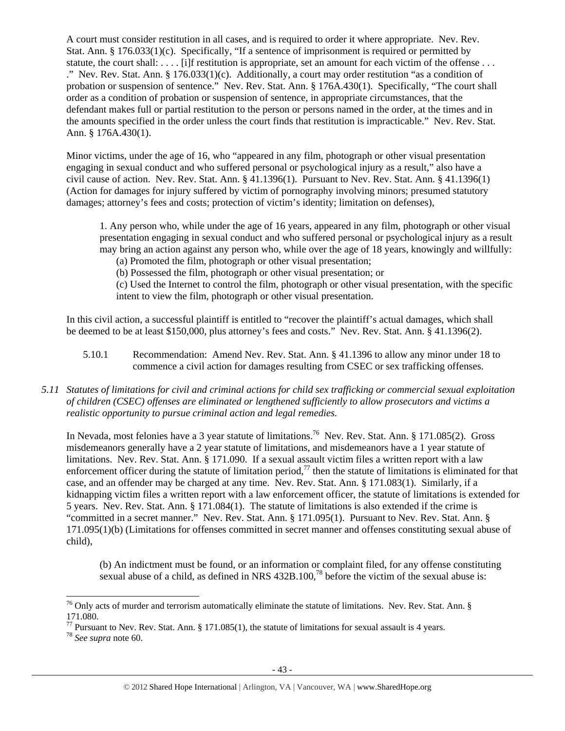A court must consider restitution in all cases, and is required to order it where appropriate. Nev. Rev. Stat. Ann. § 176.033(1)(c). Specifically, "If a sentence of imprisonment is required or permitted by statute, the court shall: . . . . [i]f restitution is appropriate, set an amount for each victim of the offense . . . ." Nev. Rev. Stat. Ann. § 176.033(1)(c). Additionally, a court may order restitution "as a condition of probation or suspension of sentence." Nev. Rev. Stat. Ann. § 176A.430(1). Specifically, "The court shall order as a condition of probation or suspension of sentence, in appropriate circumstances, that the defendant makes full or partial restitution to the person or persons named in the order, at the times and in the amounts specified in the order unless the court finds that restitution is impracticable." Nev. Rev. Stat. Ann. § 176A.430(1).

Minor victims, under the age of 16, who "appeared in any film, photograph or other visual presentation engaging in sexual conduct and who suffered personal or psychological injury as a result," also have a civil cause of action. Nev. Rev. Stat. Ann. § 41.1396(1). Pursuant to Nev. Rev. Stat. Ann. § 41.1396(1) (Action for damages for injury suffered by victim of pornography involving minors; presumed statutory damages; attorney's fees and costs; protection of victim's identity; limitation on defenses),

> 1. Any person who, while under the age of 16 years, appeared in any film, photograph or other visual presentation engaging in sexual conduct and who suffered personal or psychological injury as a result may bring an action against any person who, while over the age of 18 years, knowingly and willfully:
> (a) Promoted the film, photograph or other visual presentation;
> (b) Possessed the film, photograph or other visual presentation; or
> (c) Used the Internet to control the film, photograph or other visual presentation, with the specific intent to view the film, photograph or other visual presentation.

In this civil action, a successful plaintiff is entitled to "recover the plaintiff's actual damages, which shall be deemed to be at least $150,000, plus attorney's fees and costs." Nev. Rev. Stat. Ann. § 41.1396(2).

5.10.1 Recommendation: Amend Nev. Rev. Stat. Ann. § 41.1396 to allow any minor under 18 to commence a civil action for damages resulting from CSEC or sex trafficking offenses.

*5.11 Statutes of limitations for civil and criminal actions for child sex trafficking or commercial sexual exploitation of children (CSEC) offenses are eliminated or lengthened sufficiently to allow prosecutors and victims a realistic opportunity to pursue criminal action and legal remedies.*

In Nevada, most felonies have a 3 year statute of limitations.[76] Nev. Rev. Stat. Ann. § 171.085(2). Gross misdemeanors generally have a 2 year statute of limitations, and misdemeanors have a 1 year statute of limitations. Nev. Rev. Stat. Ann. § 171.090. If a sexual assault victim files a written report with a law enforcement officer during the statute of limitation period,[77] then the statute of limitations is eliminated for that case, and an offender may be charged at any time. Nev. Rev. Stat. Ann. § 171.083(1). Similarly, if a kidnapping victim files a written report with a law enforcement officer, the statute of limitations is extended for 5 years. Nev. Rev. Stat. Ann. § 171.084(1). The statute of limitations is also extended if the crime is "committed in a secret manner." Nev. Rev. Stat. Ann. § 171.095(1). Pursuant to Nev. Rev. Stat. Ann. § 171.095(1)(b) (Limitations for offenses committed in secret manner and offenses constituting sexual abuse of child),

> (b) An indictment must be found, or an information or complaint filed, for any offense constituting sexual abuse of a child, as defined in NRS 432B.100,[78] before the victim of the sexual abuse is:

---

[76] Only acts of murder and terrorism automatically eliminate the statute of limitations. Nev. Rev. Stat. Ann. § 171.080.

[77] Pursuant to Nev. Rev. Stat. Ann. § 171.085(1), the statute of limitations for sexual assault is 4 years.

[78] *See supra* note 60.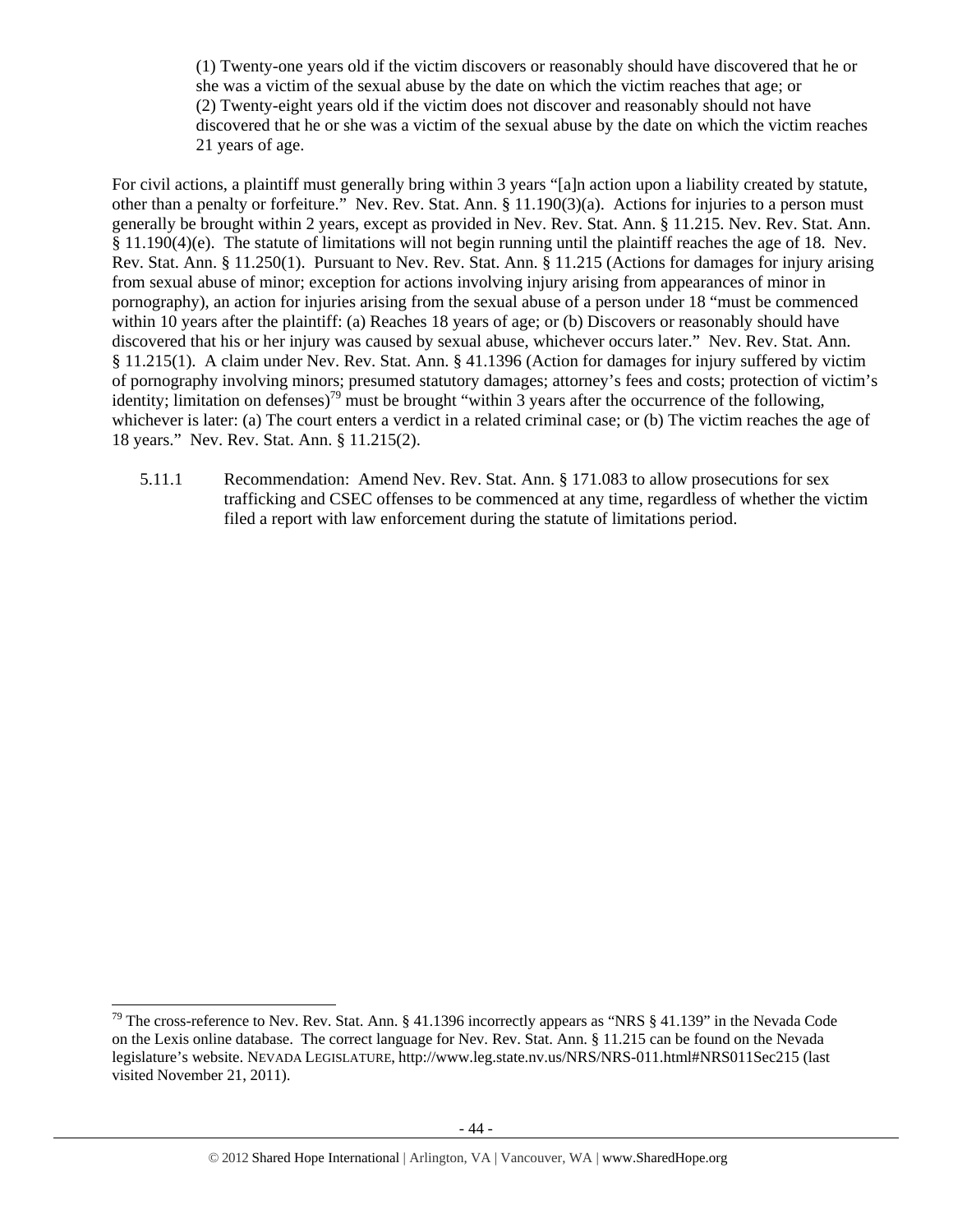(1) Twenty-one years old if the victim discovers or reasonably should have discovered that he or she was a victim of the sexual abuse by the date on which the victim reaches that age; or
(2) Twenty-eight years old if the victim does not discover and reasonably should not have discovered that he or she was a victim of the sexual abuse by the date on which the victim reaches 21 years of age.

For civil actions, a plaintiff must generally bring within 3 years "[a]n action upon a liability created by statute, other than a penalty or forfeiture." Nev. Rev. Stat. Ann. § 11.190(3)(a). Actions for injuries to a person must generally be brought within 2 years, except as provided in Nev. Rev. Stat. Ann. § 11.215. Nev. Rev. Stat. Ann. § 11.190(4)(e). The statute of limitations will not begin running until the plaintiff reaches the age of 18. Nev. Rev. Stat. Ann. § 11.250(1). Pursuant to Nev. Rev. Stat. Ann. § 11.215 (Actions for damages for injury arising from sexual abuse of minor; exception for actions involving injury arising from appearances of minor in pornography), an action for injuries arising from the sexual abuse of a person under 18 "must be commenced within 10 years after the plaintiff: (a) Reaches 18 years of age; or (b) Discovers or reasonably should have discovered that his or her injury was caused by sexual abuse, whichever occurs later." Nev. Rev. Stat. Ann. § 11.215(1). A claim under Nev. Rev. Stat. Ann. § 41.1396 (Action for damages for injury suffered by victim of pornography involving minors; presumed statutory damages; attorney's fees and costs; protection of victim's identity; limitation on defenses)[79] must be brought "within 3 years after the occurrence of the following, whichever is later: (a) The court enters a verdict in a related criminal case; or (b) The victim reaches the age of 18 years." Nev. Rev. Stat. Ann. § 11.215(2).

5.11.1 Recommendation: Amend Nev. Rev. Stat. Ann. § 171.083 to allow prosecutions for sex trafficking and CSEC offenses to be commenced at any time, regardless of whether the victim filed a report with law enforcement during the statute of limitations period.

---

[79] The cross-reference to Nev. Rev. Stat. Ann. § 41.1396 incorrectly appears as "NRS § 41.139" in the Nevada Code on the Lexis online database. The correct language for Nev. Rev. Stat. Ann. § 11.215 can be found on the Nevada legislature's website. NEVADA LEGISLATURE, http://www.leg.state.nv.us/NRS/NRS-011.html#NRS011Sec215 (last visited November 21, 2011).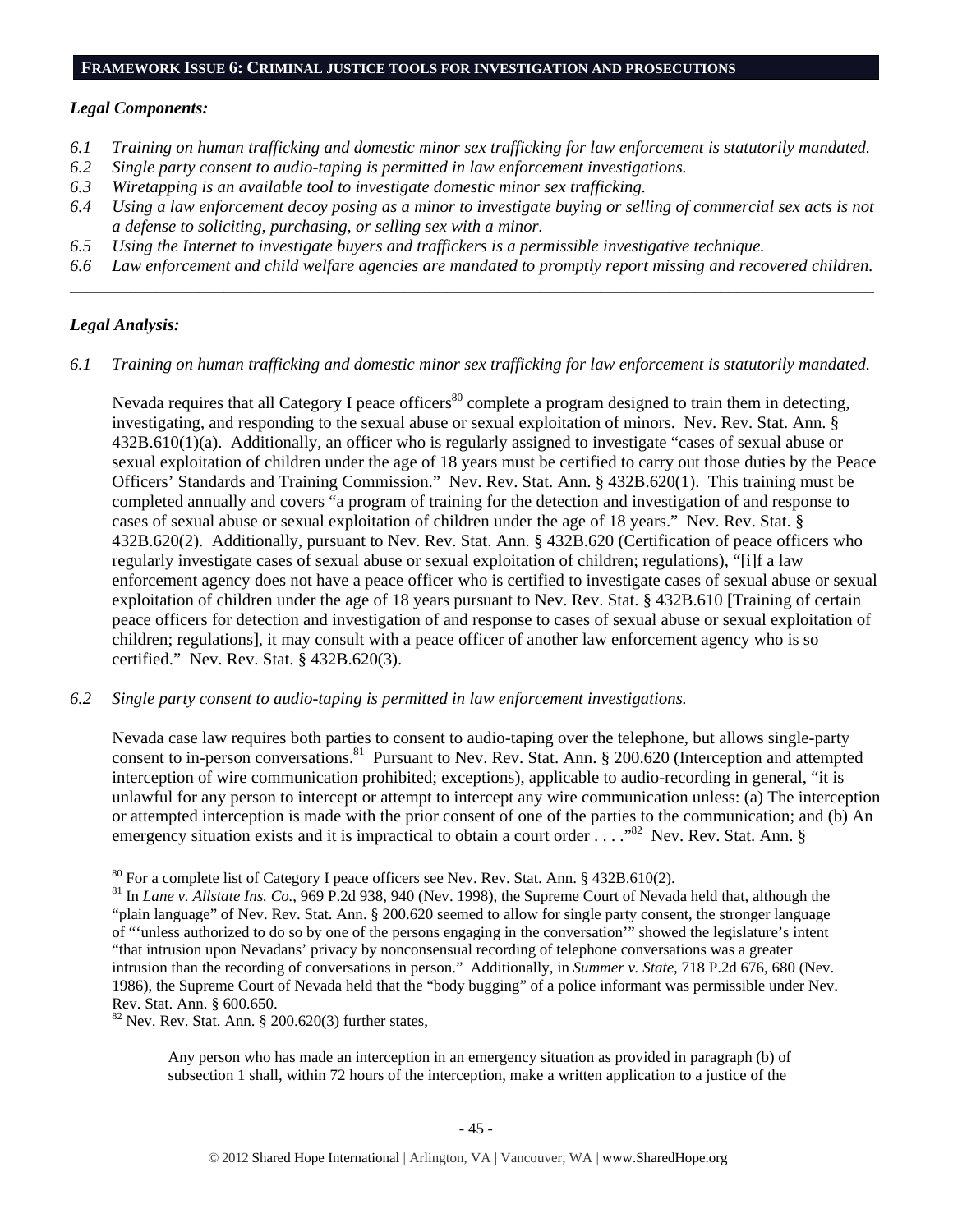## FRAMEWORK ISSUE 6: CRIMINAL JUSTICE TOOLS FOR INVESTIGATION AND PROSECUTIONS

### *Legal Components:*

*6.1 Training on human trafficking and domestic minor sex trafficking for law enforcement is statutorily mandated.*
*6.2 Single party consent to audio-taping is permitted in law enforcement investigations.*
*6.3 Wiretapping is an available tool to investigate domestic minor sex trafficking.*
*6.4 Using a law enforcement decoy posing as a minor to investigate buying or selling of commercial sex acts is not a defense to soliciting, purchasing, or selling sex with a minor.*
*6.5 Using the Internet to investigate buyers and traffickers is a permissible investigative technique.*
*6.6 Law enforcement and child welfare agencies are mandated to promptly report missing and recovered children.*

---

### *Legal Analysis:*

*6.1 Training on human trafficking and domestic minor sex trafficking for law enforcement is statutorily mandated.*

Nevada requires that all Category I peace officers[80] complete a program designed to train them in detecting, investigating, and responding to the sexual abuse or sexual exploitation of minors. Nev. Rev. Stat. Ann. § 432B.610(1)(a). Additionally, an officer who is regularly assigned to investigate "cases of sexual abuse or sexual exploitation of children under the age of 18 years must be certified to carry out those duties by the Peace Officers' Standards and Training Commission." Nev. Rev. Stat. Ann. § 432B.620(1). This training must be completed annually and covers "a program of training for the detection and investigation of and response to cases of sexual abuse or sexual exploitation of children under the age of 18 years." Nev. Rev. Stat. § 432B.620(2). Additionally, pursuant to Nev. Rev. Stat. Ann. § 432B.620 (Certification of peace officers who regularly investigate cases of sexual abuse or sexual exploitation of children; regulations), "[i]f a law enforcement agency does not have a peace officer who is certified to investigate cases of sexual abuse or sexual exploitation of children under the age of 18 years pursuant to Nev. Rev. Stat. § 432B.610 [Training of certain peace officers for detection and investigation of and response to cases of sexual abuse or sexual exploitation of children; regulations], it may consult with a peace officer of another law enforcement agency who is so certified." Nev. Rev. Stat. § 432B.620(3).

*6.2 Single party consent to audio-taping is permitted in law enforcement investigations.*

Nevada case law requires both parties to consent to audio-taping over the telephone, but allows single-party consent to in-person conversations.[81] Pursuant to Nev. Rev. Stat. Ann. § 200.620 (Interception and attempted interception of wire communication prohibited; exceptions), applicable to audio-recording in general, "it is unlawful for any person to intercept or attempt to intercept any wire communication unless: (a) The interception or attempted interception is made with the prior consent of one of the parties to the communication; and (b) An emergency situation exists and it is impractical to obtain a court order . . . ."[82] Nev. Rev. Stat. Ann. §

---

[80] For a complete list of Category I peace officers see Nev. Rev. Stat. Ann. § 432B.610(2).

[81] In *Lane v. Allstate Ins. Co.*, 969 P.2d 938, 940 (Nev. 1998), the Supreme Court of Nevada held that, although the "plain language" of Nev. Rev. Stat. Ann. § 200.620 seemed to allow for single party consent, the stronger language of "'unless authorized to do so by one of the persons engaging in the conversation'" showed the legislature's intent "that intrusion upon Nevadans' privacy by nonconsensual recording of telephone conversations was a greater intrusion than the recording of conversations in person." Additionally, in *Summer v. State*, 718 P.2d 676, 680 (Nev. 1986), the Supreme Court of Nevada held that the "body bugging" of a police informant was permissible under Nev. Rev. Stat. Ann. § 600.650.

[82] Nev. Rev. Stat. Ann. § 200.620(3) further states,

> Any person who has made an interception in an emergency situation as provided in paragraph (b) of subsection 1 shall, within 72 hours of the interception, make a written application to a justice of the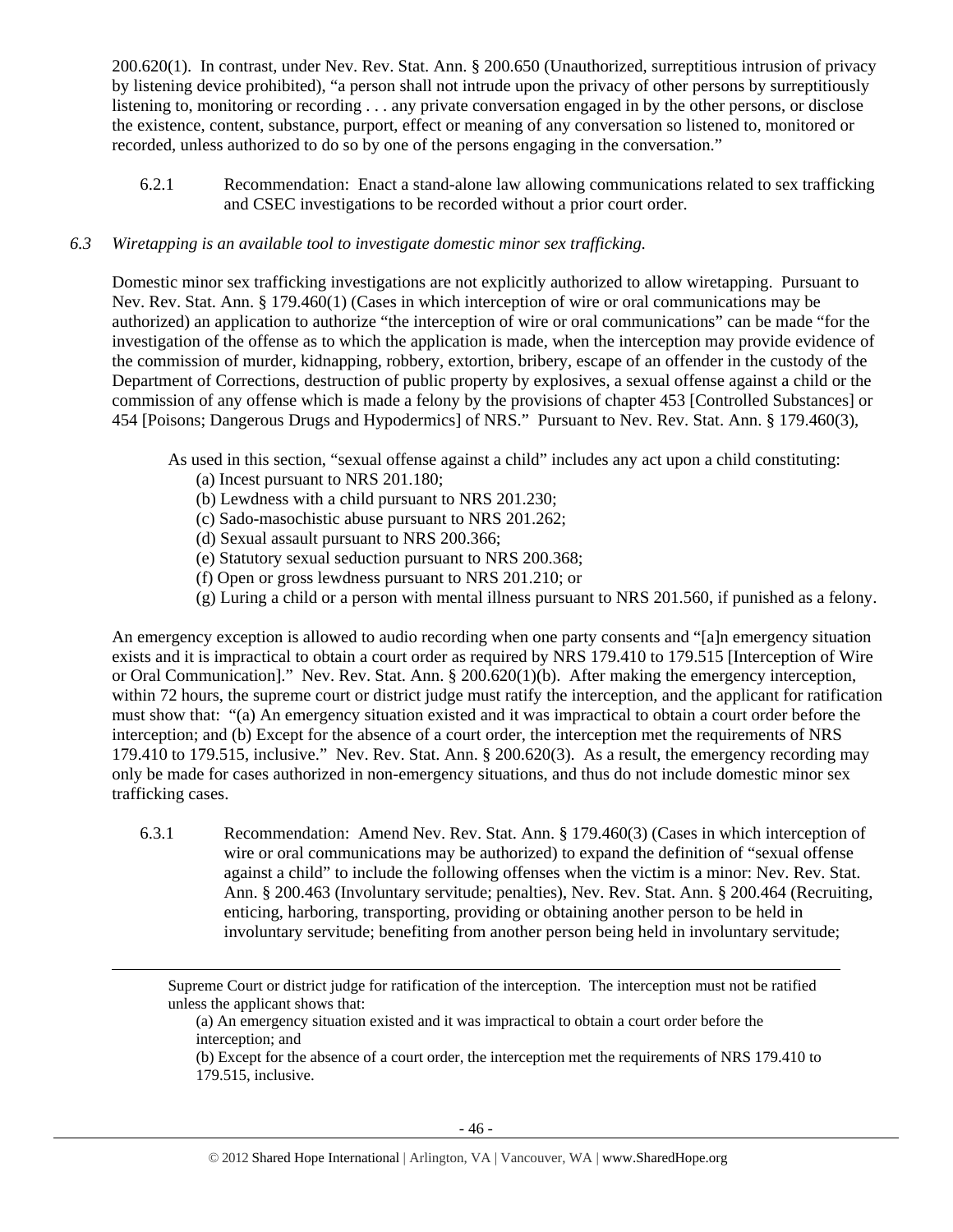200.620(1). In contrast, under Nev. Rev. Stat. Ann. § 200.650 (Unauthorized, surreptitious intrusion of privacy by listening device prohibited), "a person shall not intrude upon the privacy of other persons by surreptitiously listening to, monitoring or recording . . . any private conversation engaged in by the other persons, or disclose the existence, content, substance, purport, effect or meaning of any conversation so listened to, monitored or recorded, unless authorized to do so by one of the persons engaging in the conversation."

6.2.1 Recommendation: Enact a stand-alone law allowing communications related to sex trafficking and CSEC investigations to be recorded without a prior court order.

*6.3 Wiretapping is an available tool to investigate domestic minor sex trafficking.*

Domestic minor sex trafficking investigations are not explicitly authorized to allow wiretapping. Pursuant to Nev. Rev. Stat. Ann. § 179.460(1) (Cases in which interception of wire or oral communications may be authorized) an application to authorize "the interception of wire or oral communications" can be made "for the investigation of the offense as to which the application is made, when the interception may provide evidence of the commission of murder, kidnapping, robbery, extortion, bribery, escape of an offender in the custody of the Department of Corrections, destruction of public property by explosives, a sexual offense against a child or the commission of any offense which is made a felony by the provisions of chapter 453 [Controlled Substances] or 454 [Poisons; Dangerous Drugs and Hypodermics] of NRS." Pursuant to Nev. Rev. Stat. Ann. § 179.460(3),

> As used in this section, "sexual offense against a child" includes any act upon a child constituting:
> (a) Incest pursuant to NRS 201.180;
> (b) Lewdness with a child pursuant to NRS 201.230;
> (c) Sado-masochistic abuse pursuant to NRS 201.262;
> (d) Sexual assault pursuant to NRS 200.366;
> (e) Statutory sexual seduction pursuant to NRS 200.368;
> (f) Open or gross lewdness pursuant to NRS 201.210; or
> (g) Luring a child or a person with mental illness pursuant to NRS 201.560, if punished as a felony.

An emergency exception is allowed to audio recording when one party consents and "[a]n emergency situation exists and it is impractical to obtain a court order as required by NRS 179.410 to 179.515 [Interception of Wire or Oral Communication]." Nev. Rev. Stat. Ann. § 200.620(1)(b). After making the emergency interception, within 72 hours, the supreme court or district judge must ratify the interception, and the applicant for ratification must show that: "(a) An emergency situation existed and it was impractical to obtain a court order before the interception; and (b) Except for the absence of a court order, the interception met the requirements of NRS 179.410 to 179.515, inclusive." Nev. Rev. Stat. Ann. § 200.620(3). As a result, the emergency recording may only be made for cases authorized in non-emergency situations, and thus do not include domestic minor sex trafficking cases.

6.3.1 Recommendation: Amend Nev. Rev. Stat. Ann. § 179.460(3) (Cases in which interception of wire or oral communications may be authorized) to expand the definition of "sexual offense against a child" to include the following offenses when the victim is a minor: Nev. Rev. Stat. Ann. § 200.463 (Involuntary servitude; penalties), Nev. Rev. Stat. Ann. § 200.464 (Recruiting, enticing, harboring, transporting, providing or obtaining another person to be held in involuntary servitude; benefiting from another person being held in involuntary servitude;

---

Supreme Court or district judge for ratification of the interception. The interception must not be ratified unless the applicant shows that:

(a) An emergency situation existed and it was impractical to obtain a court order before the interception; and

(b) Except for the absence of a court order, the interception met the requirements of NRS 179.410 to 179.515, inclusive.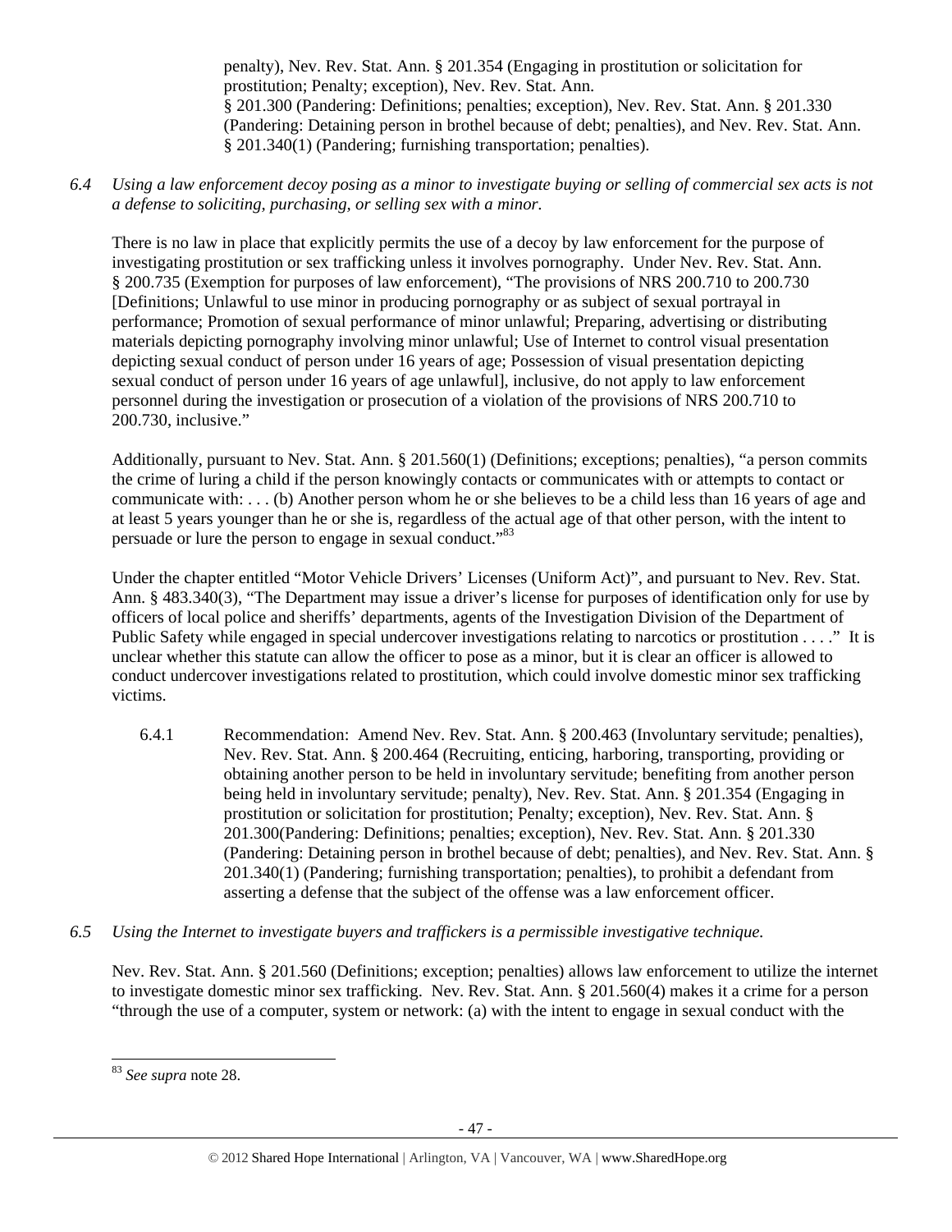penalty), Nev. Rev. Stat. Ann. § 201.354 (Engaging in prostitution or solicitation for prostitution; Penalty; exception), Nev. Rev. Stat. Ann. § 201.300 (Pandering: Definitions; penalties; exception), Nev. Rev. Stat. Ann. § 201.330 (Pandering: Detaining person in brothel because of debt; penalties), and Nev. Rev. Stat. Ann. § 201.340(1) (Pandering; furnishing transportation; penalties).

*6.4 Using a law enforcement decoy posing as a minor to investigate buying or selling of commercial sex acts is not a defense to soliciting, purchasing, or selling sex with a minor.*

There is no law in place that explicitly permits the use of a decoy by law enforcement for the purpose of investigating prostitution or sex trafficking unless it involves pornography. Under Nev. Rev. Stat. Ann. § 200.735 (Exemption for purposes of law enforcement), "The provisions of NRS 200.710 to 200.730 [Definitions; Unlawful to use minor in producing pornography or as subject of sexual portrayal in performance; Promotion of sexual performance of minor unlawful; Preparing, advertising or distributing materials depicting pornography involving minor unlawful; Use of Internet to control visual presentation depicting sexual conduct of person under 16 years of age; Possession of visual presentation depicting sexual conduct of person under 16 years of age unlawful], inclusive, do not apply to law enforcement personnel during the investigation or prosecution of a violation of the provisions of NRS 200.710 to 200.730, inclusive."

Additionally, pursuant to Nev. Stat. Ann. § 201.560(1) (Definitions; exceptions; penalties), "a person commits the crime of luring a child if the person knowingly contacts or communicates with or attempts to contact or communicate with: . . . (b) Another person whom he or she believes to be a child less than 16 years of age and at least 5 years younger than he or she is, regardless of the actual age of that other person, with the intent to persuade or lure the person to engage in sexual conduct."[83]

Under the chapter entitled "Motor Vehicle Drivers' Licenses (Uniform Act)", and pursuant to Nev. Rev. Stat. Ann. § 483.340(3), "The Department may issue a driver's license for purposes of identification only for use by officers of local police and sheriffs' departments, agents of the Investigation Division of the Department of Public Safety while engaged in special undercover investigations relating to narcotics or prostitution . . . ." It is unclear whether this statute can allow the officer to pose as a minor, but it is clear an officer is allowed to conduct undercover investigations related to prostitution, which could involve domestic minor sex trafficking victims.

6.4.1 Recommendation: Amend Nev. Rev. Stat. Ann. § 200.463 (Involuntary servitude; penalties), Nev. Rev. Stat. Ann. § 200.464 (Recruiting, enticing, harboring, transporting, providing or obtaining another person to be held in involuntary servitude; benefiting from another person being held in involuntary servitude; penalty), Nev. Rev. Stat. Ann. § 201.354 (Engaging in prostitution or solicitation for prostitution; Penalty; exception), Nev. Rev. Stat. Ann. § 201.300(Pandering: Definitions; penalties; exception), Nev. Rev. Stat. Ann. § 201.330 (Pandering: Detaining person in brothel because of debt; penalties), and Nev. Rev. Stat. Ann. § 201.340(1) (Pandering; furnishing transportation; penalties), to prohibit a defendant from asserting a defense that the subject of the offense was a law enforcement officer.

*6.5 Using the Internet to investigate buyers and traffickers is a permissible investigative technique.*

Nev. Rev. Stat. Ann. § 201.560 (Definitions; exception; penalties) allows law enforcement to utilize the internet to investigate domestic minor sex trafficking. Nev. Rev. Stat. Ann. § 201.560(4) makes it a crime for a person "through the use of a computer, system or network: (a) with the intent to engage in sexual conduct with the

---

[83] *See supra* note 28.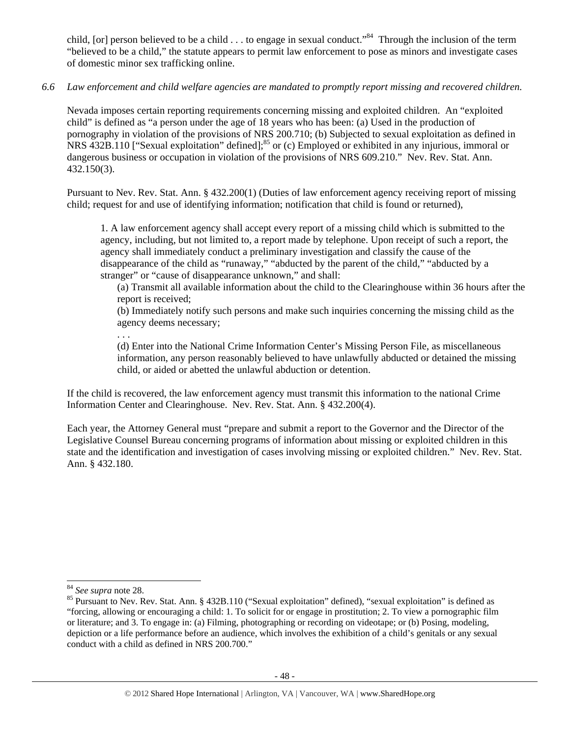child, [or] person believed to be a child . . . to engage in sexual conduct."[84] Through the inclusion of the term "believed to be a child," the statute appears to permit law enforcement to pose as minors and investigate cases of domestic minor sex trafficking online.

*6.6 Law enforcement and child welfare agencies are mandated to promptly report missing and recovered children.*

Nevada imposes certain reporting requirements concerning missing and exploited children. An "exploited child" is defined as "a person under the age of 18 years who has been: (a) Used in the production of pornography in violation of the provisions of NRS 200.710; (b) Subjected to sexual exploitation as defined in NRS 432B.110 ["Sexual exploitation" defined];[85] or (c) Employed or exhibited in any injurious, immoral or dangerous business or occupation in violation of the provisions of NRS 609.210." Nev. Rev. Stat. Ann. 432.150(3).

Pursuant to Nev. Rev. Stat. Ann. § 432.200(1) (Duties of law enforcement agency receiving report of missing child; request for and use of identifying information; notification that child is found or returned),

> 1. A law enforcement agency shall accept every report of a missing child which is submitted to the agency, including, but not limited to, a report made by telephone. Upon receipt of such a report, the agency shall immediately conduct a preliminary investigation and classify the cause of the disappearance of the child as "runaway," "abducted by the parent of the child," "abducted by a stranger" or "cause of disappearance unknown," and shall:
>
> (a) Transmit all available information about the child to the Clearinghouse within 36 hours after the report is received;
>
> (b) Immediately notify such persons and make such inquiries concerning the missing child as the agency deems necessary;
>
> . . .
>
> (d) Enter into the National Crime Information Center's Missing Person File, as miscellaneous information, any person reasonably believed to have unlawfully abducted or detained the missing child, or aided or abetted the unlawful abduction or detention.

If the child is recovered, the law enforcement agency must transmit this information to the national Crime Information Center and Clearinghouse. Nev. Rev. Stat. Ann. § 432.200(4).

Each year, the Attorney General must "prepare and submit a report to the Governor and the Director of the Legislative Counsel Bureau concerning programs of information about missing or exploited children in this state and the identification and investigation of cases involving missing or exploited children." Nev. Rev. Stat. Ann. § 432.180.

---

[84] *See supra* note 28.

[85] Pursuant to Nev. Rev. Stat. Ann. § 432B.110 ("Sexual exploitation" defined), "sexual exploitation" is defined as "forcing, allowing or encouraging a child: 1. To solicit for or engage in prostitution; 2. To view a pornographic film or literature; and 3. To engage in: (a) Filming, photographing or recording on videotape; or (b) Posing, modeling, depiction or a life performance before an audience, which involves the exhibition of a child's genitals or any sexual conduct with a child as defined in NRS 200.700."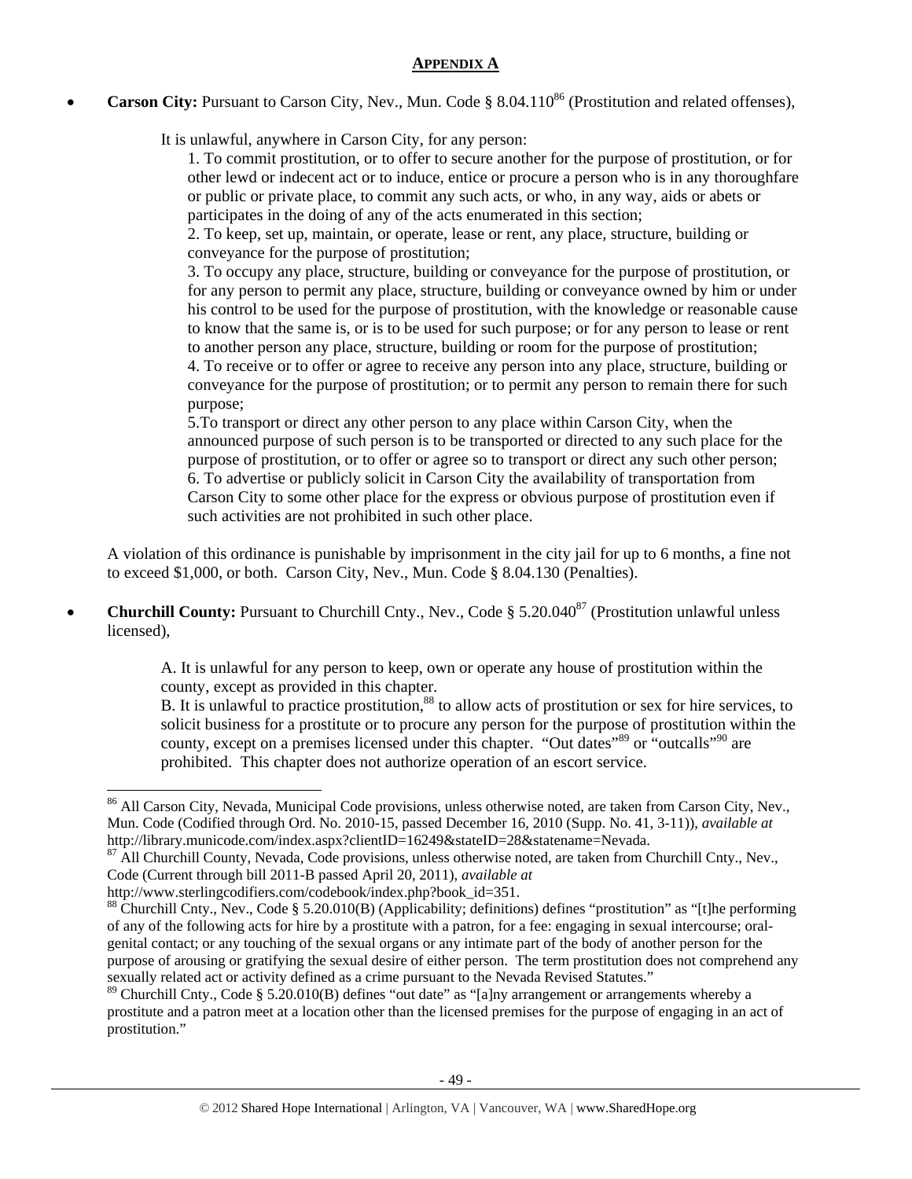## APPENDIX A

- **Carson City:** Pursuant to Carson City, Nev., Mun. Code § 8.04.110[86] (Prostitution and related offenses),

  It is unlawful, anywhere in Carson City, for any person:

  1. To commit prostitution, or to offer to secure another for the purpose of prostitution, or for other lewd or indecent act or to induce, entice or procure a person who is in any thoroughfare or public or private place, to commit any such acts, or who, in any way, aids or abets or participates in the doing of any of the acts enumerated in this section;
  2. To keep, set up, maintain, or operate, lease or rent, any place, structure, building or conveyance for the purpose of prostitution;
  3. To occupy any place, structure, building or conveyance for the purpose of prostitution, or for any person to permit any place, structure, building or conveyance owned by him or under his control to be used for the purpose of prostitution, with the knowledge or reasonable cause to know that the same is, or is to be used for such purpose; or for any person to lease or rent to another person any place, structure, building or room for the purpose of prostitution;
  4. To receive or to offer or agree to receive any person into any place, structure, building or conveyance for the purpose of prostitution; or to permit any person to remain there for such purpose;
  5. To transport or direct any other person to any place within Carson City, when the announced purpose of such person is to be transported or directed to any such place for the purpose of prostitution, or to offer or agree so to transport or direct any such other person;
  6. To advertise or publicly solicit in Carson City the availability of transportation from Carson City to some other place for the express or obvious purpose of prostitution even if such activities are not prohibited in such other place.

  A violation of this ordinance is punishable by imprisonment in the city jail for up to 6 months, a fine not to exceed $1,000, or both. Carson City, Nev., Mun. Code § 8.04.130 (Penalties).

- **Churchill County:** Pursuant to Churchill Cnty., Nev., Code § 5.20.040[87] (Prostitution unlawful unless licensed),

  A. It is unlawful for any person to keep, own or operate any house of prostitution within the county, except as provided in this chapter.
  B. It is unlawful to practice prostitution,[88] to allow acts of prostitution or sex for hire services, to solicit business for a prostitute or to procure any person for the purpose of prostitution within the county, except on a premises licensed under this chapter. "Out dates"[89] or "outcalls"[90] are prohibited. This chapter does not authorize operation of an escort service.

---

[86] All Carson City, Nevada, Municipal Code provisions, unless otherwise noted, are taken from Carson City, Nev., Mun. Code (Codified through Ord. No. 2010-15, passed December 16, 2010 (Supp. No. 41, 3-11)), *available at* http://library.municode.com/index.aspx?clientID=16249&stateID=28&statename=Nevada.

[87] All Churchill County, Nevada, Code provisions, unless otherwise noted, are taken from Churchill Cnty., Nev., Code (Current through bill 2011-B passed April 20, 2011), *available at* http://www.sterlingcodifiers.com/codebook/index.php?book_id=351.

[88] Churchill Cnty., Nev., Code § 5.20.010(B) (Applicability; definitions) defines "prostitution" as "[t]he performing of any of the following acts for hire by a prostitute with a patron, for a fee: engaging in sexual intercourse; oral-genital contact; or any touching of the sexual organs or any intimate part of the body of another person for the purpose of arousing or gratifying the sexual desire of either person. The term prostitution does not comprehend any sexually related act or activity defined as a crime pursuant to the Nevada Revised Statutes."

[89] Churchill Cnty., Code § 5.20.010(B) defines "out date" as "[a]ny arrangement or arrangements whereby a prostitute and a patron meet at a location other than the licensed premises for the purpose of engaging in an act of prostitution."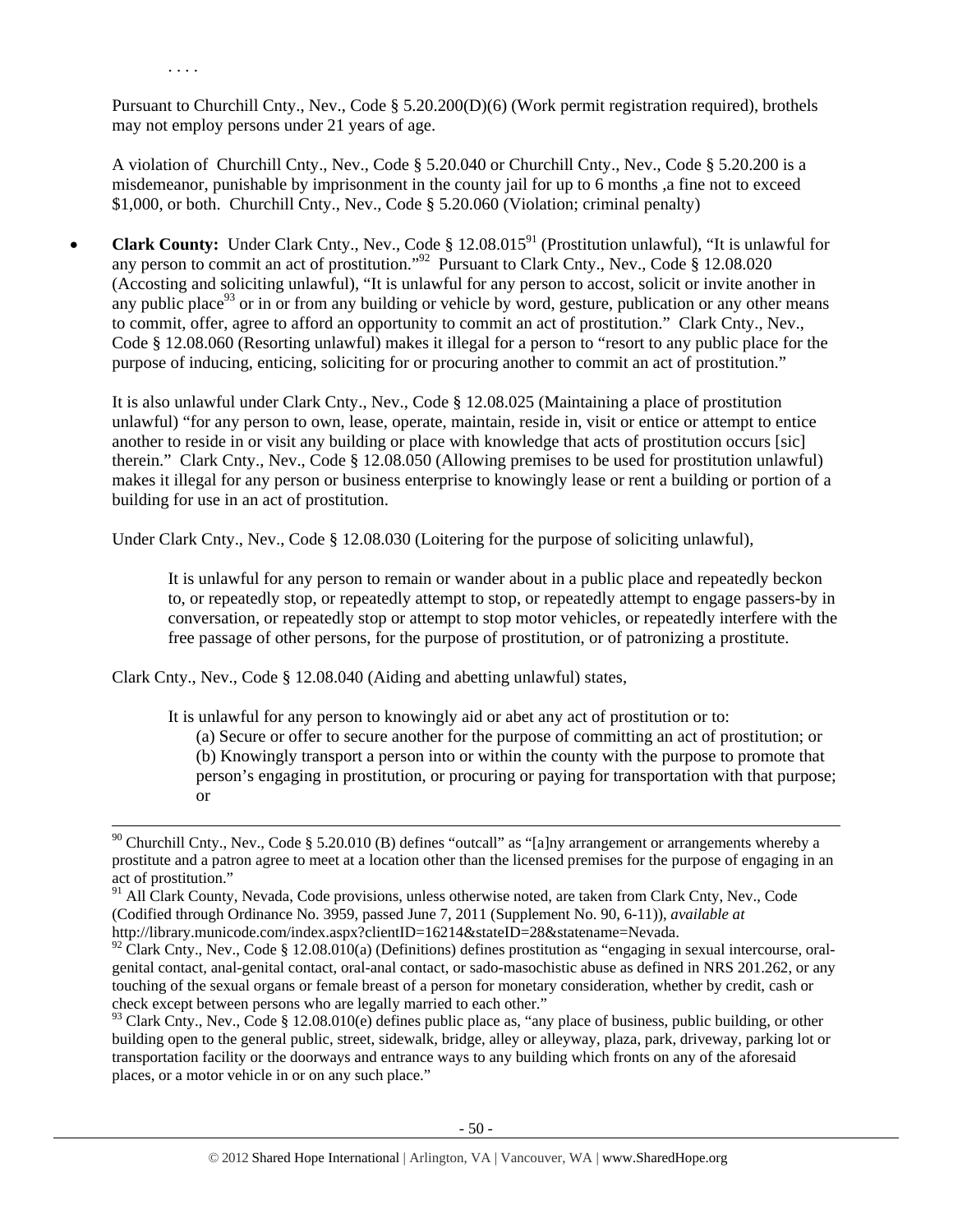. . . .

Pursuant to Churchill Cnty., Nev., Code § 5.20.200(D)(6) (Work permit registration required), brothels may not employ persons under 21 years of age.

A violation of Churchill Cnty., Nev., Code § 5.20.040 or Churchill Cnty., Nev., Code § 5.20.200 is a misdemeanor, punishable by imprisonment in the county jail for up to 6 months ,a fine not to exceed $1,000, or both. Churchill Cnty., Nev., Code § 5.20.060 (Violation; criminal penalty)

- **Clark County:** Under Clark Cnty., Nev., Code § 12.08.015[91] (Prostitution unlawful), "It is unlawful for any person to commit an act of prostitution."[92] Pursuant to Clark Cnty., Nev., Code § 12.08.020 (Accosting and soliciting unlawful), "It is unlawful for any person to accost, solicit or invite another in any public place[93] or in or from any building or vehicle by word, gesture, publication or any other means to commit, offer, agree to afford an opportunity to commit an act of prostitution." Clark Cnty., Nev., Code § 12.08.060 (Resorting unlawful) makes it illegal for a person to "resort to any public place for the purpose of inducing, enticing, soliciting for or procuring another to commit an act of prostitution."

  It is also unlawful under Clark Cnty., Nev., Code § 12.08.025 (Maintaining a place of prostitution unlawful) "for any person to own, lease, operate, maintain, reside in, visit or entice or attempt to entice another to reside in or visit any building or place with knowledge that acts of prostitution occurs [sic] therein." Clark Cnty., Nev., Code § 12.08.050 (Allowing premises to be used for prostitution unlawful) makes it illegal for any person or business enterprise to knowingly lease or rent a building or portion of a building for use in an act of prostitution.

  Under Clark Cnty., Nev., Code § 12.08.030 (Loitering for the purpose of soliciting unlawful),

  > It is unlawful for any person to remain or wander about in a public place and repeatedly beckon to, or repeatedly stop, or repeatedly attempt to stop, or repeatedly attempt to engage passers-by in conversation, or repeatedly stop or attempt to stop motor vehicles, or repeatedly interfere with the free passage of other persons, for the purpose of prostitution, or of patronizing a prostitute.

  Clark Cnty., Nev., Code § 12.08.040 (Aiding and abetting unlawful) states,

  > It is unlawful for any person to knowingly aid or abet any act of prostitution or to:
  > (a) Secure or offer to secure another for the purpose of committing an act of prostitution; or
  > (b) Knowingly transport a person into or within the county with the purpose to promote that person's engaging in prostitution, or procuring or paying for transportation with that purpose; or

---

[90] Churchill Cnty., Nev., Code § 5.20.010 (B) defines "outcall" as "[a]ny arrangement or arrangements whereby a prostitute and a patron agree to meet at a location other than the licensed premises for the purpose of engaging in an act of prostitution."

[91] All Clark County, Nevada, Code provisions, unless otherwise noted, are taken from Clark Cnty, Nev., Code (Codified through Ordinance No. 3959, passed June 7, 2011 (Supplement No. 90, 6-11)), *available at* http://library.municode.com/index.aspx?clientID=16214&stateID=28&statename=Nevada.

[92] Clark Cnty., Nev., Code § 12.08.010(a) (Definitions) defines prostitution as "engaging in sexual intercourse, oral-genital contact, anal-genital contact, oral-anal contact, or sado-masochistic abuse as defined in NRS 201.262, or any touching of the sexual organs or female breast of a person for monetary consideration, whether by credit, cash or check except between persons who are legally married to each other."

[93] Clark Cnty., Nev., Code § 12.08.010(e) defines public place as, "any place of business, public building, or other building open to the general public, street, sidewalk, bridge, alley or alleyway, plaza, park, driveway, parking lot or transportation facility or the doorways and entrance ways to any building which fronts on any of the aforesaid places, or a motor vehicle in or on any such place."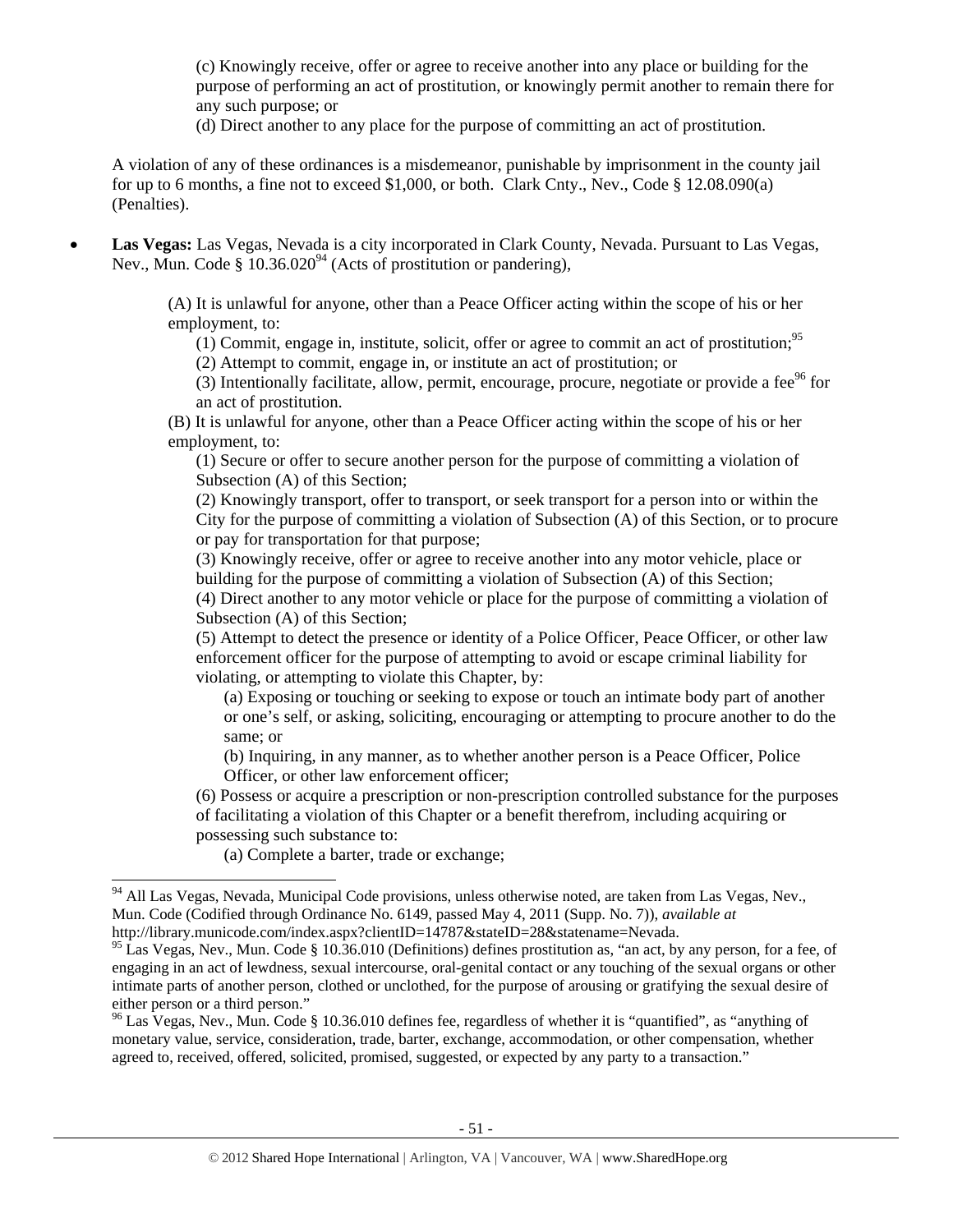(c) Knowingly receive, offer or agree to receive another into any place or building for the purpose of performing an act of prostitution, or knowingly permit another to remain there for any such purpose; or

(d) Direct another to any place for the purpose of committing an act of prostitution.

A violation of any of these ordinances is a misdemeanor, punishable by imprisonment in the county jail for up to 6 months, a fine not to exceed $1,000, or both. Clark Cnty., Nev., Code § 12.08.090(a) (Penalties).

- **Las Vegas:** Las Vegas, Nevada is a city incorporated in Clark County, Nevada. Pursuant to Las Vegas, Nev., Mun. Code § 10.36.020[94] (Acts of prostitution or pandering),

> (A) It is unlawful for anyone, other than a Peace Officer acting within the scope of his or her employment, to:
>
> (1) Commit, engage in, institute, solicit, offer or agree to commit an act of prostitution;[95]
>
> (2) Attempt to commit, engage in, or institute an act of prostitution; or
>
> (3) Intentionally facilitate, allow, permit, encourage, procure, negotiate or provide a fee[96] for an act of prostitution.
>
> (B) It is unlawful for anyone, other than a Peace Officer acting within the scope of his or her employment, to:
>
> (1) Secure or offer to secure another person for the purpose of committing a violation of Subsection (A) of this Section;
>
> (2) Knowingly transport, offer to transport, or seek transport for a person into or within the City for the purpose of committing a violation of Subsection (A) of this Section, or to procure or pay for transportation for that purpose;
>
> (3) Knowingly receive, offer or agree to receive another into any motor vehicle, place or building for the purpose of committing a violation of Subsection (A) of this Section;
>
> (4) Direct another to any motor vehicle or place for the purpose of committing a violation of Subsection (A) of this Section;
>
> (5) Attempt to detect the presence or identity of a Police Officer, Peace Officer, or other law enforcement officer for the purpose of attempting to avoid or escape criminal liability for violating, or attempting to violate this Chapter, by:
>
> (a) Exposing or touching or seeking to expose or touch an intimate body part of another or one's self, or asking, soliciting, encouraging or attempting to procure another to do the same; or
>
> (b) Inquiring, in any manner, as to whether another person is a Peace Officer, Police Officer, or other law enforcement officer;
>
> (6) Possess or acquire a prescription or non-prescription controlled substance for the purposes of facilitating a violation of this Chapter or a benefit therefrom, including acquiring or possessing such substance to:
>
> (a) Complete a barter, trade or exchange;

---

[94] All Las Vegas, Nevada, Municipal Code provisions, unless otherwise noted, are taken from Las Vegas, Nev., Mun. Code (Codified through Ordinance No. 6149, passed May 4, 2011 (Supp. No. 7)), *available at* http://library.municode.com/index.aspx?clientID=14787&stateID=28&statename=Nevada.

[95] Las Vegas, Nev., Mun. Code § 10.36.010 (Definitions) defines prostitution as, "an act, by any person, for a fee, of engaging in an act of lewdness, sexual intercourse, oral-genital contact or any touching of the sexual organs or other intimate parts of another person, clothed or unclothed, for the purpose of arousing or gratifying the sexual desire of either person or a third person."

[96] Las Vegas, Nev., Mun. Code § 10.36.010 defines fee, regardless of whether it is "quantified", as "anything of monetary value, service, consideration, trade, barter, exchange, accommodation, or other compensation, whether agreed to, received, offered, solicited, promised, suggested, or expected by any party to a transaction."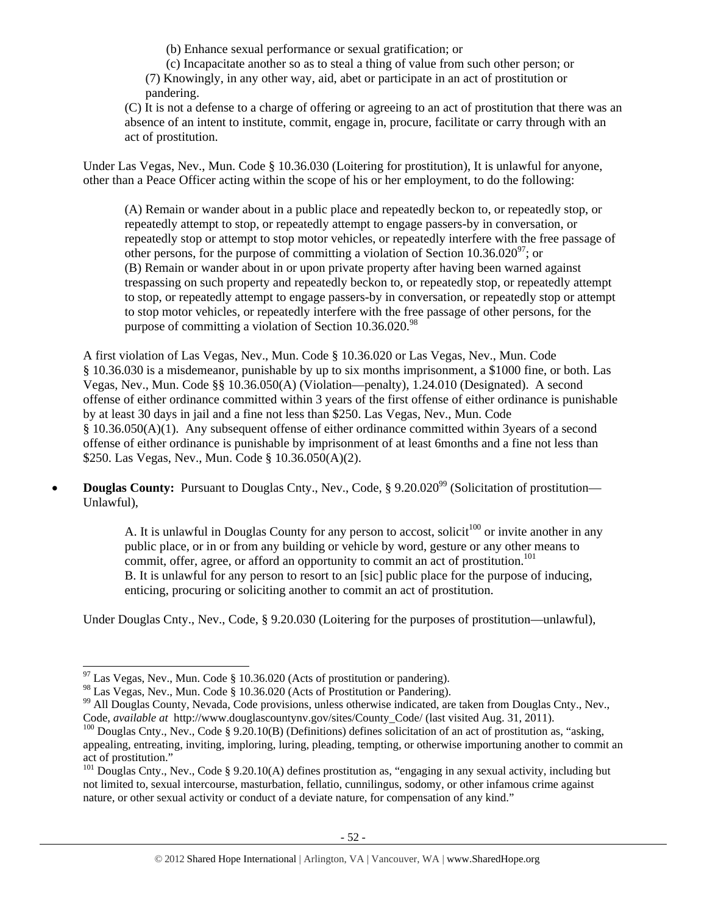(b) Enhance sexual performance or sexual gratification; or

(c) Incapacitate another so as to steal a thing of value from such other person; or

(7) Knowingly, in any other way, aid, abet or participate in an act of prostitution or pandering.

(C) It is not a defense to a charge of offering or agreeing to an act of prostitution that there was an absence of an intent to institute, commit, engage in, procure, facilitate or carry through with an act of prostitution.

Under Las Vegas, Nev., Mun. Code § 10.36.030 (Loitering for prostitution), It is unlawful for anyone, other than a Peace Officer acting within the scope of his or her employment, to do the following:

> (A) Remain or wander about in a public place and repeatedly beckon to, or repeatedly stop, or repeatedly attempt to stop, or repeatedly attempt to engage passers-by in conversation, or repeatedly stop or attempt to stop motor vehicles, or repeatedly interfere with the free passage of other persons, for the purpose of committing a violation of Section 10.36.020[97]; or
> (B) Remain or wander about in or upon private property after having been warned against trespassing on such property and repeatedly beckon to, or repeatedly stop, or repeatedly attempt to stop, or repeatedly attempt to engage passers-by in conversation, or repeatedly stop or attempt to stop motor vehicles, or repeatedly interfere with the free passage of other persons, for the purpose of committing a violation of Section 10.36.020.[98]

A first violation of Las Vegas, Nev., Mun. Code § 10.36.020 or Las Vegas, Nev., Mun. Code § 10.36.030 is a misdemeanor, punishable by up to six months imprisonment, a $1000 fine, or both. Las Vegas, Nev., Mun. Code §§ 10.36.050(A) (Violation—penalty), 1.24.010 (Designated). A second offense of either ordinance committed within 3 years of the first offense of either ordinance is punishable by at least 30 days in jail and a fine not less than $250. Las Vegas, Nev., Mun. Code § 10.36.050(A)(1). Any subsequent offense of either ordinance committed within 3years of a second offense of either ordinance is punishable by imprisonment of at least 6months and a fine not less than $250. Las Vegas, Nev., Mun. Code § 10.36.050(A)(2).

- **Douglas County:** Pursuant to Douglas Cnty., Nev., Code, § 9.20.020[99] (Solicitation of prostitution—Unlawful),

> A. It is unlawful in Douglas County for any person to accost, solicit[100] or invite another in any public place, or in or from any building or vehicle by word, gesture or any other means to commit, offer, agree, or afford an opportunity to commit an act of prostitution.[101]
> B. It is unlawful for any person to resort to an [sic] public place for the purpose of inducing, enticing, procuring or soliciting another to commit an act of prostitution.

Under Douglas Cnty., Nev., Code, § 9.20.030 (Loitering for the purposes of prostitution—unlawful),

---

[97] Las Vegas, Nev., Mun. Code § 10.36.020 (Acts of prostitution or pandering).

[98] Las Vegas, Nev., Mun. Code § 10.36.020 (Acts of Prostitution or Pandering).

[99] All Douglas County, Nevada, Code provisions, unless otherwise indicated, are taken from Douglas Cnty., Nev., Code, *available at* http://www.douglascountynv.gov/sites/County_Code/ (last visited Aug. 31, 2011).

[100] Douglas Cnty., Nev., Code § 9.20.10(B) (Definitions) defines solicitation of an act of prostitution as, "asking, appealing, entreating, inviting, imploring, luring, pleading, tempting, or otherwise importuning another to commit an act of prostitution."

[101] Douglas Cnty., Nev., Code § 9.20.10(A) defines prostitution as, "engaging in any sexual activity, including but not limited to, sexual intercourse, masturbation, fellatio, cunnilingus, sodomy, or other infamous crime against nature, or other sexual activity or conduct of a deviate nature, for compensation of any kind."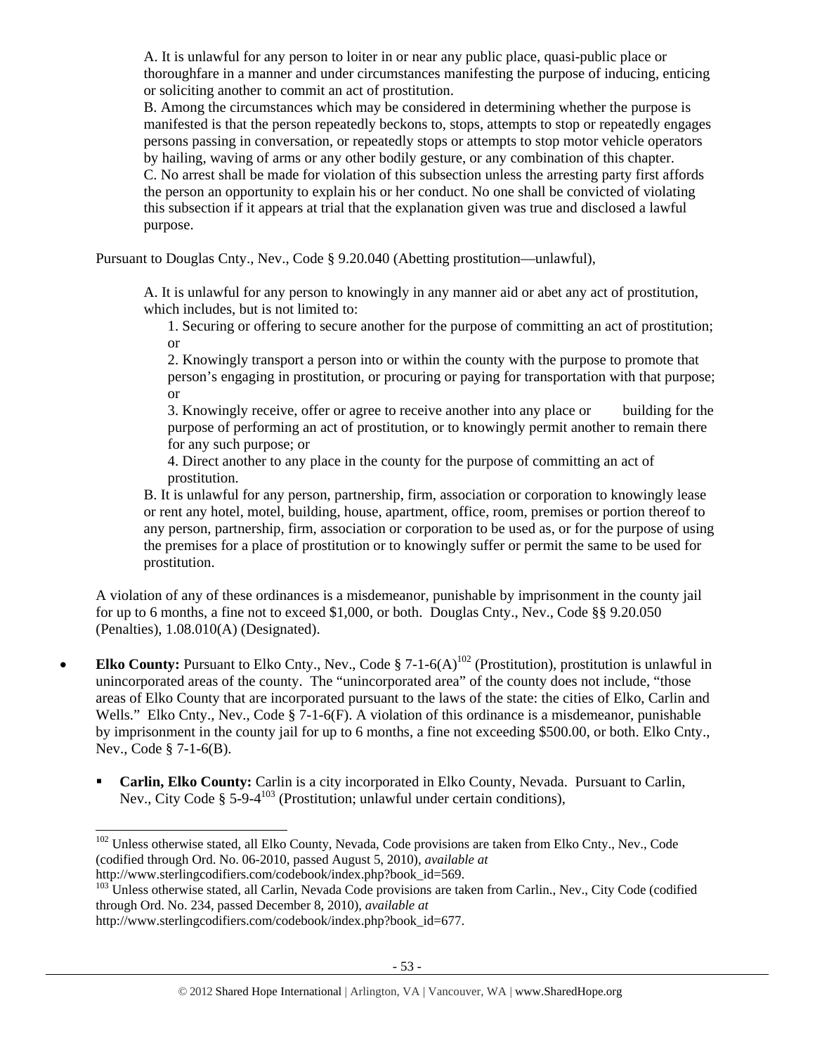A. It is unlawful for any person to loiter in or near any public place, quasi-public place or thoroughfare in a manner and under circumstances manifesting the purpose of inducing, enticing or soliciting another to commit an act of prostitution.
B. Among the circumstances which may be considered in determining whether the purpose is manifested is that the person repeatedly beckons to, stops, attempts to stop or repeatedly engages persons passing in conversation, or repeatedly stops or attempts to stop motor vehicle operators by hailing, waving of arms or any other bodily gesture, or any combination of this chapter.
C. No arrest shall be made for violation of this subsection unless the arresting party first affords the person an opportunity to explain his or her conduct. No one shall be convicted of violating this subsection if it appears at trial that the explanation given was true and disclosed a lawful purpose.

Pursuant to Douglas Cnty., Nev., Code § 9.20.040 (Abetting prostitution—unlawful),

> A. It is unlawful for any person to knowingly in any manner aid or abet any act of prostitution, which includes, but is not limited to:
>
> 1. Securing or offering to secure another for the purpose of committing an act of prostitution; or
> 2. Knowingly transport a person into or within the county with the purpose to promote that person's engaging in prostitution, or procuring or paying for transportation with that purpose; or
> 3. Knowingly receive, offer or agree to receive another into any place or building for the purpose of performing an act of prostitution, or to knowingly permit another to remain there for any such purpose; or
> 4. Direct another to any place in the county for the purpose of committing an act of prostitution.
>
> B. It is unlawful for any person, partnership, firm, association or corporation to knowingly lease or rent any hotel, motel, building, house, apartment, office, room, premises or portion thereof to any person, partnership, firm, association or corporation to be used as, or for the purpose of using the premises for a place of prostitution or to knowingly suffer or permit the same to be used for prostitution.

A violation of any of these ordinances is a misdemeanor, punishable by imprisonment in the county jail for up to 6 months, a fine not to exceed $1,000, or both. Douglas Cnty., Nev., Code §§ 9.20.050 (Penalties), 1.08.010(A) (Designated).

- **Elko County:** Pursuant to Elko Cnty., Nev., Code § 7-1-6(A)[102] (Prostitution), prostitution is unlawful in unincorporated areas of the county. The "unincorporated area" of the county does not include, "those areas of Elko County that are incorporated pursuant to the laws of the state: the cities of Elko, Carlin and Wells." Elko Cnty., Nev., Code § 7-1-6(F). A violation of this ordinance is a misdemeanor, punishable by imprisonment in the county jail for up to 6 months, a fine not exceeding $500.00, or both. Elko Cnty., Nev., Code § 7-1-6(B).
  - **Carlin, Elko County:** Carlin is a city incorporated in Elko County, Nevada. Pursuant to Carlin, Nev., City Code § 5-9-4[103] (Prostitution; unlawful under certain conditions),

---

[102] Unless otherwise stated, all Elko County, Nevada, Code provisions are taken from Elko Cnty., Nev., Code (codified through Ord. No. 06-2010, passed August 5, 2010), *available at* http://www.sterlingcodifiers.com/codebook/index.php?book_id=569.

[103] Unless otherwise stated, all Carlin, Nevada Code provisions are taken from Carlin., Nev., City Code (codified through Ord. No. 234, passed December 8, 2010), *available at* http://www.sterlingcodifiers.com/codebook/index.php?book_id=677.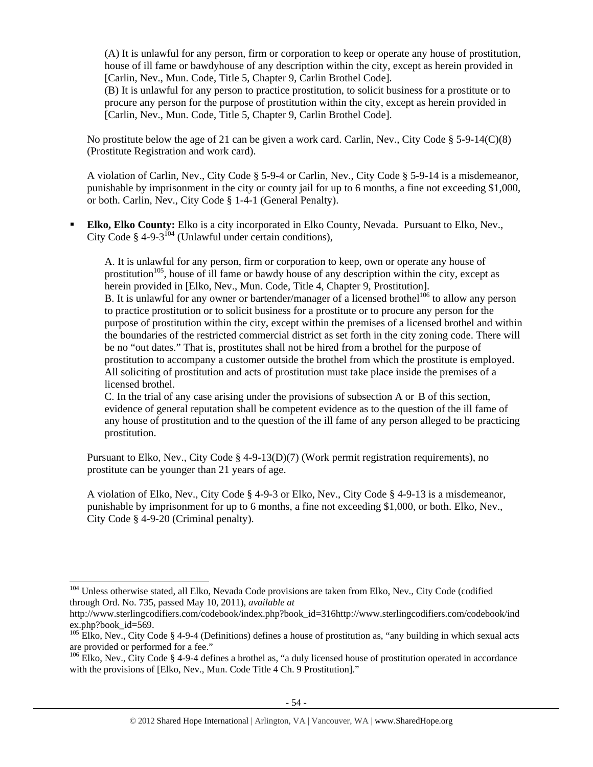(A) It is unlawful for any person, firm or corporation to keep or operate any house of prostitution, house of ill fame or bawdyhouse of any description within the city, except as herein provided in [Carlin, Nev., Mun. Code, Title 5, Chapter 9, Carlin Brothel Code].

(B) It is unlawful for any person to practice prostitution, to solicit business for a prostitute or to procure any person for the purpose of prostitution within the city, except as herein provided in [Carlin, Nev., Mun. Code, Title 5, Chapter 9, Carlin Brothel Code].

No prostitute below the age of 21 can be given a work card. Carlin, Nev., City Code § 5-9-14(C)(8) (Prostitute Registration and work card).

A violation of Carlin, Nev., City Code § 5-9-4 or Carlin, Nev., City Code § 5-9-14 is a misdemeanor, punishable by imprisonment in the city or county jail for up to 6 months, a fine not exceeding $1,000, or both. Carlin, Nev., City Code § 1-4-1 (General Penalty).

- **Elko, Elko County:** Elko is a city incorporated in Elko County, Nevada. Pursuant to Elko, Nev., City Code § 4-9-3[104] (Unlawful under certain conditions),

  A. It is unlawful for any person, firm or corporation to keep, own or operate any house of prostitution[105], house of ill fame or bawdy house of any description within the city, except as herein provided in [Elko, Nev., Mun. Code, Title 4, Chapter 9, Prostitution].

  B. It is unlawful for any owner or bartender/manager of a licensed brothel[106] to allow any person to practice prostitution or to solicit business for a prostitute or to procure any person for the purpose of prostitution within the city, except within the premises of a licensed brothel and within the boundaries of the restricted commercial district as set forth in the city zoning code. There will be no "out dates." That is, prostitutes shall not be hired from a brothel for the purpose of prostitution to accompany a customer outside the brothel from which the prostitute is employed. All soliciting of prostitution and acts of prostitution must take place inside the premises of a licensed brothel.

  C. In the trial of any case arising under the provisions of subsection A or B of this section, evidence of general reputation shall be competent evidence as to the question of the ill fame of any house of prostitution and to the question of the ill fame of any person alleged to be practicing prostitution.

  Pursuant to Elko, Nev., City Code § 4-9-13(D)(7) (Work permit registration requirements), no prostitute can be younger than 21 years of age.

  A violation of Elko, Nev., City Code § 4-9-3 or Elko, Nev., City Code § 4-9-13 is a misdemeanor, punishable by imprisonment for up to 6 months, a fine not exceeding $1,000, or both. Elko, Nev., City Code § 4-9-20 (Criminal penalty).

---

[104] Unless otherwise stated, all Elko, Nevada Code provisions are taken from Elko, Nev., City Code (codified through Ord. No. 735, passed May 10, 2011), *available at* http://www.sterlingcodifiers.com/codebook/index.php?book_id=316http://www.sterlingcodifiers.com/codebook/index.php?book_id=569.

[105] Elko, Nev., City Code § 4-9-4 (Definitions) defines a house of prostitution as, "any building in which sexual acts are provided or performed for a fee."

[106] Elko, Nev., City Code § 4-9-4 defines a brothel as, "a duly licensed house of prostitution operated in accordance with the provisions of [Elko, Nev., Mun. Code Title 4 Ch. 9 Prostitution]."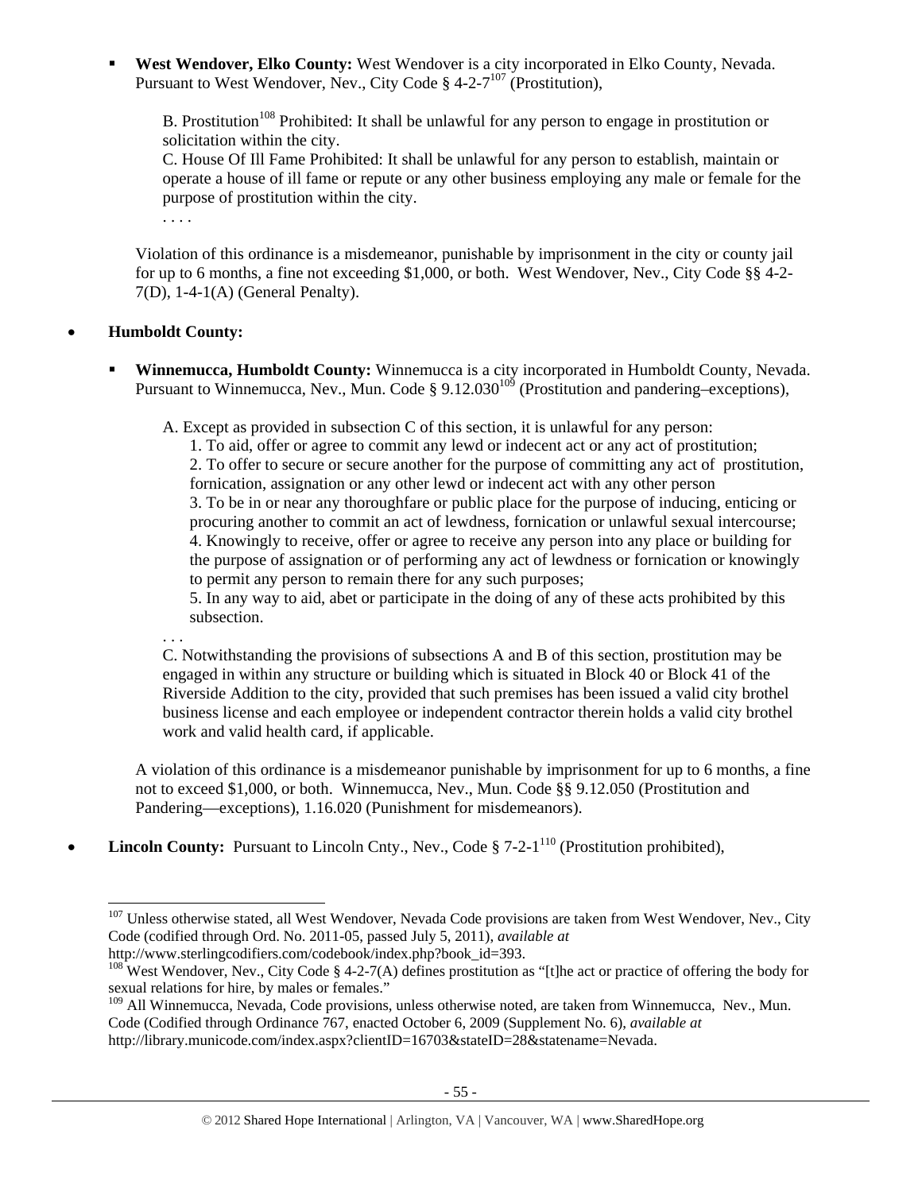- **West Wendover, Elko County:** West Wendover is a city incorporated in Elko County, Nevada. Pursuant to West Wendover, Nev., City Code § 4-2-7[107] (Prostitution),

  B. Prostitution[108] Prohibited: It shall be unlawful for any person to engage in prostitution or solicitation within the city.
  C. House Of Ill Fame Prohibited: It shall be unlawful for any person to establish, maintain or operate a house of ill fame or repute or any other business employing any male or female for the purpose of prostitution within the city.
  . . . .

  Violation of this ordinance is a misdemeanor, punishable by imprisonment in the city or county jail for up to 6 months, a fine not exceeding $1,000, or both. West Wendover, Nev., City Code §§ 4-2-7(D), 1-4-1(A) (General Penalty).

- **Humboldt County:**

  - **Winnemucca, Humboldt County:** Winnemucca is a city incorporated in Humboldt County, Nevada. Pursuant to Winnemucca, Nev., Mun. Code § 9.12.030[109] (Prostitution and pandering–exceptions),

    A. Except as provided in subsection C of this section, it is unlawful for any person:
    1. To aid, offer or agree to commit any lewd or indecent act or any act of prostitution;
    2. To offer to secure or secure another for the purpose of committing any act of prostitution, fornication, assignation or any other lewd or indecent act with any other person
    3. To be in or near any thoroughfare or public place for the purpose of inducing, enticing or procuring another to commit an act of lewdness, fornication or unlawful sexual intercourse;
    4. Knowingly to receive, offer or agree to receive any person into any place or building for the purpose of assignation or of performing any act of lewdness or fornication or knowingly to permit any person to remain there for any such purposes;
    5. In any way to aid, abet or participate in the doing of any of these acts prohibited by this subsection.
    . . .
    C. Notwithstanding the provisions of subsections A and B of this section, prostitution may be engaged in within any structure or building which is situated in Block 40 or Block 41 of the Riverside Addition to the city, provided that such premises has been issued a valid city brothel business license and each employee or independent contractor therein holds a valid city brothel work and valid health card, if applicable.

    A violation of this ordinance is a misdemeanor punishable by imprisonment for up to 6 months, a fine not to exceed $1,000, or both. Winnemucca, Nev., Mun. Code §§ 9.12.050 (Prostitution and Pandering—exceptions), 1.16.020 (Punishment for misdemeanors).

- **Lincoln County:** Pursuant to Lincoln Cnty., Nev., Code § 7-2-1[110] (Prostitution prohibited),

---

[107] Unless otherwise stated, all West Wendover, Nevada Code provisions are taken from West Wendover, Nev., City Code (codified through Ord. No. 2011-05, passed July 5, 2011), *available at* http://www.sterlingcodifiers.com/codebook/index.php?book_id=393.

[108] West Wendover, Nev., City Code § 4-2-7(A) defines prostitution as "[t]he act or practice of offering the body for sexual relations for hire, by males or females."

[109] All Winnemucca, Nevada, Code provisions, unless otherwise noted, are taken from Winnemucca, Nev., Mun. Code (Codified through Ordinance 767, enacted October 6, 2009 (Supplement No. 6), *available at* http://library.municode.com/index.aspx?clientID=16703&stateID=28&statename=Nevada.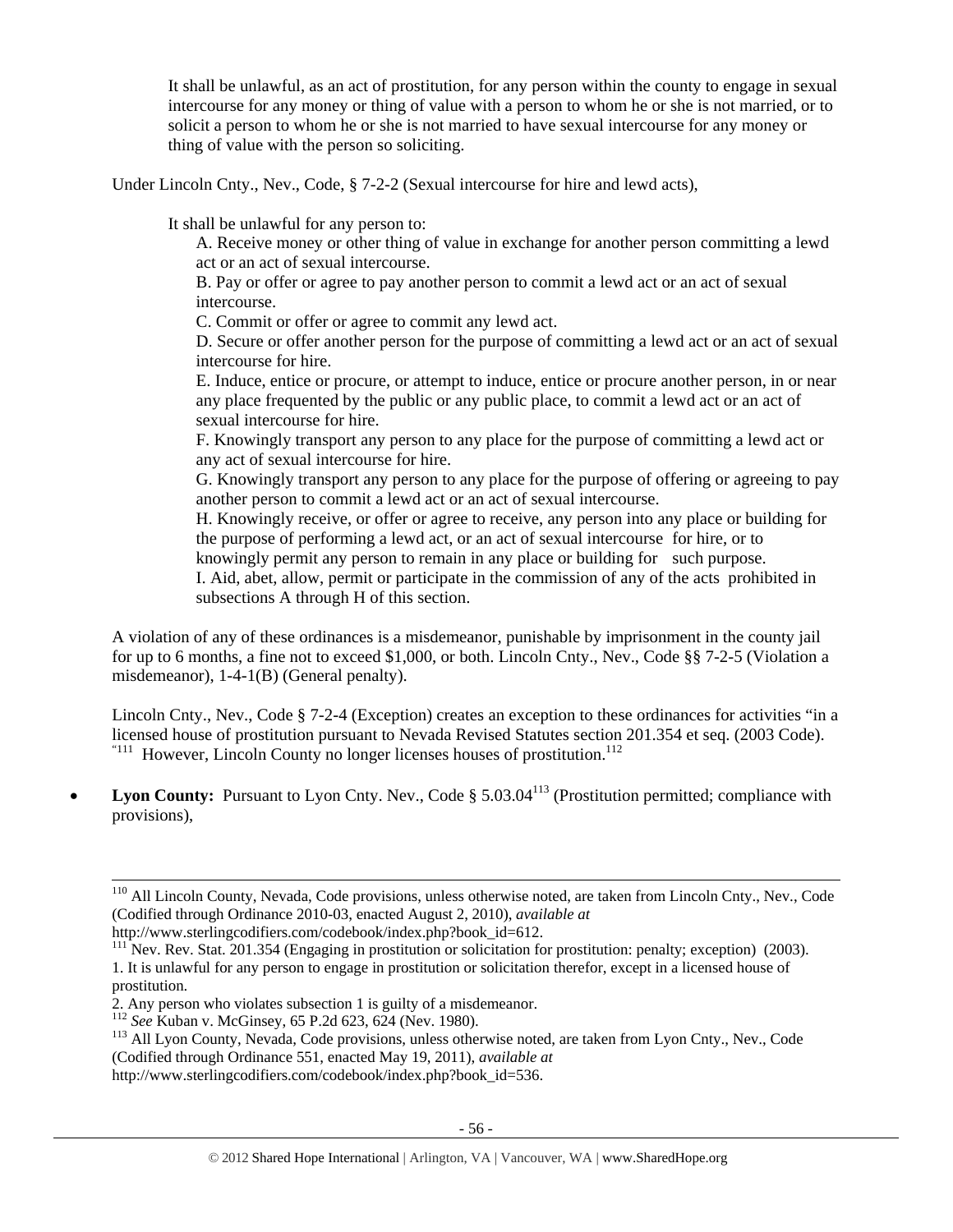> It shall be unlawful, as an act of prostitution, for any person within the county to engage in sexual intercourse for any money or thing of value with a person to whom he or she is not married, or to solicit a person to whom he or she is not married to have sexual intercourse for any money or thing of value with the person so soliciting.

Under Lincoln Cnty., Nev., Code, § 7-2-2 (Sexual intercourse for hire and lewd acts),

> It shall be unlawful for any person to:
>
> A. Receive money or other thing of value in exchange for another person committing a lewd act or an act of sexual intercourse.
>
> B. Pay or offer or agree to pay another person to commit a lewd act or an act of sexual intercourse.
>
> C. Commit or offer or agree to commit any lewd act.
>
> D. Secure or offer another person for the purpose of committing a lewd act or an act of sexual intercourse for hire.
>
> E. Induce, entice or procure, or attempt to induce, entice or procure another person, in or near any place frequented by the public or any public place, to commit a lewd act or an act of sexual intercourse for hire.
>
> F. Knowingly transport any person to any place for the purpose of committing a lewd act or any act of sexual intercourse for hire.
>
> G. Knowingly transport any person to any place for the purpose of offering or agreeing to pay another person to commit a lewd act or an act of sexual intercourse.
>
> H. Knowingly receive, or offer or agree to receive, any person into any place or building for the purpose of performing a lewd act, or an act of sexual intercourse for hire, or to knowingly permit any person to remain in any place or building for such purpose.
>
> I. Aid, abet, allow, permit or participate in the commission of any of the acts prohibited in subsections A through H of this section.

A violation of any of these ordinances is a misdemeanor, punishable by imprisonment in the county jail for up to 6 months, a fine not to exceed $1,000, or both. Lincoln Cnty., Nev., Code §§ 7-2-5 (Violation a misdemeanor), 1-4-1(B) (General penalty).

Lincoln Cnty., Nev., Code § 7-2-4 (Exception) creates an exception to these ordinances for activities "in a licensed house of prostitution pursuant to Nevada Revised Statutes section 201.354 et seq. (2003 Code)."[111] However, Lincoln County no longer licenses houses of prostitution.[112]

- **Lyon County:** Pursuant to Lyon Cnty. Nev., Code § 5.03.04[113] (Prostitution permitted; compliance with provisions),

---

[110] All Lincoln County, Nevada, Code provisions, unless otherwise noted, are taken from Lincoln Cnty., Nev., Code (Codified through Ordinance 2010-03, enacted August 2, 2010), *available at* http://www.sterlingcodifiers.com/codebook/index.php?book_id=612.

[111] Nev. Rev. Stat. 201.354 (Engaging in prostitution or solicitation for prostitution: penalty; exception) (2003).
1. It is unlawful for any person to engage in prostitution or solicitation therefor, except in a licensed house of prostitution.
2. Any person who violates subsection 1 is guilty of a misdemeanor.

[112] *See* Kuban v. McGinsey, 65 P.2d 623, 624 (Nev. 1980).

[113] All Lyon County, Nevada, Code provisions, unless otherwise noted, are taken from Lyon Cnty., Nev., Code (Codified through Ordinance 551, enacted May 19, 2011), *available at* http://www.sterlingcodifiers.com/codebook/index.php?book_id=536.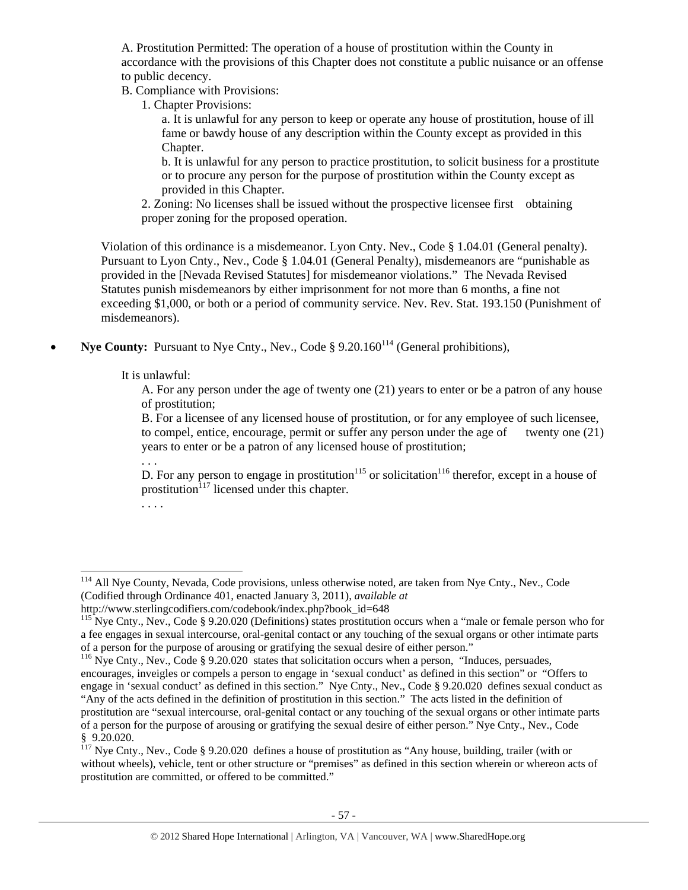A. Prostitution Permitted: The operation of a house of prostitution within the County in accordance with the provisions of this Chapter does not constitute a public nuisance or an offense to public decency.

B. Compliance with Provisions:

1. Chapter Provisions:

a. It is unlawful for any person to keep or operate any house of prostitution, house of ill fame or bawdy house of any description within the County except as provided in this Chapter.

b. It is unlawful for any person to practice prostitution, to solicit business for a prostitute or to procure any person for the purpose of prostitution within the County except as provided in this Chapter.

2. Zoning: No licenses shall be issued without the prospective licensee first obtaining proper zoning for the proposed operation.

Violation of this ordinance is a misdemeanor. Lyon Cnty. Nev., Code § 1.04.01 (General penalty). Pursuant to Lyon Cnty., Nev., Code § 1.04.01 (General Penalty), misdemeanors are "punishable as provided in the [Nevada Revised Statutes] for misdemeanor violations." The Nevada Revised Statutes punish misdemeanors by either imprisonment for not more than 6 months, a fine not exceeding $1,000, or both or a period of community service. Nev. Rev. Stat. 193.150 (Punishment of misdemeanors).

- **Nye County:** Pursuant to Nye Cnty., Nev., Code § 9.20.160[114] (General prohibitions),

It is unlawful:

A. For any person under the age of twenty one (21) years to enter or be a patron of any house of prostitution;

B. For a licensee of any licensed house of prostitution, or for any employee of such licensee, to compel, entice, encourage, permit or suffer any person under the age of twenty one (21) years to enter or be a patron of any licensed house of prostitution;

. . .

D. For any person to engage in prostitution[115] or solicitation[116] therefor, except in a house of prostitution[117] licensed under this chapter.

. . . .

---

[114] All Nye County, Nevada, Code provisions, unless otherwise noted, are taken from Nye Cnty., Nev., Code (Codified through Ordinance 401, enacted January 3, 2011), *available at* http://www.sterlingcodifiers.com/codebook/index.php?book_id=648

[115] Nye Cnty., Nev., Code § 9.20.020 (Definitions) states prostitution occurs when a "male or female person who for a fee engages in sexual intercourse, oral-genital contact or any touching of the sexual organs or other intimate parts of a person for the purpose of arousing or gratifying the sexual desire of either person."

[116] Nye Cnty., Nev., Code § 9.20.020 states that solicitation occurs when a person, "Induces, persuades, encourages, inveigles or compels a person to engage in 'sexual conduct' as defined in this section" or "Offers to engage in 'sexual conduct' as defined in this section." Nye Cnty., Nev., Code § 9.20.020 defines sexual conduct as "Any of the acts defined in the definition of prostitution in this section." The acts listed in the definition of prostitution are "sexual intercourse, oral-genital contact or any touching of the sexual organs or other intimate parts of a person for the purpose of arousing or gratifying the sexual desire of either person." Nye Cnty., Nev., Code § 9.20.020.

[117] Nye Cnty., Nev., Code § 9.20.020 defines a house of prostitution as "Any house, building, trailer (with or without wheels), vehicle, tent or other structure or "premises" as defined in this section wherein or whereon acts of prostitution are committed, or offered to be committed."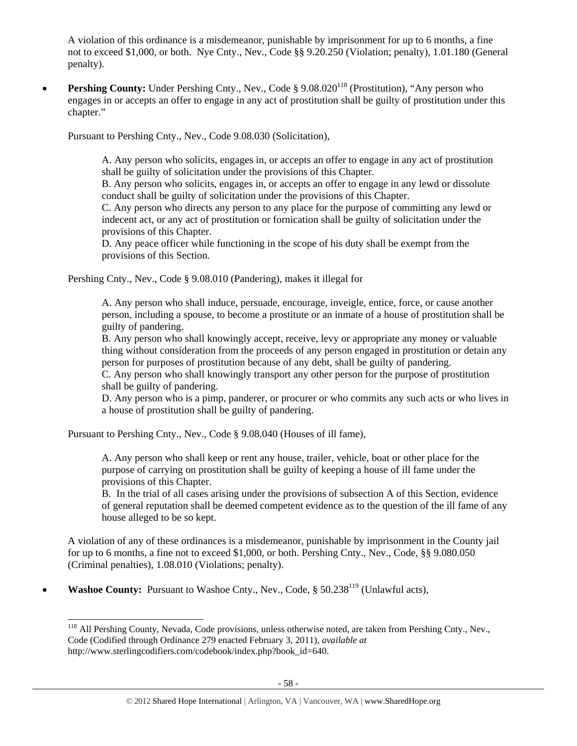A violation of this ordinance is a misdemeanor, punishable by imprisonment for up to 6 months, a fine not to exceed $1,000, or both. Nye Cnty., Nev., Code §§ 9.20.250 (Violation; penalty), 1.01.180 (General penalty).

- **Pershing County:** Under Pershing Cnty., Nev., Code § 9.08.020[118] (Prostitution), "Any person who engages in or accepts an offer to engage in any act of prostitution shall be guilty of prostitution under this chapter."

  Pursuant to Pershing Cnty., Nev., Code 9.08.030 (Solicitation),

  > A. Any person who solicits, engages in, or accepts an offer to engage in any act of prostitution shall be guilty of solicitation under the provisions of this Chapter.
  > B. Any person who solicits, engages in, or accepts an offer to engage in any lewd or dissolute conduct shall be guilty of solicitation under the provisions of this Chapter.
  > C. Any person who directs any person to any place for the purpose of committing any lewd or indecent act, or any act of prostitution or fornication shall be guilty of solicitation under the provisions of this Chapter.
  > D. Any peace officer while functioning in the scope of his duty shall be exempt from the provisions of this Section.

  Pershing Cnty., Nev., Code § 9.08.010 (Pandering), makes it illegal for

  > A. Any person who shall induce, persuade, encourage, inveigle, entice, force, or cause another person, including a spouse, to become a prostitute or an inmate of a house of prostitution shall be guilty of pandering.
  > B. Any person who shall knowingly accept, receive, levy or appropriate any money or valuable thing without consideration from the proceeds of any person engaged in prostitution or detain any person for purposes of prostitution because of any debt, shall be guilty of pandering.
  > C. Any person who shall knowingly transport any other person for the purpose of prostitution shall be guilty of pandering.
  > D. Any person who is a pimp, panderer, or procurer or who commits any such acts or who lives in a house of prostitution shall be guilty of pandering.

  Pursuant to Pershing Cnty., Nev., Code § 9.08.040 (Houses of ill fame),

  > A. Any person who shall keep or rent any house, trailer, vehicle, boat or other place for the purpose of carrying on prostitution shall be guilty of keeping a house of ill fame under the provisions of this Chapter.
  > B. In the trial of all cases arising under the provisions of subsection A of this Section, evidence of general reputation shall be deemed competent evidence as to the question of the ill fame of any house alleged to be so kept.

  A violation of any of these ordinances is a misdemeanor, punishable by imprisonment in the County jail for up to 6 months, a fine not to exceed $1,000, or both. Pershing Cnty., Nev., Code, §§ 9.080.050 (Criminal penalties), 1.08.010 (Violations; penalty).

- **Washoe County:** Pursuant to Washoe Cnty., Nev., Code, § 50.238[119] (Unlawful acts),

---

[118] All Pershing County, Nevada, Code provisions, unless otherwise noted, are taken from Pershing Cnty., Nev., Code (Codified through Ordinance 279 enacted February 3, 2011), *available at* http://www.sterlingcodifiers.com/codebook/index.php?book_id=640.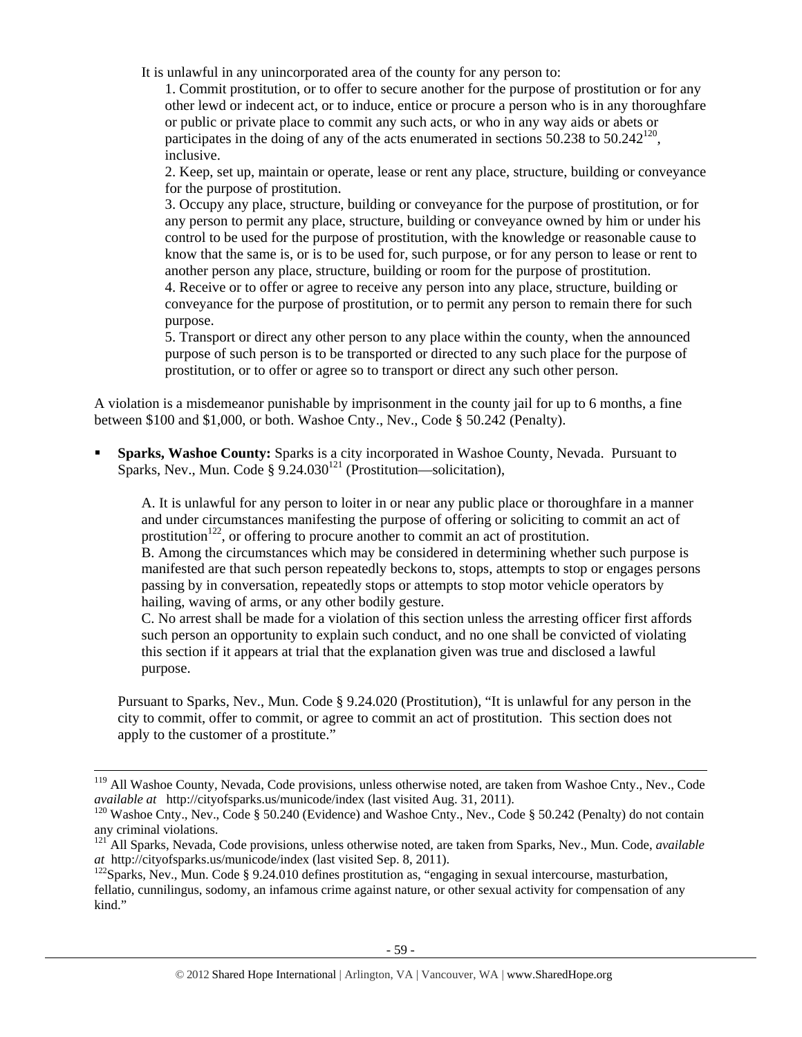It is unlawful in any unincorporated area of the county for any person to:

1. Commit prostitution, or to offer to secure another for the purpose of prostitution or for any other lewd or indecent act, or to induce, entice or procure a person who is in any thoroughfare or public or private place to commit any such acts, or who in any way aids or abets or participates in the doing of any of the acts enumerated in sections 50.238 to 50.242[120], inclusive.
2. Keep, set up, maintain or operate, lease or rent any place, structure, building or conveyance for the purpose of prostitution.
3. Occupy any place, structure, building or conveyance for the purpose of prostitution, or for any person to permit any place, structure, building or conveyance owned by him or under his control to be used for the purpose of prostitution, with the knowledge or reasonable cause to know that the same is, or is to be used for, such purpose, or for any person to lease or rent to another person any place, structure, building or room for the purpose of prostitution.
4. Receive or to offer or agree to receive any person into any place, structure, building or conveyance for the purpose of prostitution, or to permit any person to remain there for such purpose.
5. Transport or direct any other person to any place within the county, when the announced purpose of such person is to be transported or directed to any such place for the purpose of prostitution, or to offer or agree so to transport or direct any such other person.

A violation is a misdemeanor punishable by imprisonment in the county jail for up to 6 months, a fine between $100 and $1,000, or both. Washoe Cnty., Nev., Code § 50.242 (Penalty).

- **Sparks, Washoe County:** Sparks is a city incorporated in Washoe County, Nevada. Pursuant to Sparks, Nev., Mun. Code § 9.24.030[121] (Prostitution—solicitation),

  A. It is unlawful for any person to loiter in or near any public place or thoroughfare in a manner and under circumstances manifesting the purpose of offering or soliciting to commit an act of prostitution[122], or offering to procure another to commit an act of prostitution.
  B. Among the circumstances which may be considered in determining whether such purpose is manifested are that such person repeatedly beckons to, stops, attempts to stop or engages persons passing by in conversation, repeatedly stops or attempts to stop motor vehicle operators by hailing, waving of arms, or any other bodily gesture.
  C. No arrest shall be made for a violation of this section unless the arresting officer first affords such person an opportunity to explain such conduct, and no one shall be convicted of violating this section if it appears at trial that the explanation given was true and disclosed a lawful purpose.

  Pursuant to Sparks, Nev., Mun. Code § 9.24.020 (Prostitution), "It is unlawful for any person in the city to commit, offer to commit, or agree to commit an act of prostitution. This section does not apply to the customer of a prostitute."

---

[119] All Washoe County, Nevada, Code provisions, unless otherwise noted, are taken from Washoe Cnty., Nev., Code *available at* http://cityofsparks.us/municode/index (last visited Aug. 31, 2011).

[120] Washoe Cnty., Nev., Code § 50.240 (Evidence) and Washoe Cnty., Nev., Code § 50.242 (Penalty) do not contain any criminal violations.

[121] All Sparks, Nevada, Code provisions, unless otherwise noted, are taken from Sparks, Nev., Mun. Code, *available at* http://cityofsparks.us/municode/index (last visited Sep. 8, 2011).

[122] Sparks, Nev., Mun. Code § 9.24.010 defines prostitution as, "engaging in sexual intercourse, masturbation, fellatio, cunnilingus, sodomy, an infamous crime against nature, or other sexual activity for compensation of any kind."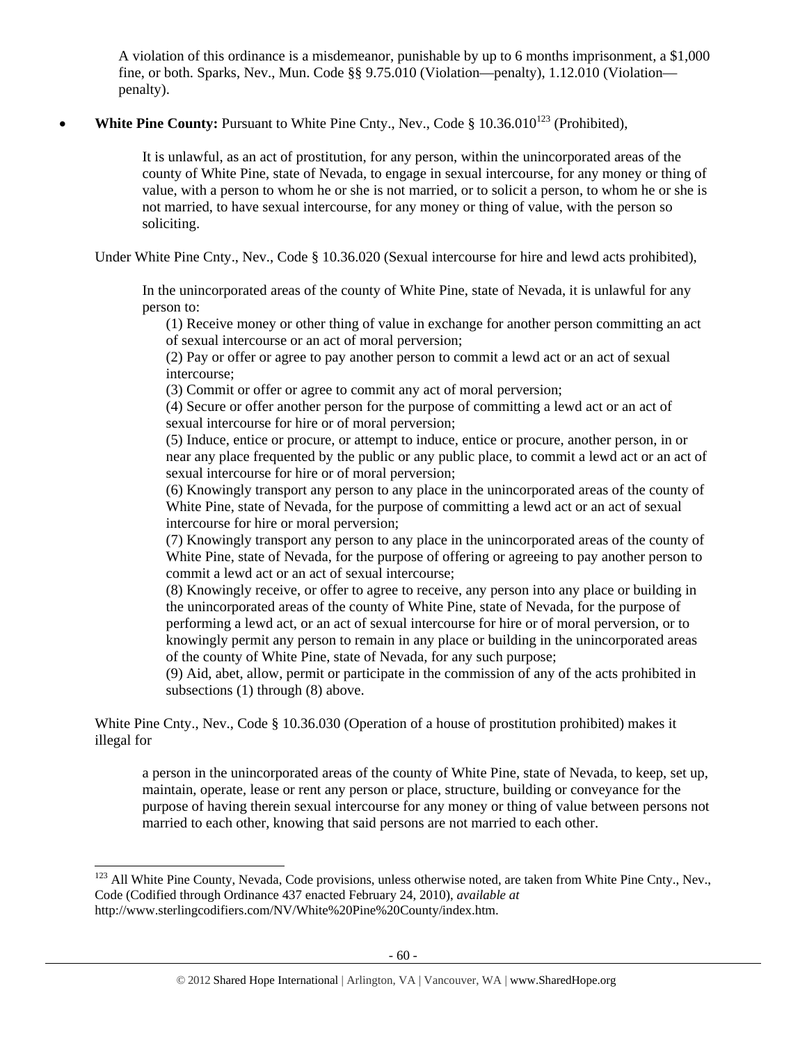A violation of this ordinance is a misdemeanor, punishable by up to 6 months imprisonment, a $1,000 fine, or both. Sparks, Nev., Mun. Code §§ 9.75.010 (Violation—penalty), 1.12.010 (Violation—penalty).

- **White Pine County:** Pursuant to White Pine Cnty., Nev., Code § 10.36.010[123] (Prohibited),

> It is unlawful, as an act of prostitution, for any person, within the unincorporated areas of the county of White Pine, state of Nevada, to engage in sexual intercourse, for any money or thing of value, with a person to whom he or she is not married, or to solicit a person, to whom he or she is not married, to have sexual intercourse, for any money or thing of value, with the person so soliciting.

Under White Pine Cnty., Nev., Code § 10.36.020 (Sexual intercourse for hire and lewd acts prohibited),

> In the unincorporated areas of the county of White Pine, state of Nevada, it is unlawful for any person to:
> (1) Receive money or other thing of value in exchange for another person committing an act of sexual intercourse or an act of moral perversion;
> (2) Pay or offer or agree to pay another person to commit a lewd act or an act of sexual intercourse;
> (3) Commit or offer or agree to commit any act of moral perversion;
> (4) Secure or offer another person for the purpose of committing a lewd act or an act of sexual intercourse for hire or of moral perversion;
> (5) Induce, entice or procure, or attempt to induce, entice or procure, another person, in or near any place frequented by the public or any public place, to commit a lewd act or an act of sexual intercourse for hire or of moral perversion;
> (6) Knowingly transport any person to any place in the unincorporated areas of the county of White Pine, state of Nevada, for the purpose of committing a lewd act or an act of sexual intercourse for hire or moral perversion;
> (7) Knowingly transport any person to any place in the unincorporated areas of the county of White Pine, state of Nevada, for the purpose of offering or agreeing to pay another person to commit a lewd act or an act of sexual intercourse;
> (8) Knowingly receive, or offer to agree to receive, any person into any place or building in the unincorporated areas of the county of White Pine, state of Nevada, for the purpose of performing a lewd act, or an act of sexual intercourse for hire or of moral perversion, or to knowingly permit any person to remain in any place or building in the unincorporated areas of the county of White Pine, state of Nevada, for any such purpose;
> (9) Aid, abet, allow, permit or participate in the commission of any of the acts prohibited in subsections (1) through (8) above.

White Pine Cnty., Nev., Code § 10.36.030 (Operation of a house of prostitution prohibited) makes it illegal for

> a person in the unincorporated areas of the county of White Pine, state of Nevada, to keep, set up, maintain, operate, lease or rent any person or place, structure, building or conveyance for the purpose of having therein sexual intercourse for any money or thing of value between persons not married to each other, knowing that said persons are not married to each other.

---

[123] All White Pine County, Nevada, Code provisions, unless otherwise noted, are taken from White Pine Cnty., Nev., Code (Codified through Ordinance 437 enacted February 24, 2010), *available at* http://www.sterlingcodifiers.com/NV/White%20Pine%20County/index.htm.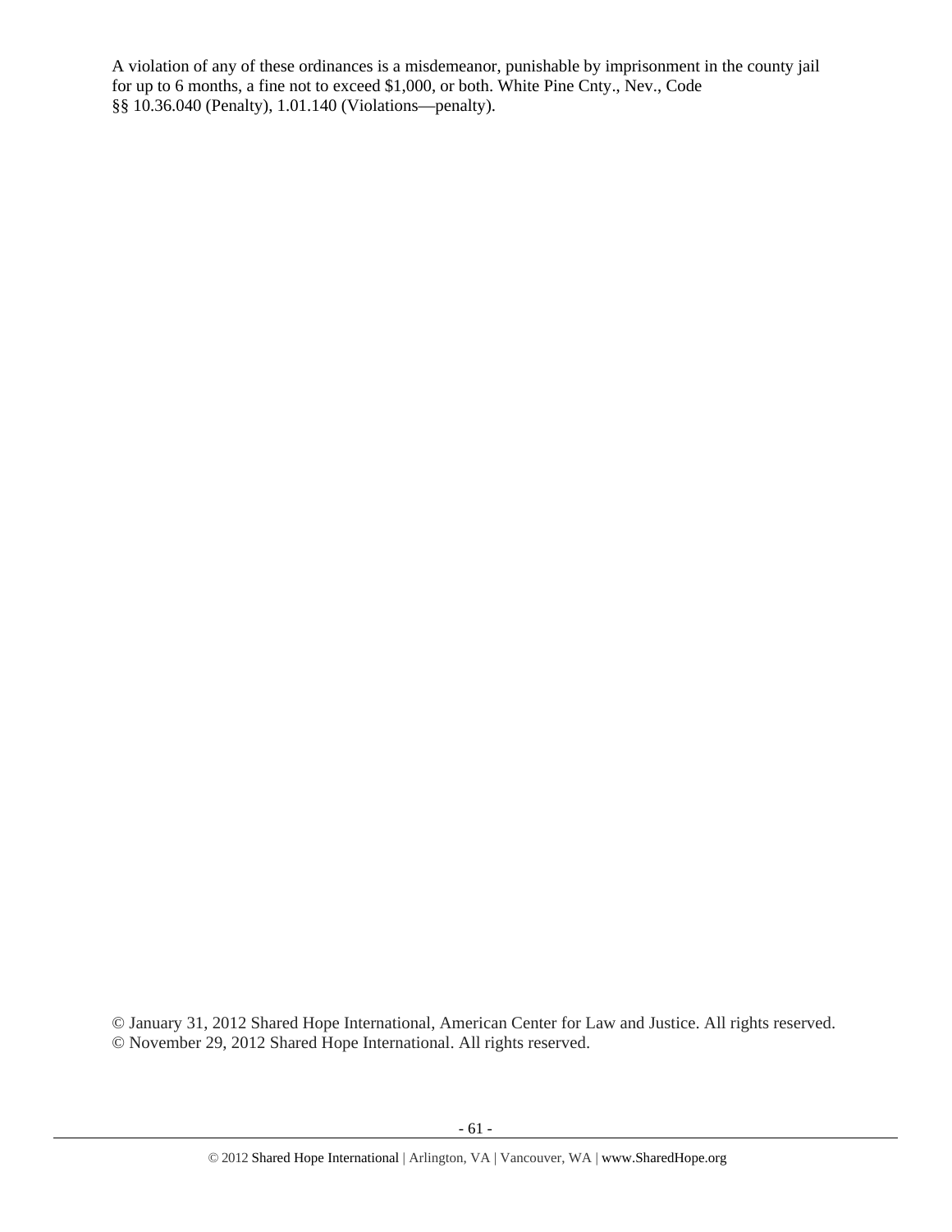A violation of any of these ordinances is a misdemeanor, punishable by imprisonment in the county jail for up to 6 months, a fine not to exceed $1,000, or both. White Pine Cnty., Nev., Code §§ 10.36.040 (Penalty), 1.01.140 (Violations—penalty).

© January 31, 2012 Shared Hope International, American Center for Law and Justice. All rights reserved.
© November 29, 2012 Shared Hope International. All rights reserved.